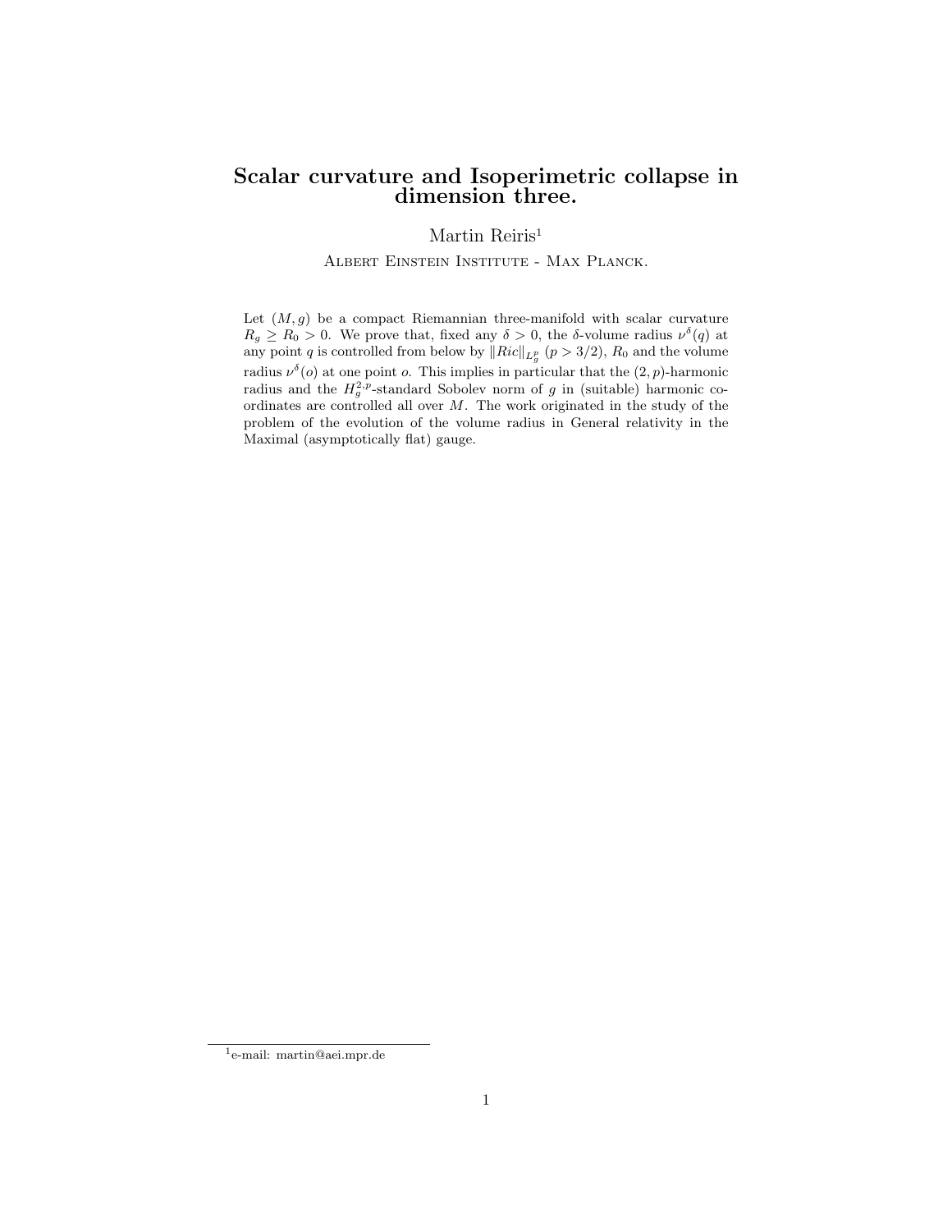# Scalar curvature and Isoperimetric collapse in dimension three.

Martin Reiris[1]

Albert Einstein Institute - Max Planck.

Let $(M, g)$ be a compact Riemannian three-manifold with scalar curvature $R_g \geq R_0 > 0$. We prove that, fixed any $\delta > 0$, the $\delta$-volume radius $\nu^{\delta}(q)$ at any point $q$ is controlled from below by $\|Ric\|_{L^p_g}$ $(p > 3/2)$, $R_0$ and the volume radius $\nu^{\delta}(o)$ at one point $o$. This implies in particular that the $(2, p)$-harmonic radius and the $H^{2,p}_g$-standard Sobolev norm of $g$ in (suitable) harmonic coordinates are controlled all over $M$. The work originated in the study of the problem of the evolution of the volume radius in General relativity in the Maximal (asymptotically flat) gauge.

[1] e-mail: martin@aei.mpr.de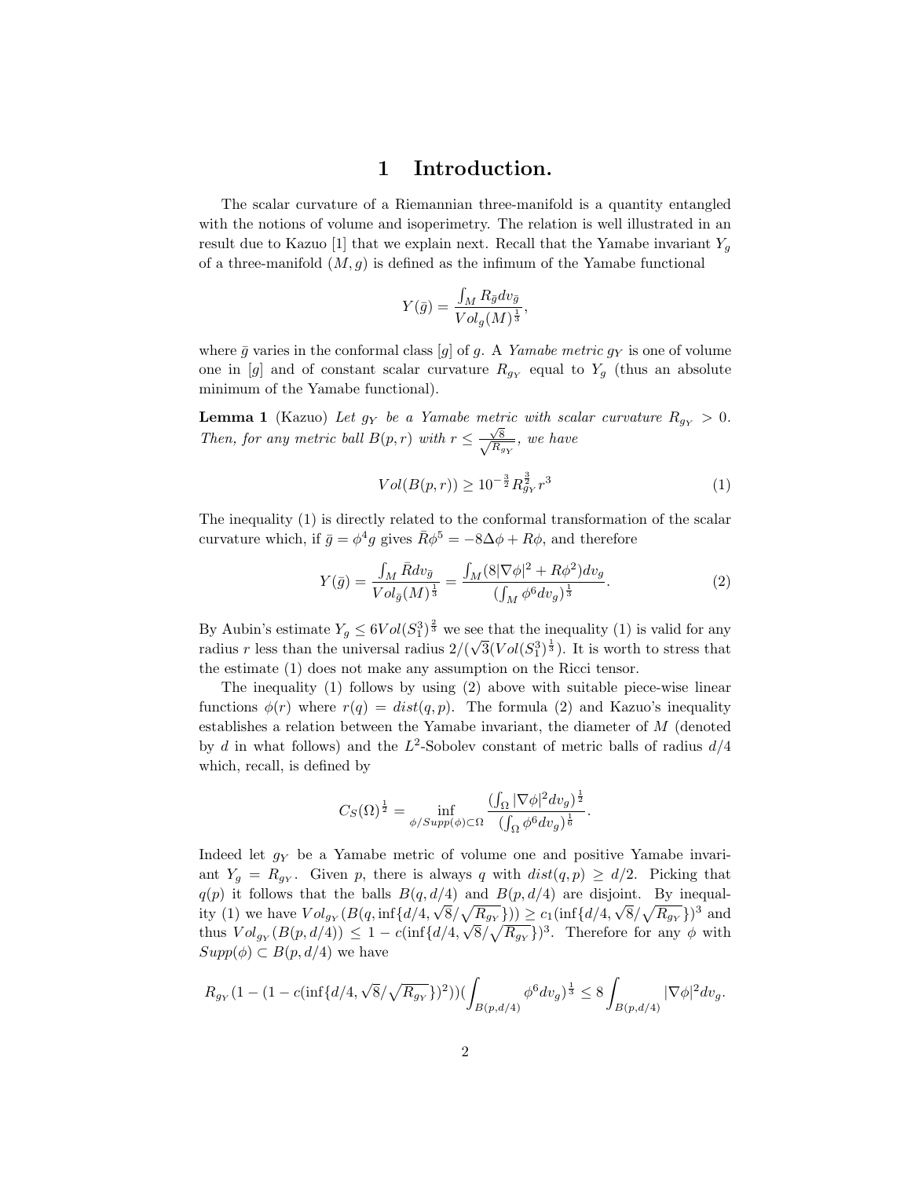# 1 Introduction.

The scalar curvature of a Riemannian three-manifold is a quantity entangled with the notions of volume and isoperimetry. The relation is well illustrated in an result due to Kazuo [1] that we explain next. Recall that the Yamabe invariant $Y_g$ of a three-manifold $(M, g)$ is defined as the infimum of the Yamabe functional

$$Y(\bar{g}) = \frac{\int_M R_{\bar{g}} dv_{\bar{g}}}{Vol_g(M)^{\frac{1}{3}}},$$

where $\bar{g}$ varies in the conformal class $[g]$ of $g$. A *Yamabe metric* $g_Y$ is one of volume one in $[g]$ and of constant scalar curvature $R_{g_Y}$ equal to $Y_g$ (thus an absolute minimum of the Yamabe functional).

**Lemma 1** (Kazuo) *Let $g_Y$ be a Yamabe metric with scalar curvature $R_{g_Y} > 0$. Then, for any metric ball $B(p, r)$ with $r \leq \frac{\sqrt{8}}{\sqrt{R_{g_Y}}}$, we have*

$$Vol(B(p, r)) \geq 10^{-\frac{3}{2}} R_{g_Y}^{\frac{3}{2}} r^3 \tag{1}$$

The inequality (1) is directly related to the conformal transformation of the scalar curvature which, if $\bar{g} = \phi^4 g$ gives $\bar{R}\phi^5 = -8\Delta\phi + R\phi$, and therefore

$$Y(\bar{g}) = \frac{\int_M \bar{R} dv_{\bar{g}}}{Vol_{\bar{g}}(M)^{\frac{1}{3}}} = \frac{\int_M (8|\nabla\phi|^2 + R\phi^2) dv_g}{(\int_M \phi^6 dv_g)^{\frac{1}{3}}}. \tag{2}$$

By Aubin's estimate $Y_g \leq 6Vol(S_1^3)^{\frac{2}{3}}$ we see that the inequality (1) is valid for any radius $r$ less than the universal radius $2/(\sqrt{3}(Vol(S_1^3)^{\frac{1}{3}})$. It is worth to stress that the estimate (1) does not make any assumption on the Ricci tensor.

The inequality (1) follows by using (2) above with suitable piece-wise linear functions $\phi(r)$ where $r(q) = dist(q, p)$. The formula (2) and Kazuo's inequality establishes a relation between the Yamabe invariant, the diameter of $M$ (denoted by $d$ in what follows) and the $L^2$-Sobolev constant of metric balls of radius $d/4$ which, recall, is defined by

$$C_S(\Omega)^{\frac{1}{2}} = \inf_{\phi/Supp(\phi)\subset\Omega} \frac{(\int_\Omega |\nabla\phi|^2 dv_g)^{\frac{1}{2}}}{(\int_\Omega \phi^6 dv_g)^{\frac{1}{6}}}.$$

Indeed let $g_Y$ be a Yamabe metric of volume one and positive Yamabe invariant $Y_g = R_{g_Y}$. Given $p$, there is always $q$ with $dist(q, p) \geq d/2$. Picking that $q(p)$ it follows that the balls $B(q, d/4)$ and $B(p, d/4)$ are disjoint. By inequality (1) we have $Vol_{g_Y}(B(q, \inf\{d/4, \sqrt{8}/\sqrt{R_{g_Y}}\})) \geq c_1(\inf\{d/4, \sqrt{8}/\sqrt{R_{g_Y}}\})^3$ and thus $Vol_{g_Y}(B(p, d/4)) \leq 1 - c(\inf\{d/4, \sqrt{8}/\sqrt{R_{g_Y}}\})^3$. Therefore for any $\phi$ with $Supp(\phi) \subset B(p, d/4)$ we have

$$R_{g_Y}(1 - (1 - c(\inf\{d/4, \sqrt{8}/\sqrt{R_{g_Y}}\})^2))(\int_{B(p,d/4)} \phi^6 dv_g)^{\frac{1}{3}} \leq 8 \int_{B(p,d/4)} |\nabla\phi|^2 dv_g.$$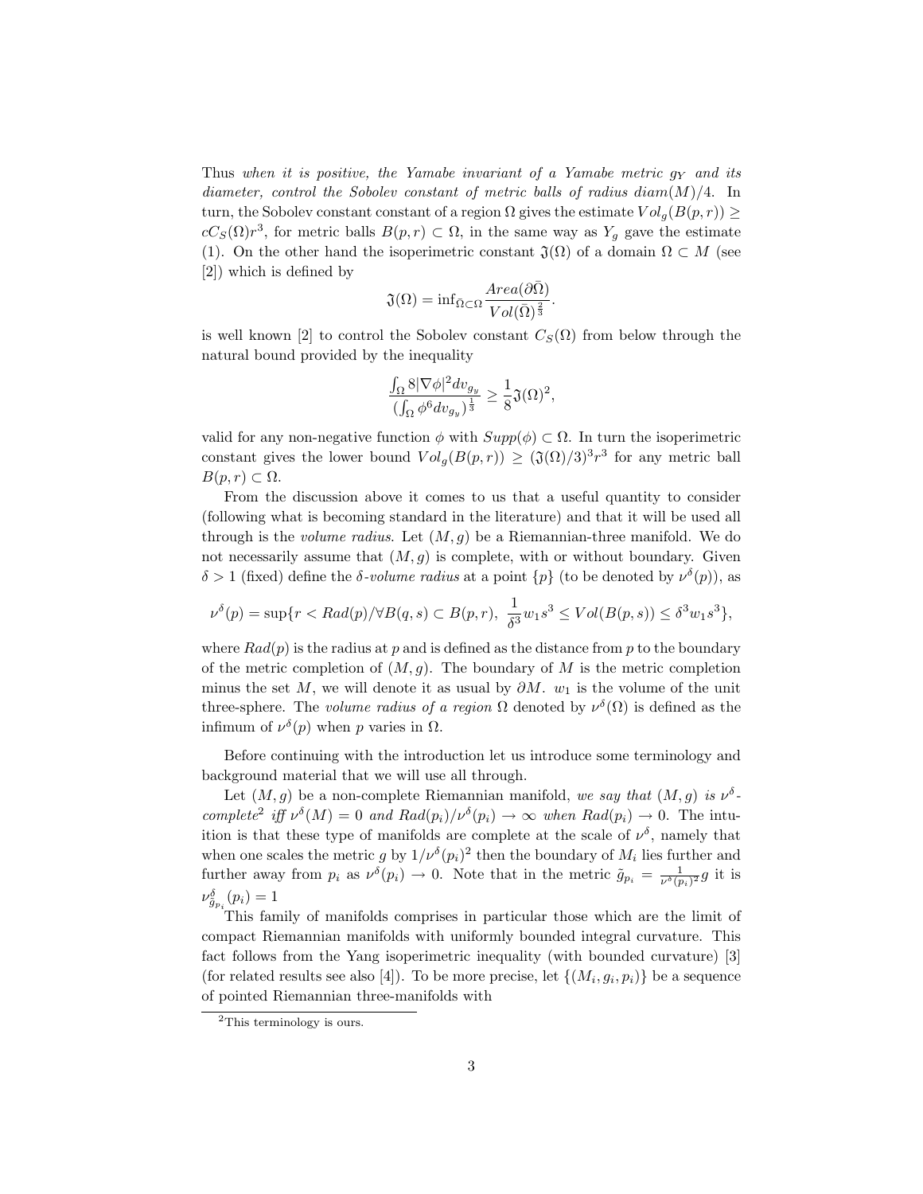Thus *when it is positive, the Yamabe invariant of a Yamabe metric $g_Y$ and its diameter, control the Sobolev constant of metric balls of radius $diam(M)/4$.* In turn, the Sobolev constant constant of a region $\Omega$ gives the estimate $Vol_g(B(p,r)) \geq cC_S(\Omega)r^3$, for metric balls $B(p,r) \subset \Omega$, in the same way as $Y_g$ gave the estimate (1). On the other hand the isoperimetric constant $\mathfrak{J}(\Omega)$ of a domain $\Omega \subset M$ (see [2]) which is defined by

$$\mathfrak{J}(\Omega) = \inf_{\bar{\Omega} \subset \Omega} \frac{Area(\partial \bar{\Omega})}{Vol(\bar{\Omega})^{\frac{2}{3}}}.$$

is well known [2] to control the Sobolev constant $C_S(\Omega)$ from below through the natural bound provided by the inequality

$$\frac{\int_\Omega 8 |\nabla \phi|^2 dv_{g_y}}{(\int_\Omega \phi^6 dv_{g_y})^{\frac{1}{3}}} \geq \frac{1}{8} \mathfrak{J}(\Omega)^2,$$

valid for any non-negative function $\phi$ with $Supp(\phi) \subset \Omega$. In turn the isoperimetric constant gives the lower bound $Vol_g(B(p,r)) \geq (\mathfrak{J}(\Omega)/3)^3 r^3$ for any metric ball $B(p,r) \subset \Omega$.

From the discussion above it comes to us that a useful quantity to consider (following what is becoming standard in the literature) and that it will be used all through is the *volume radius*. Let $(M,g)$ be a Riemannian-three manifold. We do not necessarily assume that $(M,g)$ is complete, with or without boundary. Given $\delta > 1$ (fixed) define the $\delta$*-volume radius* at a point $\{p\}$ (to be denoted by $\nu^\delta(p)$), as

$$\nu^\delta(p) = \sup\{r < Rad(p) / \forall B(q,s) \subset B(p,r),\ \frac{1}{\delta^3} w_1 s^3 \leq Vol(B(p,s)) \leq \delta^3 w_1 s^3\},$$

where $Rad(p)$ is the radius at $p$ and is defined as the distance from $p$ to the boundary of the metric completion of $(M,g)$. The boundary of $M$ is the metric completion minus the set $M$, we will denote it as usual by $\partial M$. $w_1$ is the volume of the unit three-sphere. The *volume radius of a region* $\Omega$ denoted by $\nu^\delta(\Omega)$ is defined as the infimum of $\nu^\delta(p)$ when $p$ varies in $\Omega$.

Before continuing with the introduction let us introduce some terminology and background material that we will use all through.

Let $(M,g)$ be a non-complete Riemannian manifold, *we say that $(M,g)$ is $\nu^\delta$-complete*[2] *iff $\nu^\delta(M) = 0$ and $Rad(p_i)/\nu^\delta(p_i) \to \infty$ when $Rad(p_i) \to 0$.* The intuition is that these type of manifolds are complete at the scale of $\nu^\delta$, namely that when one scales the metric $g$ by $1/\nu^\delta(p_i)^2$ then the boundary of $M_i$ lies further and further away from $p_i$ as $\nu^\delta(p_i) \to 0$. Note that in the metric $\tilde{g}_{p_i} = \frac{1}{\nu^\delta(p_i)^2} g$ it is $\nu^\delta_{\tilde{g}_{p_i}}(p_i) = 1$

This family of manifolds comprises in particular those which are the limit of compact Riemannian manifolds with uniformly bounded integral curvature. This fact follows from the Yang isoperimetric inequality (with bounded curvature) [3] (for related results see also [4]). To be more precise, let $\{(M_i, g_i, p_i)\}$ be a sequence of pointed Riemannian three-manifolds with

[2] This terminology is ours.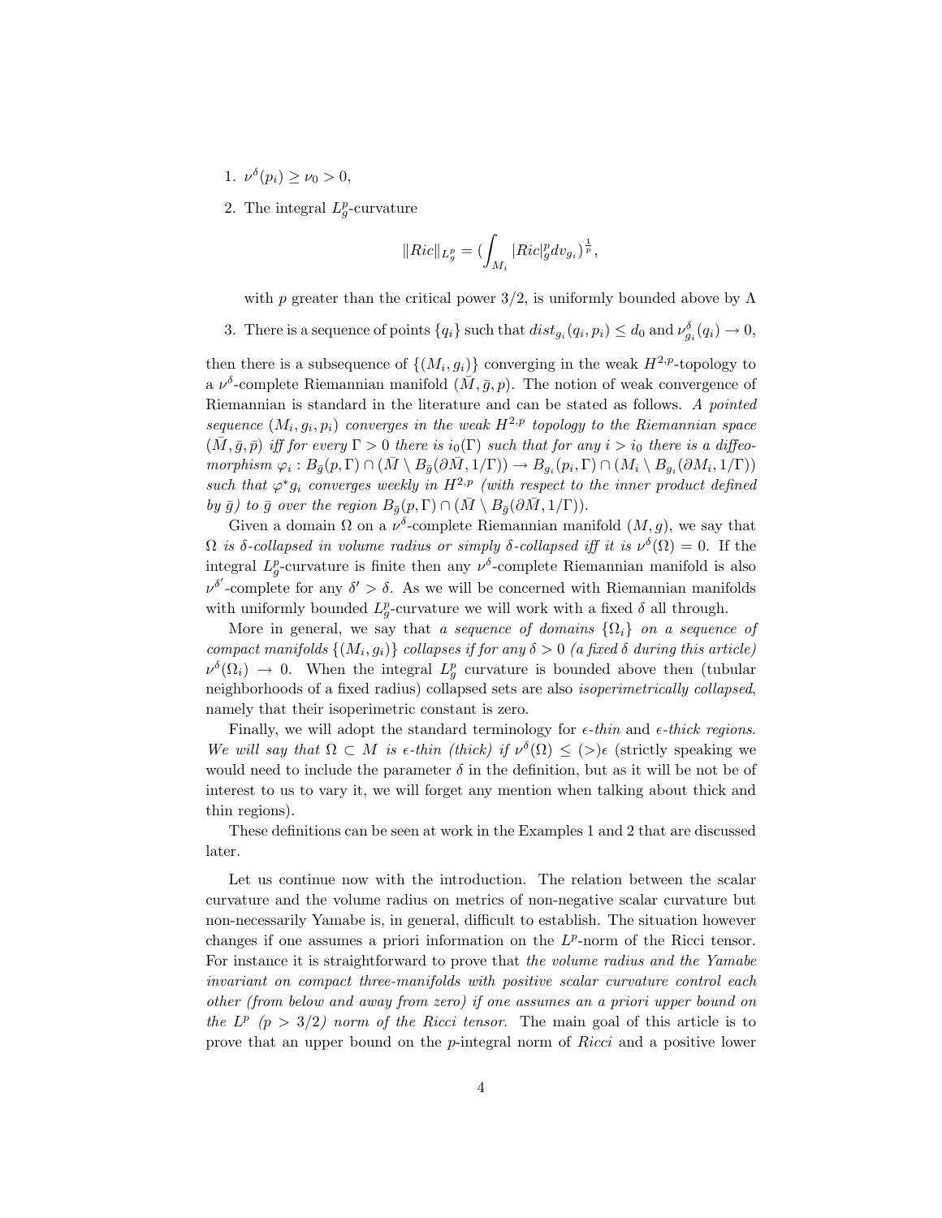1. $\nu^{\delta}(p_i) \geq \nu_0 > 0$,

2. The integral $L^p_g$-curvature

$$\|Ric\|_{L^p_g} = (\int_{M_i} |Ric|^p_g dv_{g_i})^{\frac{1}{p}},$$

with $p$ greater than the critical power $3/2$, is uniformly bounded above by $\Lambda$

3. There is a sequence of points $\{q_i\}$ such that $dist_{g_i}(q_i, p_i) \leq d_0$ and $\nu^{\delta}_{g_i}(q_i) \to 0$,

then there is a subsequence of $\{(M_i, g_i)\}$ converging in the weak $H^{2,p}$-topology to a $\nu^{\delta}$-complete Riemannian manifold $(\bar{M}, \bar{g}, p)$. The notion of weak convergence of Riemannian is standard in the literature and can be stated as follows. *A pointed sequence $(M_i, g_i, p_i)$ converges in the weak $H^{2,p}$ topology to the Riemannian space $(\bar{M}, \bar{g}, \bar{p})$ iff for every $\Gamma > 0$ there is $i_0(\Gamma)$ such that for any $i > i_0$ there is a diffeomorphism $\varphi_i : B_{\bar{g}}(p, \Gamma) \cap (\bar{M} \setminus B_{\bar{g}}(\partial \bar{M}, 1/\Gamma)) \to B_{g_i}(p_i, \Gamma) \cap (M_i \setminus B_{g_i}(\partial M_i, 1/\Gamma))$ such that $\varphi^* g_i$ converges weekly in $H^{2,p}$ (with respect to the inner product defined by $\bar{g}$) to $\bar{g}$ over the region $B_{\bar{g}}(p, \Gamma) \cap (\bar{M} \setminus B_{\bar{g}}(\partial \bar{M}, 1/\Gamma))$.*

Given a domain $\Omega$ on a $\nu^{\delta}$-complete Riemannian manifold $(M, g)$, we say that *$\Omega$ is $\delta$-collapsed in volume radius or simply $\delta$-collapsed iff it is $\nu^{\delta}(\Omega) = 0$.* If the integral $L^p_g$-curvature is finite then any $\nu^{\delta}$-complete Riemannian manifold is also $\nu^{\delta'}$-complete for any $\delta' > \delta$. As we will be concerned with Riemannian manifolds with uniformly bounded $L^p_g$-curvature we will work with a fixed $\delta$ all through.

More in general, we say that *a sequence of domains $\{\Omega_i\}$ on a sequence of compact manifolds $\{(M_i, g_i)\}$ collapses if for any $\delta > 0$ (a fixed $\delta$ during this article) $\nu^{\delta}(\Omega_i) \to 0$.* When the integral $L^p_g$ curvature is bounded above then (tubular neighborhoods of a fixed radius) collapsed sets are also *isoperimetrically collapsed*, namely that their isoperimetric constant is zero.

Finally, we will adopt the standard terminology for *$\epsilon$-thin* and *$\epsilon$-thick regions*. *We will say that $\Omega \subset M$ is $\epsilon$-thin (thick) if $\nu^{\delta}(\Omega) \leq (>) \epsilon$* (strictly speaking we would need to include the parameter $\delta$ in the definition, but as it will be not be of interest to us to vary it, we will forget any mention when talking about thick and thin regions).

These definitions can be seen at work in the Examples 1 and 2 that are discussed later.

Let us continue now with the introduction. The relation between the scalar curvature and the volume radius on metrics of non-negative scalar curvature but non-necessarily Yamabe is, in general, difficult to establish. The situation however changes if one assumes a priori information on the $L^p$-norm of the Ricci tensor. For instance it is straightforward to prove that *the volume radius and the Yamabe invariant on compact three-manifolds with positive scalar curvature control each other (from below and away from zero) if one assumes an a priori upper bound on the $L^p$ ($p > 3/2$) norm of the Ricci tensor.* The main goal of this article is to prove that an upper bound on the $p$-integral norm of *Ricci* and a positive lower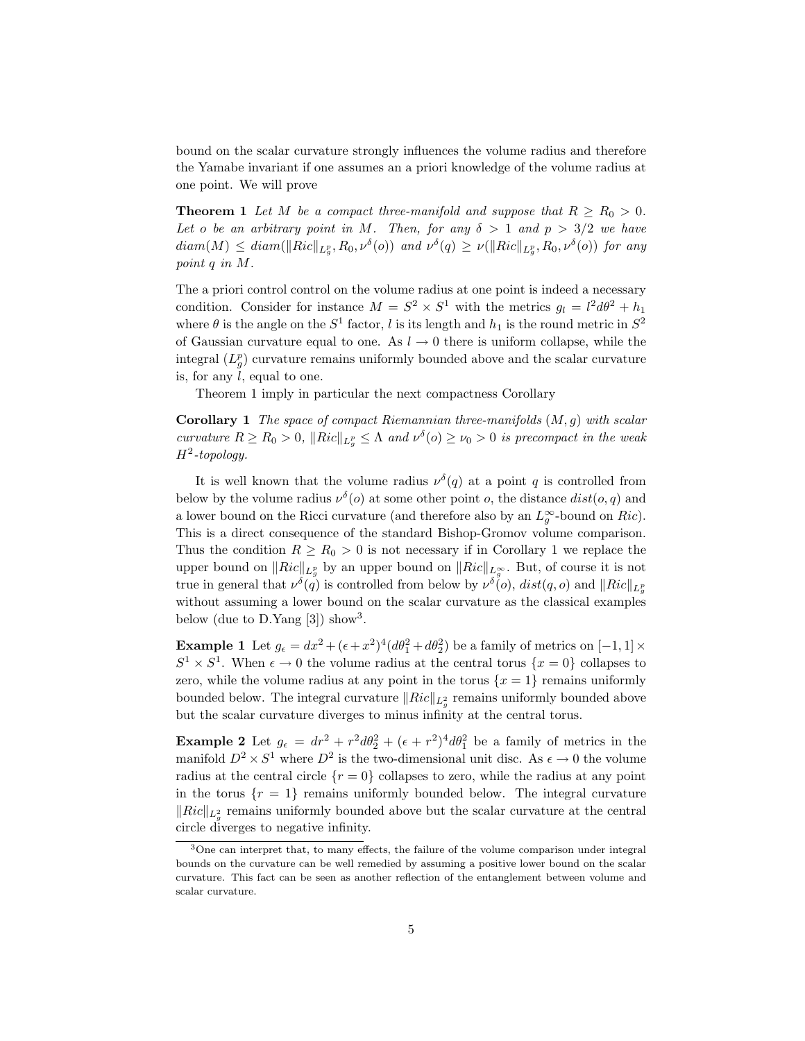bound on the scalar curvature strongly influences the volume radius and therefore the Yamabe invariant if one assumes an a priori knowledge of the volume radius at one point. We will prove

**Theorem 1** *Let $M$ be a compact three-manifold and suppose that $R \geq R_0 > 0$. Let $o$ be an arbitrary point in $M$. Then, for any $\delta > 1$ and $p > 3/2$ we have $diam(M) \leq diam(\|Ric\|_{L^p_g}, R_0, \nu^\delta(o))$ and $\nu^\delta(q) \geq \nu(\|Ric\|_{L^p_g}, R_0, \nu^\delta(o))$ for any point $q$ in $M$.*

The a priori control control on the volume radius at one point is indeed a necessary condition. Consider for instance $M = S^2 \times S^1$ with the metrics $g_l = l^2 d\theta^2 + h_1$ where $\theta$ is the angle on the $S^1$ factor, $l$ is its length and $h_1$ is the round metric in $S^2$ of Gaussian curvature equal to one. As $l \to 0$ there is uniform collapse, while the integral ($L^p_g$) curvature remains uniformly bounded above and the scalar curvature is, for any $l$, equal to one.

Theorem 1 imply in particular the next compactness Corollary

**Corollary 1** *The space of compact Riemannian three-manifolds $(M, g)$ with scalar curvature $R \geq R_0 > 0$, $\|Ric\|_{L^p_g} \leq \Lambda$ and $\nu^\delta(o) \geq \nu_0 > 0$ is precompact in the weak $H^2$-topology.*

It is well known that the volume radius $\nu^\delta(q)$ at a point $q$ is controlled from below by the volume radius $\nu^\delta(o)$ at some other point $o$, the distance $dist(o, q)$ and a lower bound on the Ricci curvature (and therefore also by an $L^\infty_g$-bound on $Ric$). This is a direct consequence of the standard Bishop-Gromov volume comparison. Thus the condition $R \geq R_0 > 0$ is not necessary if in Corollary 1 we replace the upper bound on $\|Ric\|_{L^p_g}$ by an upper bound on $\|Ric\|_{L^\infty_g}$. But, of course it is not true in general that $\nu^\delta(q)$ is controlled from below by $\nu^\delta(o)$, $dist(q, o)$ and $\|Ric\|_{L^p_g}$ without assuming a lower bound on the scalar curvature as the classical examples below (due to D.Yang [3]) show[3].

**Example 1** Let $g_\epsilon = dx^2 + (\epsilon + x^2)^4(d\theta_1^2 + d\theta_2^2)$ be a family of metrics on $[-1, 1] \times S^1 \times S^1$. When $\epsilon \to 0$ the volume radius at the central torus $\{x = 0\}$ collapses to zero, while the volume radius at any point in the torus $\{x = 1\}$ remains uniformly bounded below. The integral curvature $\|Ric\|_{L^2_g}$ remains uniformly bounded above but the scalar curvature diverges to minus infinity at the central torus.

**Example 2** Let $g_\epsilon = dr^2 + r^2 d\theta_2^2 + (\epsilon + r^2)^4 d\theta_1^2$ be a family of metrics in the manifold $D^2 \times S^1$ where $D^2$ is the two-dimensional unit disc. As $\epsilon \to 0$ the volume radius at the central circle $\{r = 0\}$ collapses to zero, while the radius at any point in the torus $\{r = 1\}$ remains uniformly bounded below. The integral curvature $\|Ric\|_{L^2_g}$ remains uniformly bounded above but the scalar curvature at the central circle diverges to negative infinity.

[3] One can interpret that, to many effects, the failure of the volume comparison under integral bounds on the curvature can be well remedied by assuming a positive lower bound on the scalar curvature. This fact can be seen as another reflection of the entanglement between volume and scalar curvature.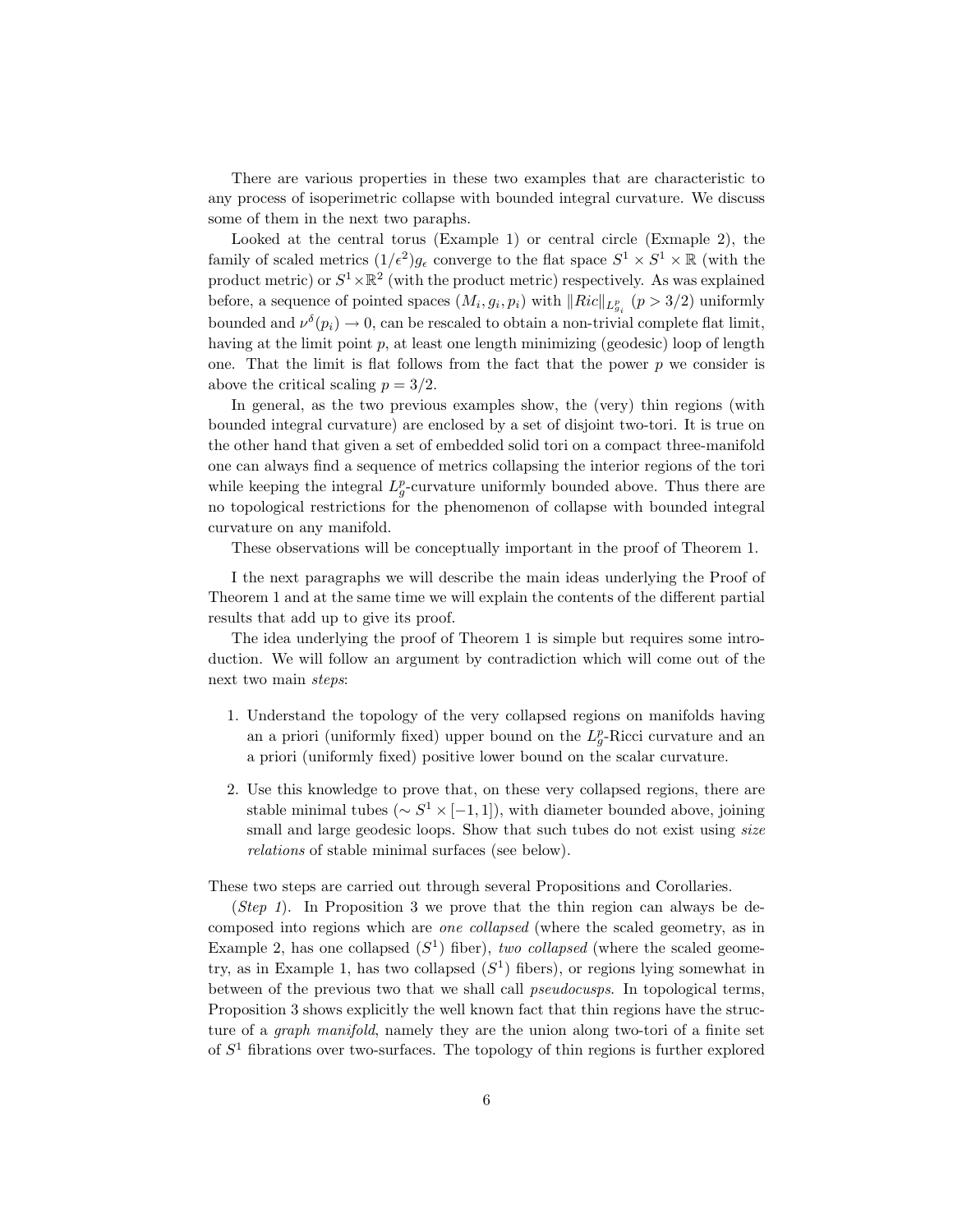There are various properties in these two examples that are characteristic to any process of isoperimetric collapse with bounded integral curvature. We discuss some of them in the next two paraphs.

Looked at the central torus (Example 1) or central circle (Exmaple 2), the family of scaled metrics $(1/\epsilon^2)g_\epsilon$ converge to the flat space $S^1 \times S^1 \times \mathbb{R}$ (with the product metric) or $S^1 \times \mathbb{R}^2$ (with the product metric) respectively. As was explained before, a sequence of pointed spaces $(M_i, g_i, p_i)$ with $\|Ric\|_{L^p_{g_i}}$ $(p > 3/2)$ uniformly bounded and $\nu^\delta(p_i) \to 0$, can be rescaled to obtain a non-trivial complete flat limit, having at the limit point $p$, at least one length minimizing (geodesic) loop of length one. That the limit is flat follows from the fact that the power $p$ we consider is above the critical scaling $p = 3/2$.

In general, as the two previous examples show, the (very) thin regions (with bounded integral curvature) are enclosed by a set of disjoint two-tori. It is true on the other hand that given a set of embedded solid tori on a compact three-manifold one can always find a sequence of metrics collapsing the interior regions of the tori while keeping the integral $L^p_g$-curvature uniformly bounded above. Thus there are no topological restrictions for the phenomenon of collapse with bounded integral curvature on any manifold.

These observations will be conceptually important in the proof of Theorem 1.

I the next paragraphs we will describe the main ideas underlying the Proof of Theorem 1 and at the same time we will explain the contents of the different partial results that add up to give its proof.

The idea underlying the proof of Theorem 1 is simple but requires some introduction. We will follow an argument by contradiction which will come out of the next two main *steps*:

1. Understand the topology of the very collapsed regions on manifolds having an a priori (uniformly fixed) upper bound on the $L^p_g$-Ricci curvature and an a priori (uniformly fixed) positive lower bound on the scalar curvature.
2. Use this knowledge to prove that, on these very collapsed regions, there are stable minimal tubes ($\sim S^1 \times [-1, 1]$), with diameter bounded above, joining small and large geodesic loops. Show that such tubes do not exist using *size relations* of stable minimal surfaces (see below).

These two steps are carried out through several Propositions and Corollaries.

(*Step 1*). In Proposition 3 we prove that the thin region can always be decomposed into regions which are *one collapsed* (where the scaled geometry, as in Example 2, has one collapsed ($S^1$) fiber), *two collapsed* (where the scaled geometry, as in Example 1, has two collapsed ($S^1$) fibers), or regions lying somewhat in between of the previous two that we shall call *pseudocusps*. In topological terms, Proposition 3 shows explicitly the well known fact that thin regions have the structure of a *graph manifold*, namely they are the union along two-tori of a finite set of $S^1$ fibrations over two-surfaces. The topology of thin regions is further explored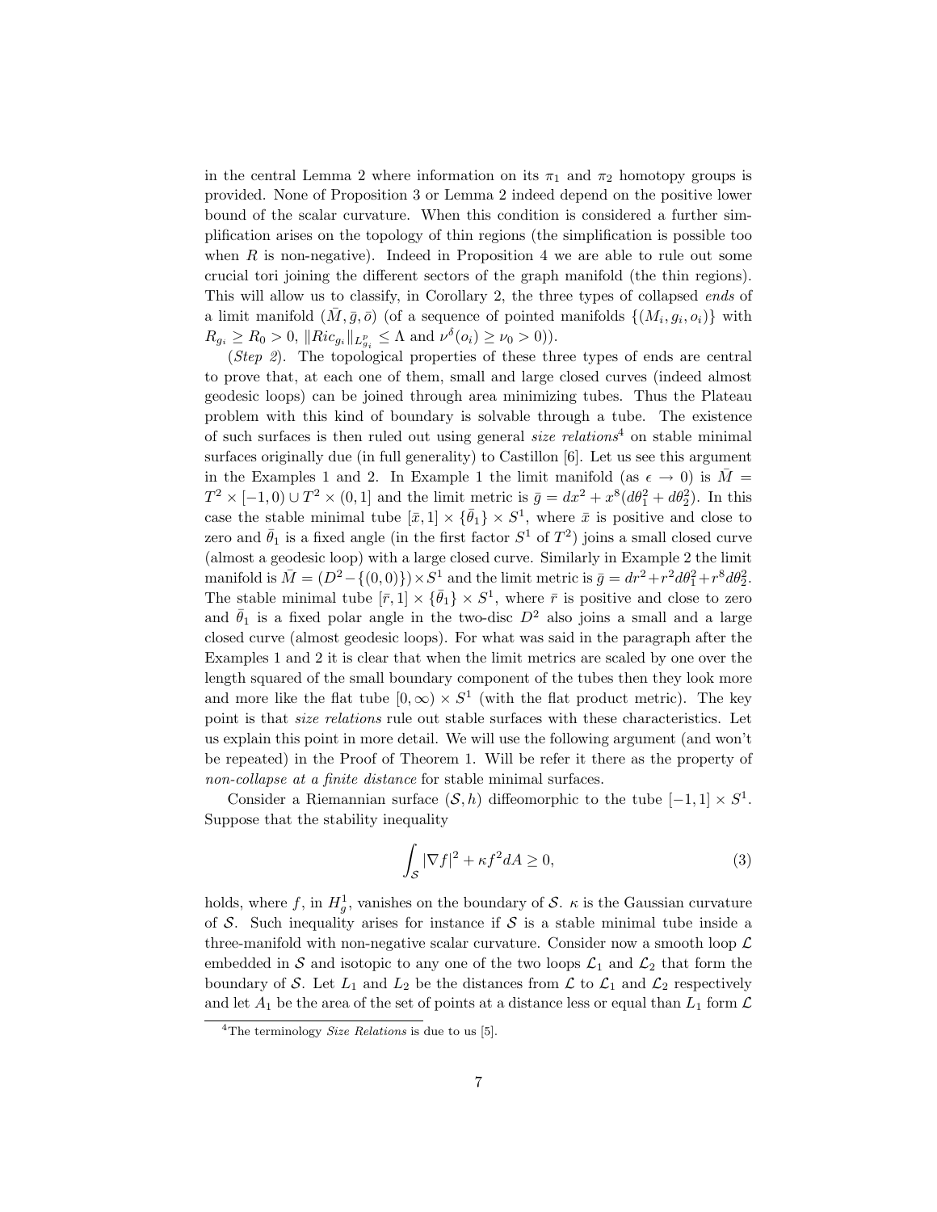in the central Lemma 2 where information on its $\pi_1$ and $\pi_2$ homotopy groups is provided. None of Proposition 3 or Lemma 2 indeed depend on the positive lower bound of the scalar curvature. When this condition is considered a further simplification arises on the topology of thin regions (the simplification is possible too when $R$ is non-negative). Indeed in Proposition 4 we are able to rule out some crucial tori joining the different sectors of the graph manifold (the thin regions). This will allow us to classify, in Corollary 2, the three types of collapsed *ends* of a limit manifold $(\bar{M}, \bar{g}, \bar{o})$ (of a sequence of pointed manifolds $\{(M_i, g_i, o_i)\}$ with $R_{g_i} \geq R_0 > 0$, $\|Ric_{g_i}\|_{L^p_{g_i}} \leq \Lambda$ and $\nu^{\delta}(o_i) \geq \nu_0 > 0$)).

(*Step 2*). The topological properties of these three types of ends are central to prove that, at each one of them, small and large closed curves (indeed almost geodesic loops) can be joined through area minimizing tubes. Thus the Plateau problem with this kind of boundary is solvable through a tube. The existence of such surfaces is then ruled out using general *size relations*[4] on stable minimal surfaces originally due (in full generality) to Castillon [6]. Let us see this argument in the Examples 1 and 2. In Example 1 the limit manifold (as $\epsilon \to 0$) is $\bar{M} = T^2 \times [-1, 0) \cup T^2 \times (0, 1]$ and the limit metric is $\bar{g} = dx^2 + x^8(d\theta_1^2 + d\theta_2^2)$. In this case the stable minimal tube $[\bar{x}, 1] \times \{\bar{\theta}_1\} \times S^1$, where $\bar{x}$ is positive and close to zero and $\bar{\theta}_1$ is a fixed angle (in the first factor $S^1$ of $T^2$) joins a small closed curve (almost a geodesic loop) with a large closed curve. Similarly in Example 2 the limit manifold is $\bar{M} = (D^2 - \{(0,0)\}) \times S^1$ and the limit metric is $\bar{g} = dr^2 + r^2 d\theta_1^2 + r^8 d\theta_2^2$. The stable minimal tube $[\bar{r}, 1] \times \{\bar{\theta}_1\} \times S^1$, where $\bar{r}$ is positive and close to zero and $\bar{\theta}_1$ is a fixed polar angle in the two-disc $D^2$ also joins a small and a large closed curve (almost geodesic loops). For what was said in the paragraph after the Examples 1 and 2 it is clear that when the limit metrics are scaled by one over the length squared of the small boundary component of the tubes then they look more and more like the flat tube $[0, \infty) \times S^1$ (with the flat product metric). The key point is that *size relations* rule out stable surfaces with these characteristics. Let us explain this point in more detail. We will use the following argument (and won't be repeated) in the Proof of Theorem 1. Will be refer it there as the property of *non-collapse at a finite distance* for stable minimal surfaces.

Consider a Riemannian surface $(\mathcal{S}, h)$ diffeomorphic to the tube $[-1, 1] \times S^1$. Suppose that the stability inequality

$$\int_{\mathcal{S}} |\nabla f|^2 + \kappa f^2 dA \geq 0, \tag{3}$$

holds, where $f$, in $H^1_g$, vanishes on the boundary of $\mathcal{S}$. $\kappa$ is the Gaussian curvature of $\mathcal{S}$. Such inequality arises for instance if $\mathcal{S}$ is a stable minimal tube inside a three-manifold with non-negative scalar curvature. Consider now a smooth loop $\mathcal{L}$ embedded in $\mathcal{S}$ and isotopic to any one of the two loops $\mathcal{L}_1$ and $\mathcal{L}_2$ that form the boundary of $\mathcal{S}$. Let $L_1$ and $L_2$ be the distances from $\mathcal{L}$ to $\mathcal{L}_1$ and $\mathcal{L}_2$ respectively and let $A_1$ be the area of the set of points at a distance less or equal than $L_1$ form $\mathcal{L}$

[4] The terminology *Size Relations* is due to us [5].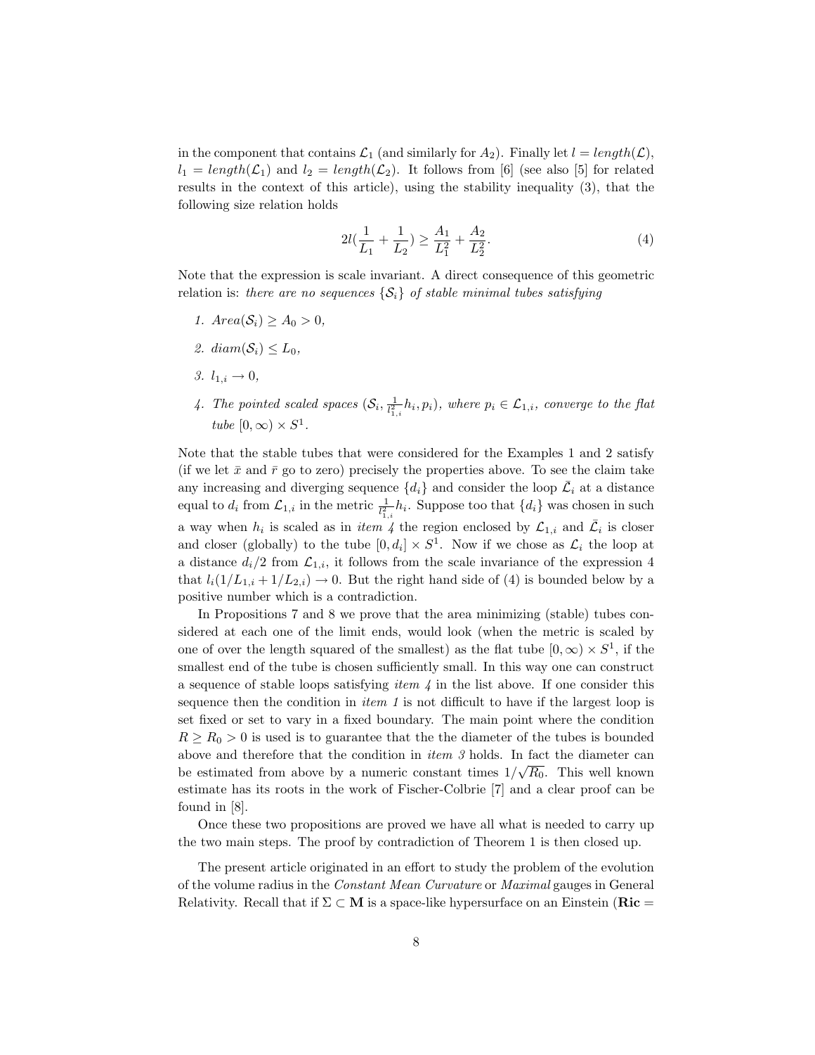in the component that contains $\mathcal{L}_1$ (and similarly for $A_2$). Finally let $l = length(\mathcal{L})$, $l_1 = length(\mathcal{L}_1)$ and $l_2 = length(\mathcal{L}_2)$. It follows from [6] (see also [5] for related results in the context of this article), using the stability inequality (3), that the following size relation holds

$$2l(\frac{1}{L_1} + \frac{1}{L_2}) \geq \frac{A_1}{L_1^2} + \frac{A_2}{L_2^2}. \tag{4}$$

Note that the expression is scale invariant. A direct consequence of this geometric relation is: *there are no sequences $\{\mathcal{S}_i\}$ of stable minimal tubes satisfying*

1. *$Area(\mathcal{S}_i) \geq A_0 > 0$,*
2. *$diam(\mathcal{S}_i) \leq L_0$,*
3. *$l_{1,i} \rightarrow 0$,*
4. *The pointed scaled spaces $(\mathcal{S}_i, \frac{1}{l_{1,i}^2} h_i, p_i)$, where $p_i \in \mathcal{L}_{1,i}$, converge to the flat tube $[0, \infty) \times S^1$.*

Note that the stable tubes that were considered for the Examples 1 and 2 satisfy (if we let $\bar{x}$ and $\bar{r}$ go to zero) precisely the properties above. To see the claim take any increasing and diverging sequence $\{d_i\}$ and consider the loop $\bar{\mathcal{L}}_i$ at a distance equal to $d_i$ from $\mathcal{L}_{1,i}$ in the metric $\frac{1}{l_{1,i}^2} h_i$. Suppose too that $\{d_i\}$ was chosen in such a way when $h_i$ is scaled as in *item 4* the region enclosed by $\mathcal{L}_{1,i}$ and $\bar{\mathcal{L}}_i$ is closer and closer (globally) to the tube $[0, d_i] \times S^1$. Now if we chose as $\mathcal{L}_i$ the loop at a distance $d_i/2$ from $\mathcal{L}_{1,i}$, it follows from the scale invariance of the expression 4 that $l_i(1/L_{1,i} + 1/L_{2,i}) \rightarrow 0$. But the right hand side of (4) is bounded below by a positive number which is a contradiction.

In Propositions 7 and 8 we prove that the area minimizing (stable) tubes considered at each one of the limit ends, would look (when the metric is scaled by one of over the length squared of the smallest) as the flat tube $[0, \infty) \times S^1$, if the smallest end of the tube is chosen sufficiently small. In this way one can construct a sequence of stable loops satisfying *item 4* in the list above. If one consider this sequence then the condition in *item 1* is not difficult to have if the largest loop is set fixed or set to vary in a fixed boundary. The main point where the condition $R \geq R_0 > 0$ is used is to guarantee that the the diameter of the tubes is bounded above and therefore that the condition in *item 3* holds. In fact the diameter can be estimated from above by a numeric constant times $1/\sqrt{R_0}$. This well known estimate has its roots in the work of Fischer-Colbrie [7] and a clear proof can be found in [8].

Once these two propositions are proved we have all what is needed to carry up the two main steps. The proof by contradiction of Theorem 1 is then closed up.

The present article originated in an effort to study the problem of the evolution of the volume radius in the *Constant Mean Curvature* or *Maximal* gauges in General Relativity. Recall that if $\Sigma \subset \mathbf{M}$ is a space-like hypersurface on an Einstein ($\mathbf{Ric} =$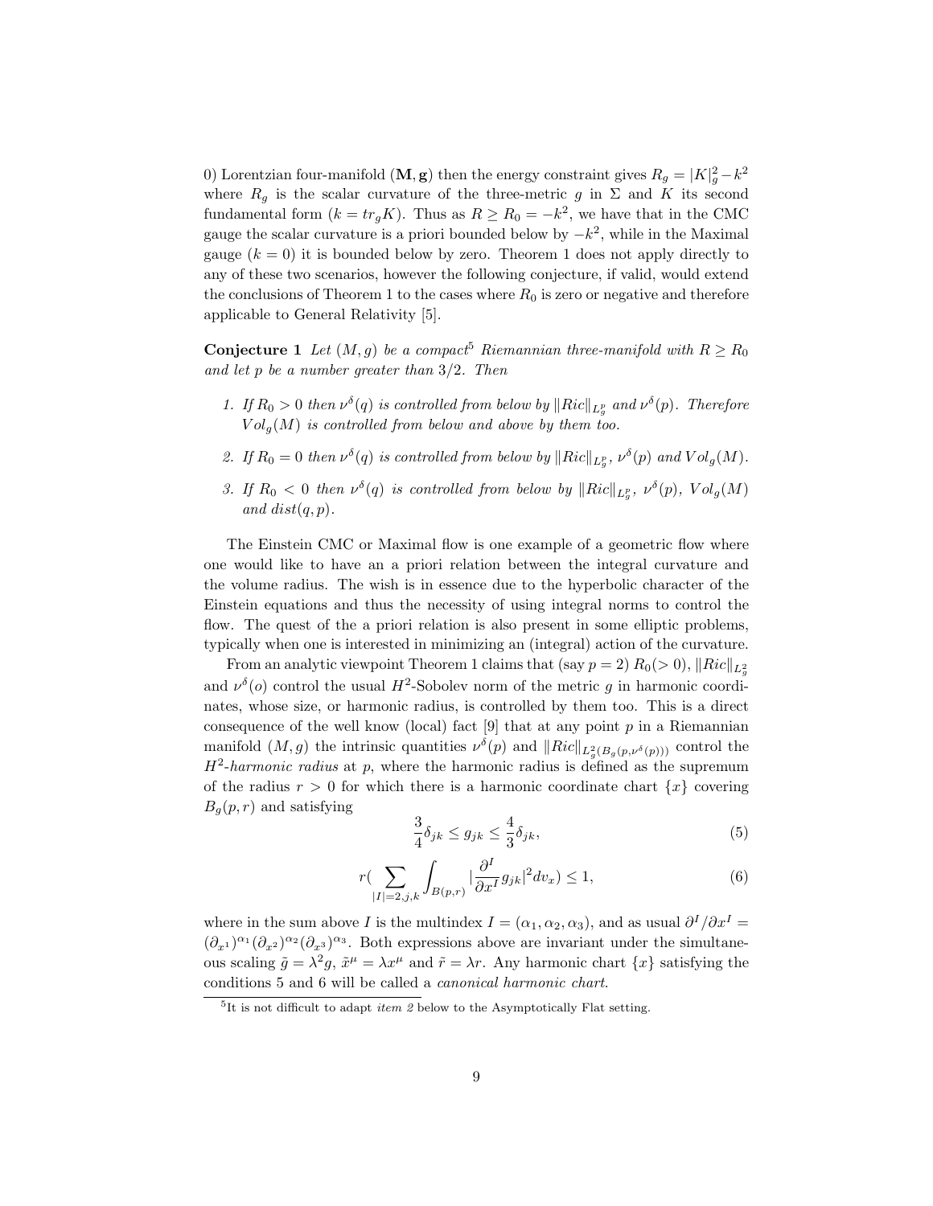0) Lorentzian four-manifold $(\mathbf{M}, \mathbf{g})$ then the energy constraint gives $R_g = |K|_g^2 - k^2$ where $R_g$ is the scalar curvature of the three-metric $g$ in $\Sigma$ and $K$ its second fundamental form ($k = tr_g K$). Thus as $R \geq R_0 = -k^2$, we have that in the CMC gauge the scalar curvature is a priori bounded below by $-k^2$, while in the Maximal gauge ($k = 0$) it is bounded below by zero. Theorem 1 does not apply directly to any of these two scenarios, however the following conjecture, if valid, would extend the conclusions of Theorem 1 to the cases where $R_0$ is zero or negative and therefore applicable to General Relativity [5].

**Conjecture 1** *Let $(M, g)$ be a compact*[5] *Riemannian three-manifold with $R \geq R_0$ and let $p$ be a number greater than $3/2$. Then*

1. *If $R_0 > 0$ then $\nu^\delta(q)$ is controlled from below by $\|Ric\|_{L^p_g}$ and $\nu^\delta(p)$. Therefore $Vol_g(M)$ is controlled from below and above by them too.*
2. *If $R_0 = 0$ then $\nu^\delta(q)$ is controlled from below by $\|Ric\|_{L^p_g}$, $\nu^\delta(p)$ and $Vol_g(M)$.*
3. *If $R_0 < 0$ then $\nu^\delta(q)$ is controlled from below by $\|Ric\|_{L^p_g}$, $\nu^\delta(p)$, $Vol_g(M)$ and $dist(q, p)$.*

The Einstein CMC or Maximal flow is one example of a geometric flow where one would like to have an a priori relation between the integral curvature and the volume radius. The wish is in essence due to the hyperbolic character of the Einstein equations and thus the necessity of using integral norms to control the flow. The quest of the a priori relation is also present in some elliptic problems, typically when one is interested in minimizing an (integral) action of the curvature.

From an analytic viewpoint Theorem 1 claims that (say $p = 2$) $R_0 (> 0)$, $\|Ric\|_{L^2_g}$ and $\nu^\delta(o)$ control the usual $H^2$-Sobolev norm of the metric $g$ in harmonic coordinates, whose size, or harmonic radius, is controlled by them too. This is a direct consequence of the well know (local) fact [9] that at any point $p$ in a Riemannian manifold $(M, g)$ the intrinsic quantities $\nu^\delta(p)$ and $\|Ric\|_{L^2_g(B_g(p, \nu^\delta(p)))}$ control the $H^2$*-harmonic radius* at $p$, where the harmonic radius is defined as the supremum of the radius $r > 0$ for which there is a harmonic coordinate chart $\{x\}$ covering $B_g(p, r)$ and satisfying

$$\frac{3}{4}\delta_{jk} \leq g_{jk} \leq \frac{4}{3}\delta_{jk}, \tag{5}$$

$$r\Big(\sum_{|I|=2, j, k} \int_{B(p,r)} |\frac{\partial^I}{\partial x^I} g_{jk}|^2 dv_x\Big) \leq 1, \tag{6}$$

where in the sum above $I$ is the multindex $I = (\alpha_1, \alpha_2, \alpha_3)$, and as usual $\partial^I/\partial x^I = (\partial_{x^1})^{\alpha_1}(\partial_{x^2})^{\alpha_2}(\partial_{x^3})^{\alpha_3}$. Both expressions above are invariant under the simultaneous scaling $\tilde{g} = \lambda^2 g$, $\tilde{x}^\mu = \lambda x^\mu$ and $\tilde{r} = \lambda r$. Any harmonic chart $\{x\}$ satisfying the conditions 5 and 6 will be called a *canonical harmonic chart*.

[5] It is not difficult to adapt *item 2* below to the Asymptotically Flat setting.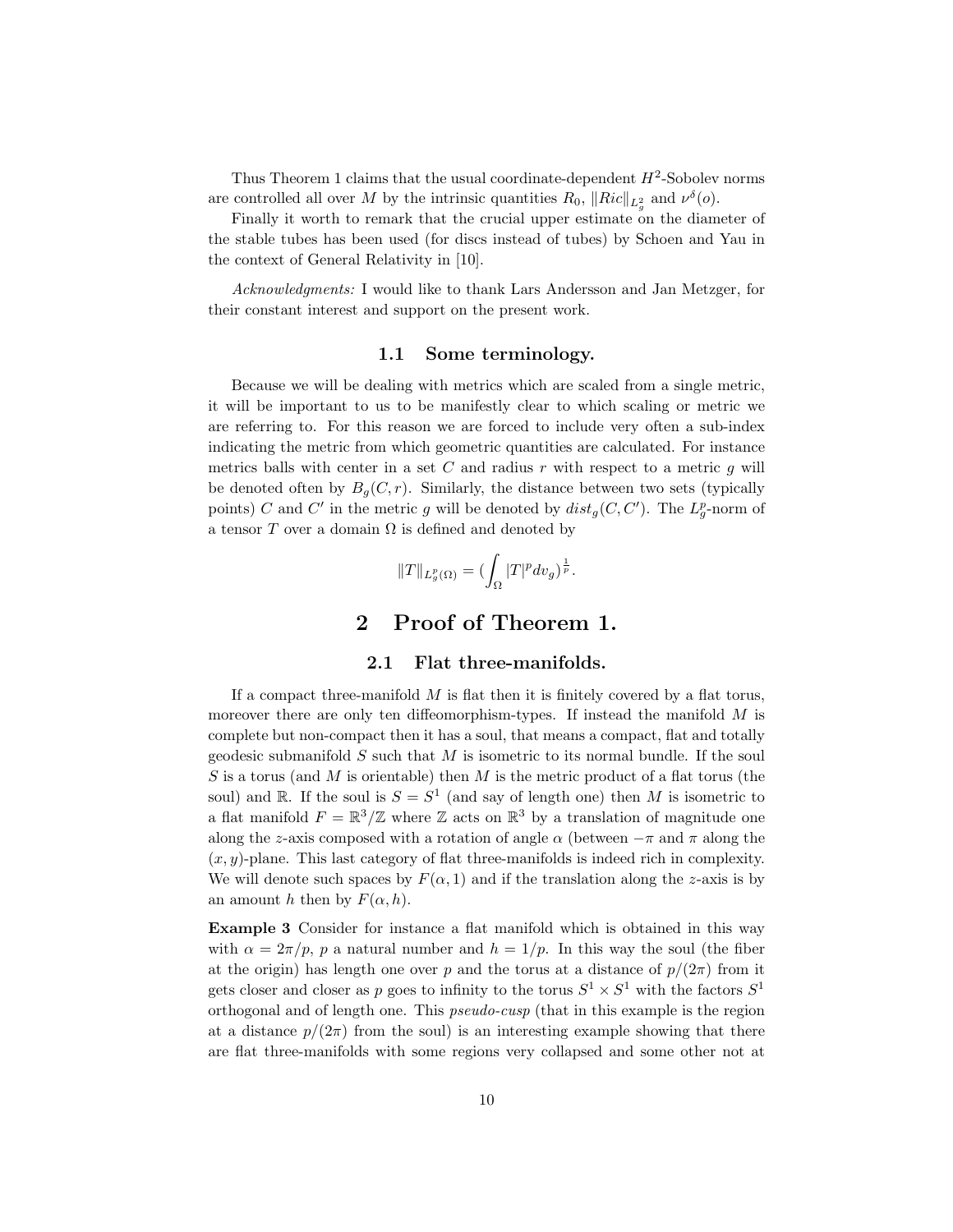Thus Theorem 1 claims that the usual coordinate-dependent $H^2$-Sobolev norms are controlled all over $M$ by the intrinsic quantities $R_0$, $\|Ric\|_{L^2_g}$ and $\nu^\delta(o)$.

Finally it worth to remark that the crucial upper estimate on the diameter of the stable tubes has been used (for discs instead of tubes) by Schoen and Yau in the context of General Relativity in [10].

*Acknowledgments:* I would like to thank Lars Andersson and Jan Metzger, for their constant interest and support on the present work.

### 1.1 Some terminology.

Because we will be dealing with metrics which are scaled from a single metric, it will be important to us to be manifestly clear to which scaling or metric we are referring to. For this reason we are forced to include very often a sub-index indicating the metric from which geometric quantities are calculated. For instance metrics balls with center in a set $C$ and radius $r$ with respect to a metric $g$ will be denoted often by $B_g(C, r)$. Similarly, the distance between two sets (typically points) $C$ and $C'$ in the metric $g$ will be denoted by $dist_g(C, C')$. The $L^p_g$-norm of a tensor $T$ over a domain $\Omega$ is defined and denoted by

$$\|T\|_{L^p_g(\Omega)} = (\int_\Omega |T|^p dv_g)^{\frac{1}{p}}.$$

## 2 Proof of Theorem 1.

### 2.1 Flat three-manifolds.

If a compact three-manifold $M$ is flat then it is finitely covered by a flat torus, moreover there are only ten diffeomorphism-types. If instead the manifold $M$ is complete but non-compact then it has a soul, that means a compact, flat and totally geodesic submanifold $S$ such that $M$ is isometric to its normal bundle. If the soul $S$ is a torus (and $M$ is orientable) then $M$ is the metric product of a flat torus (the soul) and $\mathbb{R}$. If the soul is $S = S^1$ (and say of length one) then $M$ is isometric to a flat manifold $F = \mathbb{R}^3/\mathbb{Z}$ where $\mathbb{Z}$ acts on $\mathbb{R}^3$ by a translation of magnitude one along the $z$-axis composed with a rotation of angle $\alpha$ (between $-\pi$ and $\pi$ along the $(x, y)$-plane. This last category of flat three-manifolds is indeed rich in complexity. We will denote such spaces by $F(\alpha, 1)$ and if the translation along the $z$-axis is by an amount $h$ then by $F(\alpha, h)$.

**Example 3** Consider for instance a flat manifold which is obtained in this way with $\alpha = 2\pi/p$, $p$ a natural number and $h = 1/p$. In this way the soul (the fiber at the origin) has length one over $p$ and the torus at a distance of $p/(2\pi)$ from it gets closer and closer as $p$ goes to infinity to the torus $S^1 \times S^1$ with the factors $S^1$ orthogonal and of length one. This *pseudo-cusp* (that in this example is the region at a distance $p/(2\pi)$ from the soul) is an interesting example showing that there are flat three-manifolds with some regions very collapsed and some other not at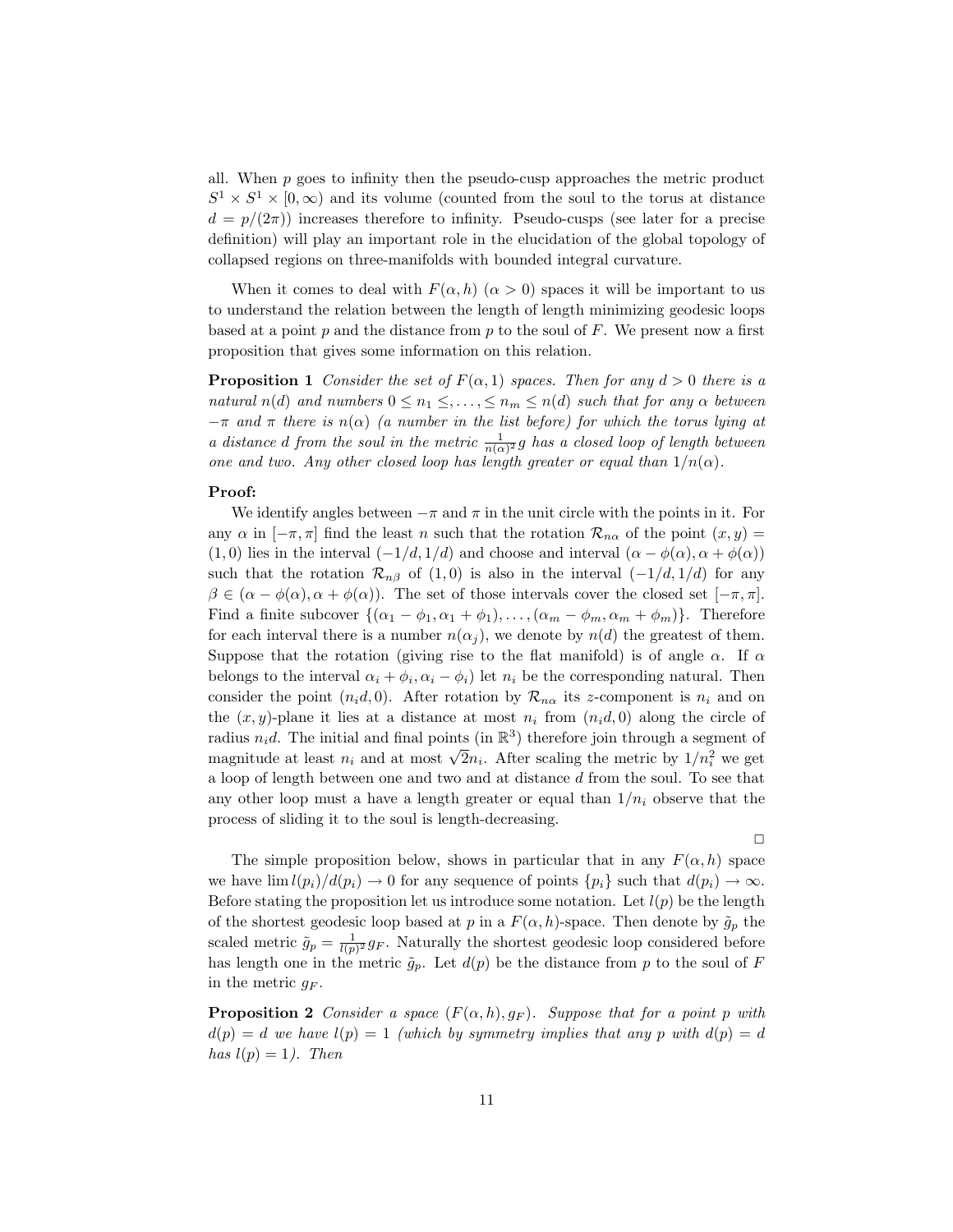all. When $p$ goes to infinity then the pseudo-cusp approaches the metric product $S^1 \times S^1 \times [0, \infty)$ and its volume (counted from the soul to the torus at distance $d = p/(2\pi)$) increases therefore to infinity. Pseudo-cusps (see later for a precise definition) will play an important role in the elucidation of the global topology of collapsed regions on three-manifolds with bounded integral curvature.

When it comes to deal with $F(\alpha, h)$ ($\alpha > 0$) spaces it will be important to us to understand the relation between the length of length minimizing geodesic loops based at a point $p$ and the distance from $p$ to the soul of $F$. We present now a first proposition that gives some information on this relation.

**Proposition 1** *Consider the set of $F(\alpha, 1)$ spaces. Then for any $d > 0$ there is a natural $n(d)$ and numbers $0 \leq n_1 \leq, \ldots, \leq n_m \leq n(d)$ such that for any $\alpha$ between $-\pi$ and $\pi$ there is $n(\alpha)$ (a number in the list before) for which the torus lying at a distance $d$ from the soul in the metric $\frac{1}{n(\alpha)^2} g$ has a closed loop of length between one and two. Any other closed loop has length greater or equal than $1/n(\alpha)$.*

**Proof:**

We identify angles between $-\pi$ and $\pi$ in the unit circle with the points in it. For any $\alpha$ in $[-\pi, \pi]$ find the least $n$ such that the rotation $\mathcal{R}_{n\alpha}$ of the point $(x, y) = (1, 0)$ lies in the interval $(-1/d, 1/d)$ and choose and interval $(\alpha - \phi(\alpha), \alpha + \phi(\alpha))$ such that the rotation $\mathcal{R}_{n\beta}$ of $(1, 0)$ is also in the interval $(-1/d, 1/d)$ for any $\beta \in (\alpha - \phi(\alpha), \alpha + \phi(\alpha))$. The set of those intervals cover the closed set $[-\pi, \pi]$. Find a finite subcover $\{(\alpha_1 - \phi_1, \alpha_1 + \phi_1), \ldots, (\alpha_m - \phi_m, \alpha_m + \phi_m)\}$. Therefore for each interval there is a number $n(\alpha_j)$, we denote by $n(d)$ the greatest of them. Suppose that the rotation (giving rise to the flat manifold) is of angle $\alpha$. If $\alpha$ belongs to the interval $\alpha_i + \phi_i, \alpha_i - \phi_i)$ let $n_i$ be the corresponding natural. Then consider the point $(n_i d, 0)$. After rotation by $\mathcal{R}_{n\alpha}$ its $z$-component is $n_i$ and on the $(x, y)$-plane it lies at a distance at most $n_i$ from $(n_i d, 0)$ along the circle of radius $n_i d$. The initial and final points (in $\mathbb{R}^3$) therefore join through a segment of magnitude at least $n_i$ and at most $\sqrt{2} n_i$. After scaling the metric by $1/n_i^2$ we get a loop of length between one and two and at distance $d$ from the soul. To see that any other loop must a have a length greater or equal than $1/n_i$ observe that the process of sliding it to the soul is length-decreasing.

□

The simple proposition below, shows in particular that in any $F(\alpha, h)$ space we have $\lim l(p_i)/d(p_i) \to 0$ for any sequence of points $\{p_i\}$ such that $d(p_i) \to \infty$. Before stating the proposition let us introduce some notation. Let $l(p)$ be the length of the shortest geodesic loop based at $p$ in a $F(\alpha, h)$-space. Then denote by $\tilde{g}_p$ the scaled metric $\tilde{g}_p = \frac{1}{l(p)^2} g_F$. Naturally the shortest geodesic loop considered before has length one in the metric $\tilde{g}_p$. Let $d(p)$ be the distance from $p$ to the soul of $F$ in the metric $g_F$.

**Proposition 2** *Consider a space $(F(\alpha, h), g_F)$. Suppose that for a point $p$ with $d(p) = d$ we have $l(p) = 1$ (which by symmetry implies that any $p$ with $d(p) = d$ has $l(p) = 1$). Then*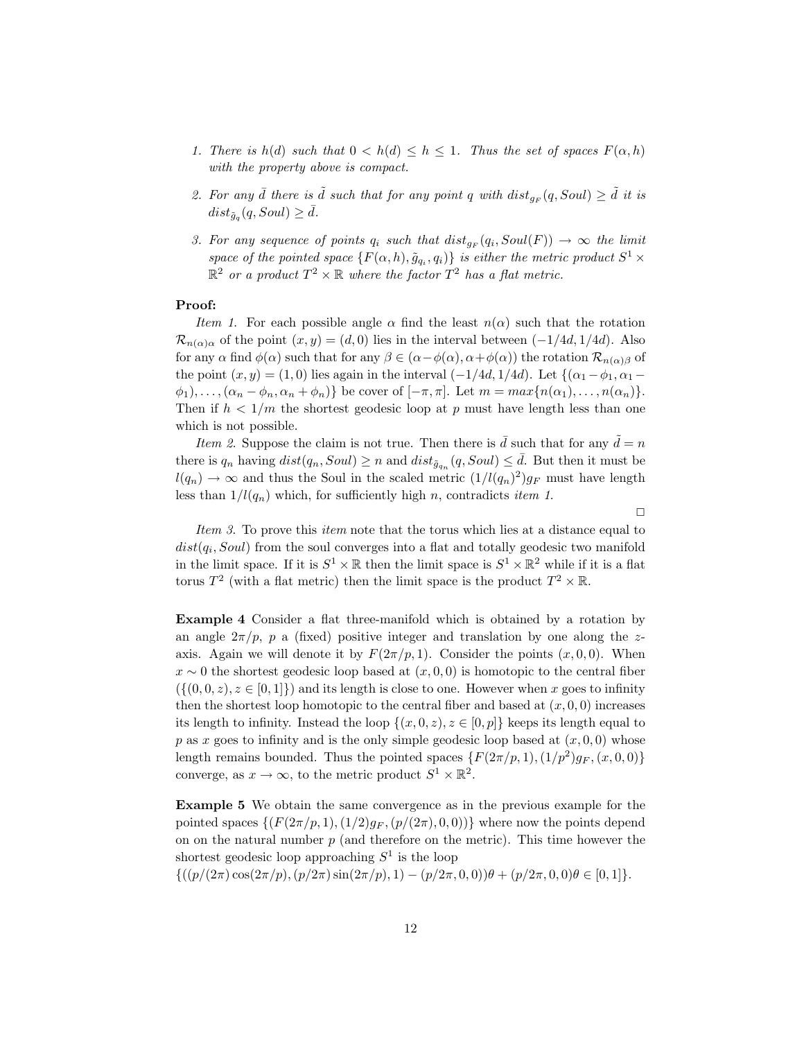1. *There is $h(d)$ such that $0 < h(d) \leq h \leq 1$. Thus the set of spaces $F(\alpha, h)$ with the property above is compact.*

2. *For any $\bar{d}$ there is $\tilde{d}$ such that for any point $q$ with $dist_{g_F}(q, Soul) \geq \tilde{d}$ it is $dist_{\tilde{g}_q}(q, Soul) \geq \bar{d}$.*

3. *For any sequence of points $q_i$ such that $dist_{g_F}(q_i, Soul(F)) \to \infty$ the limit space of the pointed space $\{F(\alpha, h), \tilde{g}_{q_i}, q_i)\}$ is either the metric product $S^1 \times \mathbb{R}^2$ or a product $T^2 \times \mathbb{R}$ where the factor $T^2$ has a flat metric.*

**Proof:**

*Item 1.* For each possible angle $\alpha$ find the least $n(\alpha)$ such that the rotation $\mathcal{R}_{n(\alpha)\alpha}$ of the point $(x, y) = (d, 0)$ lies in the interval between $(-1/4d, 1/4d)$. Also for any $\alpha$ find $\phi(\alpha)$ such that for any $\beta \in (\alpha - \phi(\alpha), \alpha + \phi(\alpha))$ the rotation $\mathcal{R}_{n(\alpha)\beta}$ of the point $(x, y) = (1, 0)$ lies again in the interval $(-1/4d, 1/4d)$. Let $\{(\alpha_1 - \phi_1, \alpha_1 - \phi_1), \ldots, (\alpha_n - \phi_n, \alpha_n + \phi_n)\}$ be cover of $[-\pi, \pi]$. Let $m = max\{n(\alpha_1), \ldots, n(\alpha_n)\}$. Then if $h < 1/m$ the shortest geodesic loop at $p$ must have length less than one which is not possible.

*Item 2.* Suppose the claim is not true. Then there is $\bar{d}$ such that for any $\tilde{d} = n$ there is $q_n$ having $dist(q_n, Soul) \geq n$ and $dist_{\tilde{g}_{q_n}}(q, Soul) \leq \bar{d}$. But then it must be $l(q_n) \to \infty$ and thus the Soul in the scaled metric $(1/l(q_n)^2)g_F$ must have length less than $1/l(q_n)$ which, for sufficiently high $n$, contradicts *item 1*.

□

*Item 3.* To prove this *item* note that the torus which lies at a distance equal to $dist(q_i, Soul)$ from the soul converges into a flat and totally geodesic two manifold in the limit space. If it is $S^1 \times \mathbb{R}$ then the limit space is $S^1 \times \mathbb{R}^2$ while if it is a flat torus $T^2$ (with a flat metric) then the limit space is the product $T^2 \times \mathbb{R}$.

**Example 4** Consider a flat three-manifold which is obtained by a rotation by an angle $2\pi/p$, $p$ a (fixed) positive integer and translation by one along the $z$-axis. Again we will denote it by $F(2\pi/p, 1)$. Consider the points $(x, 0, 0)$. When $x \sim 0$ the shortest geodesic loop based at $(x, 0, 0)$ is homotopic to the central fiber $(\{(0, 0, z), z \in [0, 1]\})$ and its length is close to one. However when $x$ goes to infinity then the shortest loop homotopic to the central fiber and based at $(x, 0, 0)$ increases its length to infinity. Instead the loop $\{(x, 0, z), z \in [0, p]\}$ keeps its length equal to $p$ as $x$ goes to infinity and is the only simple geodesic loop based at $(x, 0, 0)$ whose length remains bounded. Thus the pointed spaces $\{F(2\pi/p, 1), (1/p^2)g_F, (x, 0, 0)\}$ converge, as $x \to \infty$, to the metric product $S^1 \times \mathbb{R}^2$.

**Example 5** We obtain the same convergence as in the previous example for the pointed spaces $\{(F(2\pi/p, 1), (1/2)g_F, (p/(2\pi), 0, 0))\}$ where now the points depend on on the natural number $p$ (and therefore on the metric). This time however the shortest geodesic loop approaching $S^1$ is the loop
$\{((p/(2\pi)\cos(2\pi/p), (p/2\pi)\sin(2\pi/p), 1) - (p/2\pi, 0, 0))\theta + (p/2\pi, 0, 0)\theta \in [0, 1]\}$.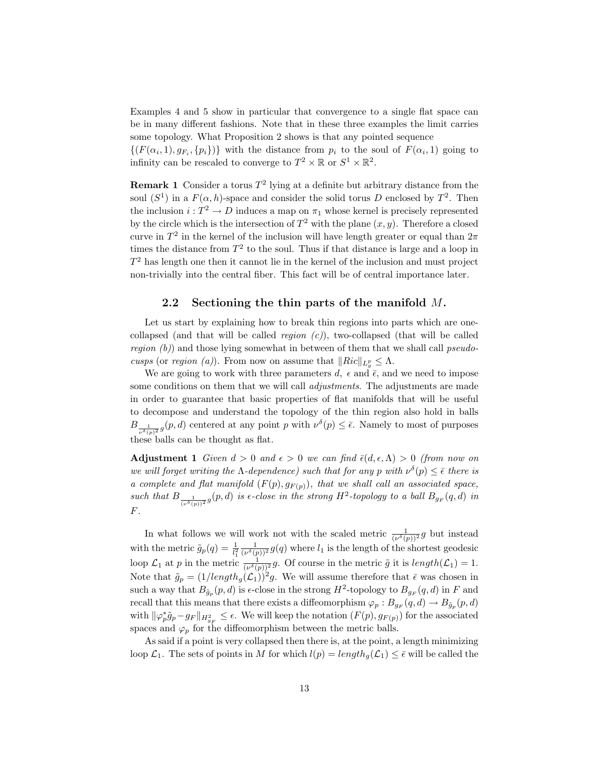Examples 4 and 5 show in particular that convergence to a single flat space can be in many different fashions. Note that in these three examples the limit carries some topology. What Proposition 2 shows is that any pointed sequence $\{(F(\alpha_i, 1), g_{F_i}, \{p_i\})\}$ with the distance from $p_i$ to the soul of $F(\alpha_i, 1)$ going to infinity can be rescaled to converge to $T^2 \times \mathbb{R}$ or $S^1 \times \mathbb{R}^2$.

**Remark 1** Consider a torus $T^2$ lying at a definite but arbitrary distance from the soul ($S^1$) in a $F(\alpha, h)$-space and consider the solid torus $D$ enclosed by $T^2$. Then the inclusion $i : T^2 \to D$ induces a map on $\pi_1$ whose kernel is precisely represented by the circle which is the intersection of $T^2$ with the plane $(x, y)$. Therefore a closed curve in $T^2$ in the kernel of the inclusion will have length greater or equal than $2\pi$ times the distance from $T^2$ to the soul. Thus if that distance is large and a loop in $T^2$ has length one then it cannot lie in the kernel of the inclusion and must project non-trivially into the central fiber. This fact will be of central importance later.

### 2.2 Sectioning the thin parts of the manifold $M$.

Let us start by explaining how to break thin regions into parts which are one-collapsed (and that will be called *region (c)*), two-collapsed (that will be called *region (b)*) and those lying somewhat in between of them that we shall call *pseudo-cusps* (or *region (a)*). From now on assume that $\|Ric\|_{L^p_g} \leq \Lambda$.

We are going to work with three parameters $d$, $\epsilon$ and $\bar{\epsilon}$, and we need to impose some conditions on them that we will call *adjustments*. The adjustments are made in order to guarantee that basic properties of flat manifolds that will be useful to decompose and understand the topology of the thin region also hold in balls $B_{\frac{1}{\nu^\delta(p)^2}g}(p, d)$ centered at any point $p$ with $\nu^\delta(p) \leq \bar{\epsilon}$. Namely to most of purposes these balls can be thought as flat.

**Adjustment 1** *Given $d > 0$ and $\epsilon > 0$ we can find $\bar{\epsilon}(d, \epsilon, \Lambda) > 0$ (from now on we will forget writing the $\Lambda$-dependence) such that for any $p$ with $\nu^\delta(p) \leq \bar{\epsilon}$ there is a complete and flat manifold $(F(p), g_{F(p)})$, that we shall call an associated space, such that $B_{\frac{1}{(\nu^\delta(p))^2}g}(p, d)$ is $\epsilon$-close in the strong $H^2$-topology to a ball $B_{g_F}(q, d)$ in $F$.*

In what follows we will work not with the scaled metric $\frac{1}{(\nu^\delta(p))^2}g$ but instead with the metric $\tilde{g}_p(q) = \frac{1}{l_1^2}\frac{1}{(\nu^\delta(p))^2}g(q)$ where $l_1$ is the length of the shortest geodesic loop $\mathcal{L}_1$ at $p$ in the metric $\frac{1}{(\nu^\delta(p))^2}g$. Of course in the metric $\tilde{g}$ it is $length(\mathcal{L}_1) = 1$. Note that $\tilde{g}_p = (1/length_g(\mathcal{L}_1))^2 g$. We will assume therefore that $\bar{\epsilon}$ was chosen in such a way that $B_{\tilde{g}_p}(p, d)$ is $\epsilon$-close in the strong $H^2$-topology to $B_{g_F}(q, d)$ in $F$ and recall that this means that there exists a diffeomorphism $\varphi_p : B_{g_F}(q, d) \to B_{\tilde{g}_p}(p, d)$ with $\|\varphi_p^* \tilde{g}_p - g_F\|_{H^2_{g_F}} \leq \epsilon$. We will keep the notation $(F(p), g_{F(p)})$ for the associated spaces and $\varphi_p$ for the diffeomorphism between the metric balls.

As said if a point is very collapsed then there is, at the point, a length minimizing loop $\mathcal{L}_1$. The sets of points in $M$ for which $l(p) = length_g(\mathcal{L}_1) \leq \bar{\epsilon}$ will be called the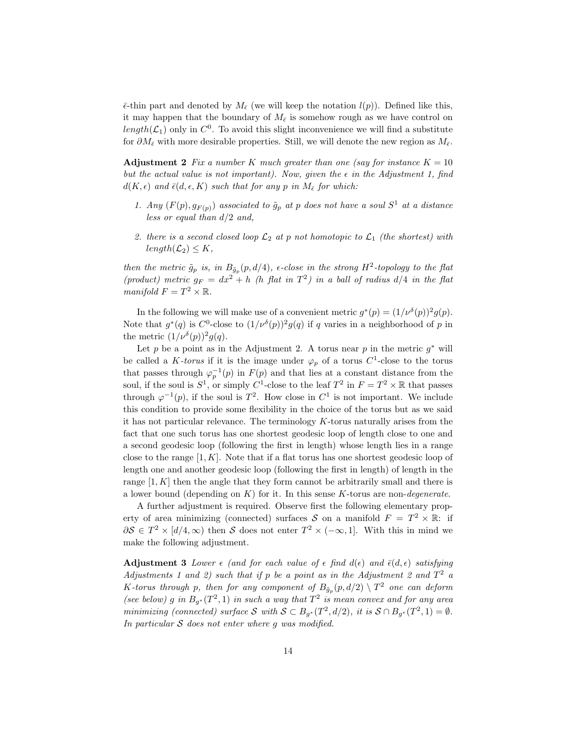$\bar{\epsilon}$-thin part and denoted by $M_{\bar{\epsilon}}$ (we will keep the notation $l(p)$). Defined like this, it may happen that the boundary of $M_{\bar{\epsilon}}$ is somehow rough as we have control on $length(\mathcal{L}_1)$ only in $C^0$. To avoid this slight inconvenience we will find a substitute for $\partial M_{\bar{\epsilon}}$ with more desirable properties. Still, we will denote the new region as $M_{\bar{\epsilon}}$.

**Adjustment 2** *Fix a number $K$ much greater than one (say for instance $K = 10$ but the actual value is not important). Now, given the $\epsilon$ in the Adjustment 1, find $d(K, \epsilon)$ and $\bar{\epsilon}(d, \epsilon, K)$ such that for any $p$ in $M_{\bar{\epsilon}}$ for which:*

1. *Any $(F(p), g_{F(p)})$ associated to $\tilde{g}_p$ at $p$ does not have a soul $S^1$ at a distance less or equal than $d/2$ and,*
2. *there is a second closed loop $\mathcal{L}_2$ at $p$ not homotopic to $\mathcal{L}_1$ (the shortest) with $length(\mathcal{L}_2) \leq K$,*

*then the metric $\tilde{g}_p$ is, in $B_{\tilde{g}_p}(p, d/4)$, $\epsilon$-close in the strong $H^2$-topology to the flat (product) metric $g_F = dx^2 + h$ ($h$ flat in $T^2$) in a ball of radius $d/4$ in the flat manifold $F = T^2 \times \mathbb{R}$.*

In the following we will make use of a convenient metric $g^*(p) = (1/\nu^{\delta}(p))^2 g(p)$. Note that $g^*(q)$ is $C^0$-close to $(1/\nu^{\delta}(p))^2 g(q)$ if $q$ varies in a neighborhood of $p$ in the metric $(1/\nu^{\delta}(p))^2 g(q)$.

Let $p$ be a point as in the Adjustment 2. A torus near $p$ in the metric $g^*$ will be called a *$K$-torus* if it is the image under $\varphi_p$ of a torus $C^1$-close to the torus that passes through $\varphi_p^{-1}(p)$ in $F(p)$ and that lies at a constant distance from the soul, if the soul is $S^1$, or simply $C^1$-close to the leaf $T^2$ in $F = T^2 \times \mathbb{R}$ that passes through $\varphi^{-1}(p)$, if the soul is $T^2$. How close in $C^1$ is not important. We include this condition to provide some flexibility in the choice of the torus but as we said it has not particular relevance. The terminology $K$-torus naturally arises from the fact that one such torus has one shortest geodesic loop of length close to one and a second geodesic loop (following the first in length) whose length lies in a range close to the range $[1, K]$. Note that if a flat torus has one shortest geodesic loop of length one and another geodesic loop (following the first in length) of length in the range $[1, K]$ then the angle that they form cannot be arbitrarily small and there is a lower bound (depending on $K$) for it. In this sense $K$-torus are non-*degenerate*.

A further adjustment is required. Observe first the following elementary property of area minimizing (connected) surfaces $\mathcal{S}$ on a manifold $F = T^2 \times \mathbb{R}$: if $\partial \mathcal{S} \in T^2 \times [d/4, \infty)$ then $\mathcal{S}$ does not enter $T^2 \times (-\infty, 1]$. With this in mind we make the following adjustment.

**Adjustment 3** *Lower $\epsilon$ (and for each value of $\epsilon$ find $d(\epsilon)$ and $\bar{\epsilon}(d, \epsilon)$ satisfying Adjustments 1 and 2) such that if $p$ be a point as in the Adjustment 2 and $T^2$ a $K$-torus through $p$, then for any component of $B_{\tilde{g}_p}(p, d/2) \setminus T^2$ one can deform (see below) $g$ in $B_{g^*}(T^2, 1)$ in such a way that $T^2$ is mean convex and for any area minimizing (connected) surface $\mathcal{S}$ with $\mathcal{S} \subset B_{g^*}(T^2, d/2)$, it is $\mathcal{S} \cap B_{g^*}(T^2, 1) = \emptyset$. In particular $\mathcal{S}$ does not enter where $g$ was modified.*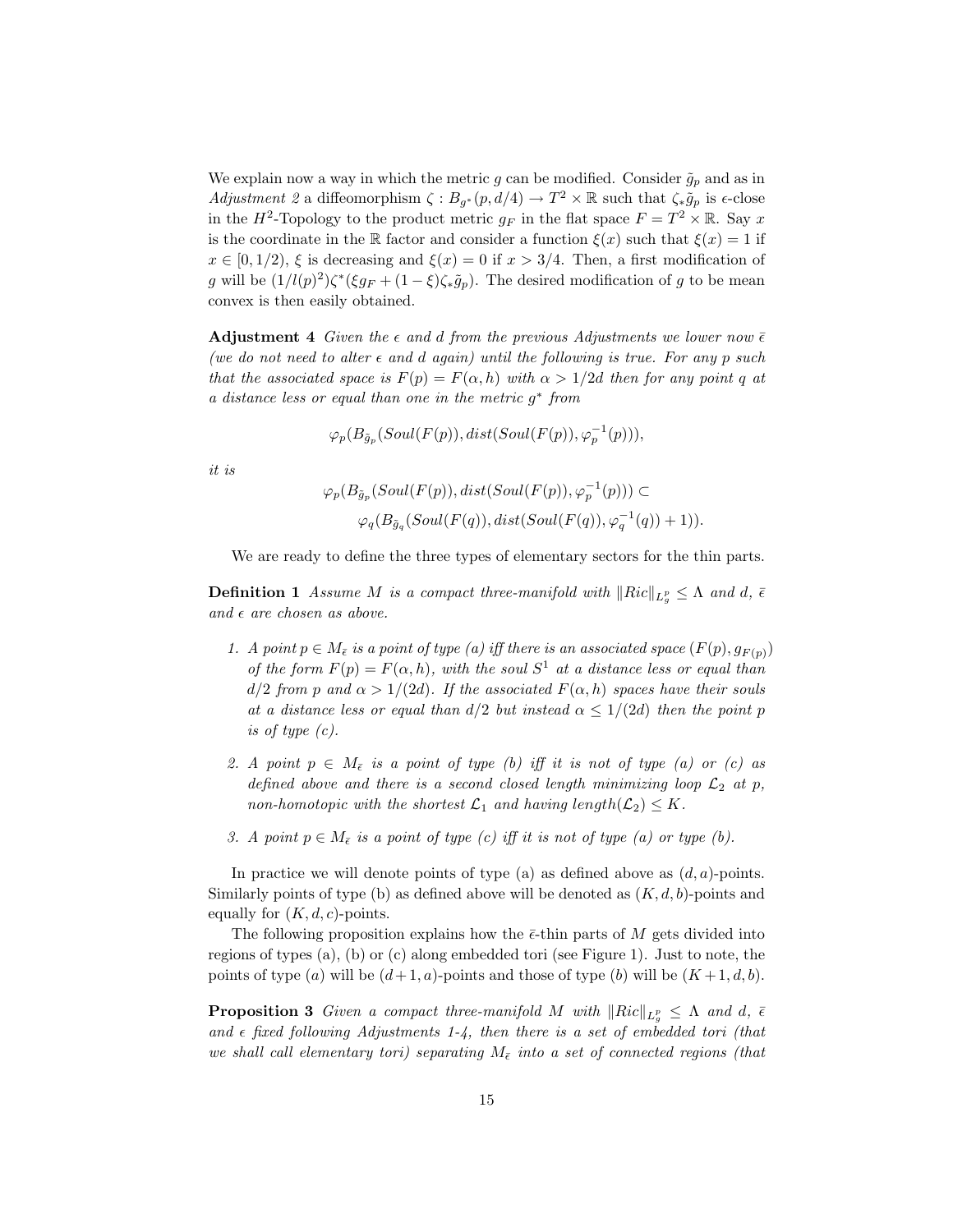We explain now a way in which the metric $g$ can be modified. Consider $\tilde{g}_p$ and as in *Adjustment 2* a diffeomorphism $\zeta : B_{g^*}(p, d/4) \rightarrow T^2 \times \mathbb{R}$ such that $\zeta_* \tilde{g}_p$ is $\epsilon$-close in the $H^2$-Topology to the product metric $g_F$ in the flat space $F = T^2 \times \mathbb{R}$. Say $x$ is the coordinate in the $\mathbb{R}$ factor and consider a function $\xi(x)$ such that $\xi(x) = 1$ if $x \in [0, 1/2)$, $\xi$ is decreasing and $\xi(x) = 0$ if $x > 3/4$. Then, a first modification of $g$ will be $(1/l(p)^2)\zeta^*(\xi g_F + (1-\xi)\zeta_* \tilde{g}_p)$. The desired modification of $g$ to be mean convex is then easily obtained.

**Adjustment 4** *Given the $\epsilon$ and $d$ from the previous Adjustments we lower now $\bar{\epsilon}$ (we do not need to alter $\epsilon$ and $d$ again) until the following is true. For any $p$ such that the associated space is $F(p) = F(\alpha, h)$ with $\alpha > 1/2d$ then for any point $q$ at a distance less or equal than one in the metric $g^*$ from*

$$\varphi_p(B_{\tilde{g}_p}(Soul(F(p)), dist(Soul(F(p)), \varphi_p^{-1}(p))),$$

*it is*

$$\varphi_p(B_{\tilde{g}_p}(Soul(F(p)), dist(Soul(F(p)), \varphi_p^{-1}(p))) \subset \varphi_q(B_{\tilde{g}_q}(Soul(F(q)), dist(Soul(F(q)), \varphi_q^{-1}(q)) + 1)).$$

We are ready to define the three types of elementary sectors for the thin parts.

**Definition 1** *Assume $M$ is a compact three-manifold with $\|Ric\|_{L^p_g} \leq \Lambda$ and $d$, $\bar{\epsilon}$ and $\epsilon$ are chosen as above.*

1. *A point $p \in M_{\bar{\epsilon}}$ is a point of type (a) iff there is an associated space $(F(p), g_{F(p)})$ of the form $F(p) = F(\alpha, h)$, with the soul $S^1$ at a distance less or equal than $d/2$ from $p$ and $\alpha > 1/(2d)$. If the associated $F(\alpha, h)$ spaces have their souls at a distance less or equal than $d/2$ but instead $\alpha \leq 1/(2d)$ then the point $p$ is of type (c).*
2. *A point $p \in M_{\bar{\epsilon}}$ is a point of type (b) iff it is not of type (a) or (c) as defined above and there is a second closed length minimizing loop $\mathcal{L}_2$ at $p$, non-homotopic with the shortest $\mathcal{L}_1$ and having $length(\mathcal{L}_2) \leq K$.*
3. *A point $p \in M_{\bar{\epsilon}}$ is a point of type (c) iff it is not of type (a) or type (b).*

In practice we will denote points of type (a) as defined above as $(d, a)$-points. Similarly points of type (b) as defined above will be denoted as $(K, d, b)$-points and equally for $(K, d, c)$-points.

The following proposition explains how the $\bar{\epsilon}$-thin parts of $M$ gets divided into regions of types (a), (b) or (c) along embedded tori (see Figure 1). Just to note, the points of type $(a)$ will be $(d+1, a)$-points and those of type (b) will be $(K+1, d, b)$.

**Proposition 3** *Given a compact three-manifold $M$ with $\|Ric\|_{L^p_g} \leq \Lambda$ and $d$, $\bar{\epsilon}$ and $\epsilon$ fixed following Adjustments 1-4, then there is a set of embedded tori (that we shall call elementary tori) separating $M_{\bar{\epsilon}}$ into a set of connected regions (that*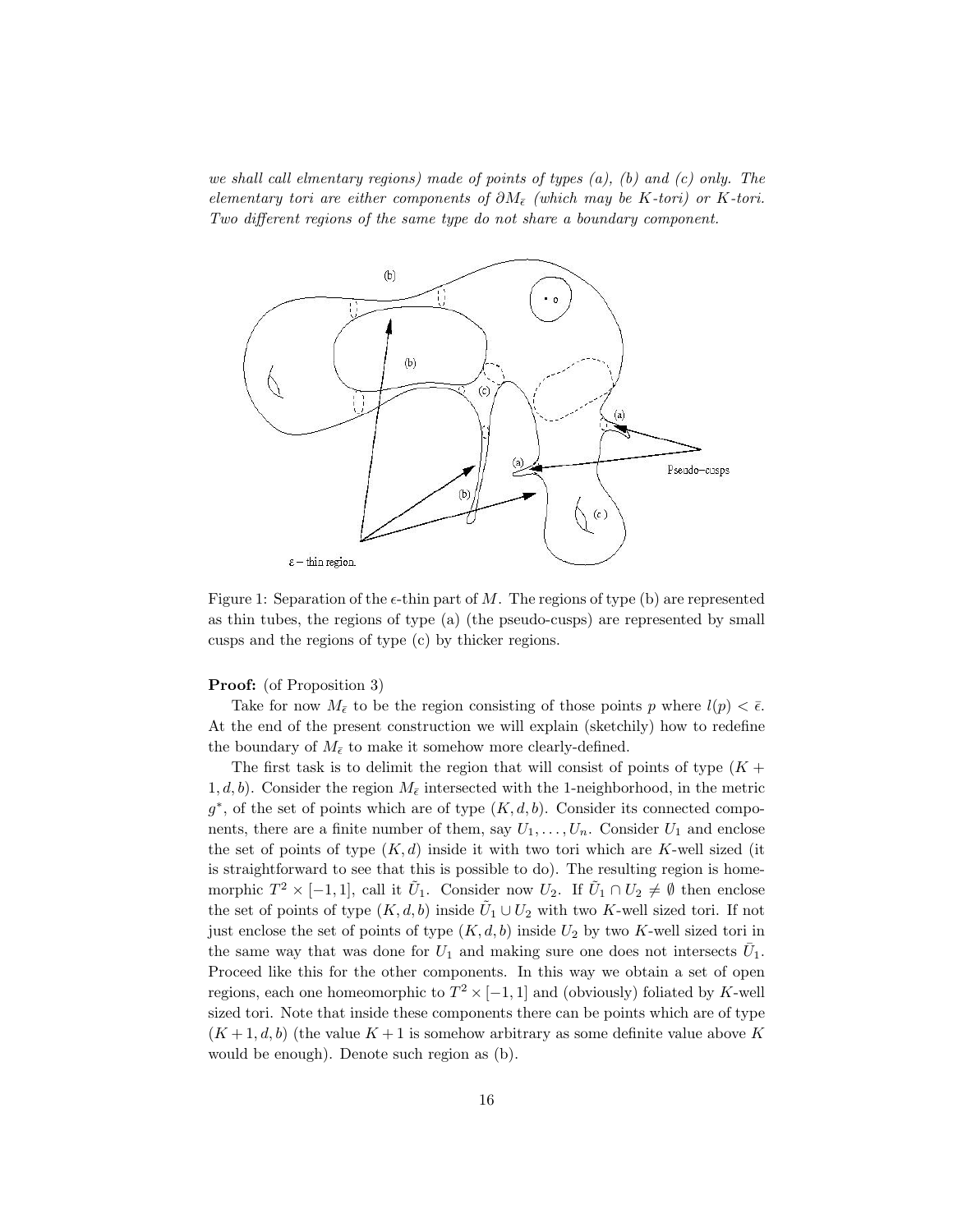*we shall call elmentary regions) made of points of types (a), (b) and (c) only. The elementary tori are either components of $\partial M_{\bar{\epsilon}}$ (which may be K-tori) or K-tori. Two different regions of the same type do not share a boundary component.*

Figure 1: Separation of the $\epsilon$-thin part of $M$. The regions of type (b) are represented as thin tubes, the regions of type (a) (the pseudo-cusps) are represented by small cusps and the regions of type (c) by thicker regions.

**Proof:** (of Proposition 3)

Take for now $M_{\bar{\epsilon}}$ to be the region consisting of those points $p$ where $l(p) < \bar{\epsilon}$. At the end of the present construction we will explain (sketchily) how to redefine the boundary of $M_{\bar{\epsilon}}$ to make it somehow more clearly-defined.

The first task is to delimit the region that will consist of points of type $(K + 1, d, b)$. Consider the region $M_{\bar{\epsilon}}$ intersected with the 1-neighborhood, in the metric $g^*$, of the set of points which are of type $(K, d, b)$. Consider its connected components, there are a finite number of them, say $U_1, \ldots, U_n$. Consider $U_1$ and enclose the set of points of type $(K, d)$ inside it with two tori which are $K$-well sized (it is straightforward to see that this is possible to do). The resulting region is homemorphic $T^2 \times [-1, 1]$, call it $\tilde{U}_1$. Consider now $U_2$. If $\tilde{U}_1 \cap U_2 \neq \emptyset$ then enclose the set of points of type $(K, d, b)$ inside $\tilde{U}_1 \cup U_2$ with two $K$-well sized tori. If not just enclose the set of points of type $(K, d, b)$ inside $U_2$ by two $K$-well sized tori in the same way that was done for $U_1$ and making sure one does not intersects $\bar{U}_1$. Proceed like this for the other components. In this way we obtain a set of open regions, each one homeomorphic to $T^2 \times [-1, 1]$ and (obviously) foliated by $K$-well sized tori. Note that inside these components there can be points which are of type $(K + 1, d, b)$ (the value $K + 1$ is somehow arbitrary as some definite value above $K$ would be enough). Denote such region as (b).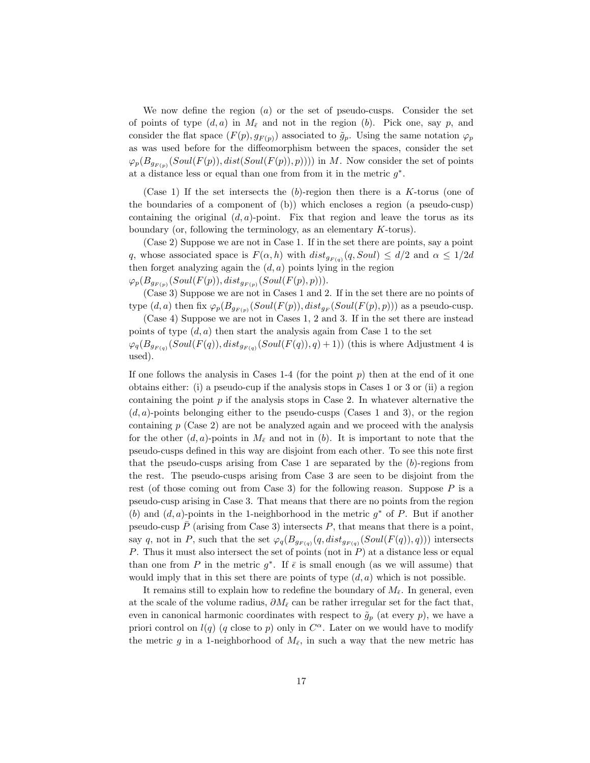We now define the region $(a)$ or the set of pseudo-cusps. Consider the set of points of type $(d, a)$ in $M_{\bar{\epsilon}}$ and not in the region $(b)$. Pick one, say $p$, and consider the flat space $(F(p), g_{F(p)})$ associated to $\tilde{g}_p$. Using the same notation $\varphi_p$ as was used before for the diffeomorphism between the spaces, consider the set $\varphi_p(B_{g_{F(p)}}(Soul(F(p)), dist(Soul(F(p)), p))))$ in $M$. Now consider the set of points at a distance less or equal than one from from it in the metric $g^*$.

(Case 1) If the set intersects the $(b)$-region then there is a $K$-torus (one of the boundaries of a component of (b)) which encloses a region (a pseudo-cusp) containing the original $(d, a)$-point. Fix that region and leave the torus as its boundary (or, following the terminology, as an elementary $K$-torus).

(Case 2) Suppose we are not in Case 1. If in the set there are points, say a point $q$, whose associated space is $F(\alpha, h)$ with $dist_{g_{F(q)}}(q, Soul) \leq d/2$ and $\alpha \leq 1/2d$ then forget analyzing again the $(d, a)$ points lying in the region $\varphi_p(B_{g_{F(p)}}(Soul(F(p)), dist_{g_{F(p)}}(Soul(F(p), p)))$.

(Case 3) Suppose we are not in Cases 1 and 2. If in the set there are no points of type $(d, a)$ then fix $\varphi_p(B_{g_{F(p)}}(Soul(F(p)), dist_{g_F}(Soul(F(p), p)))$ as a pseudo-cusp.

(Case 4) Suppose we are not in Cases 1, 2 and 3. If in the set there are instead points of type $(d, a)$ then start the analysis again from Case 1 to the set $\varphi_q(B_{g_{F(q)}}(Soul(F(q)), dist_{g_{F(q)}}(Soul(F(q)), q) + 1))$ (this is where Adjustment 4 is used).

If one follows the analysis in Cases 1-4 (for the point $p$) then at the end of it one obtains either: (i) a pseudo-cup if the analysis stops in Cases 1 or 3 or (ii) a region containing the point $p$ if the analysis stops in Case 2. In whatever alternative the $(d, a)$-points belonging either to the pseudo-cusps (Cases 1 and 3), or the region containing $p$ (Case 2) are not be analyzed again and we proceed with the analysis for the other $(d, a)$-points in $M_{\bar{\epsilon}}$ and not in (b). It is important to note that the pseudo-cusps defined in this way are disjoint from each other. To see this note first that the pseudo-cusps arising from Case 1 are separated by the $(b)$-regions from the rest. The pseudo-cusps arising from Case 3 are seen to be disjoint from the rest (of those coming out from Case 3) for the following reason. Suppose $P$ is a pseudo-cusp arising in Case 3. That means that there are no points from the region $(b)$ and $(d, a)$-points in the 1-neighborhood in the metric $g^*$ of $P$. But if another pseudo-cusp $\bar{P}$ (arising from Case 3) intersects $P$, that means that there is a point, say $q$, not in $P$, such that the set $\varphi_q(B_{g_{F(q)}}(q, dist_{g_{F(q)}}(Soul(F(q)), q)))$ intersects $P$. Thus it must also intersect the set of points (not in $P$) at a distance less or equal than one from $P$ in the metric $g^*$. If $\bar{\epsilon}$ is small enough (as we will assume) that would imply that in this set there are points of type $(d, a)$ which is not possible.

It remains still to explain how to redefine the boundary of $M_{\bar{\epsilon}}$. In general, even at the scale of the volume radius, $\partial M_{\bar{\epsilon}}$ can be rather irregular set for the fact that, even in canonical harmonic coordinates with respect to $\tilde{g}_p$ (at every $p$), we have a priori control on $l(q)$ ($q$ close to $p$) only in $C^{\alpha}$. Later on we would have to modify the metric $g$ in a 1-neighborhood of $M_{\bar{\epsilon}}$, in such a way that the new metric has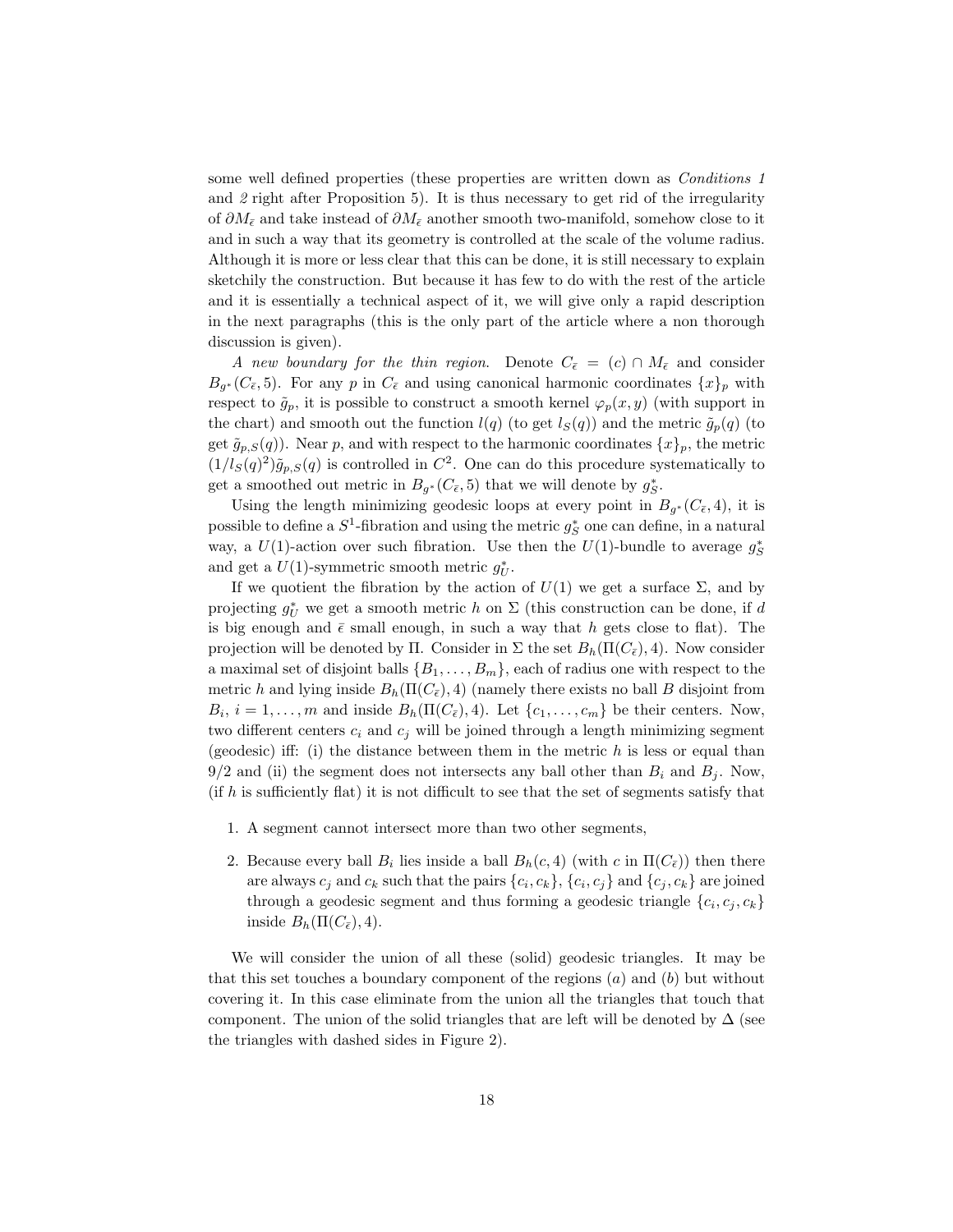some well defined properties (these properties are written down as *Conditions 1* and *2* right after Proposition 5). It is thus necessary to get rid of the irregularity of $\partial M_{\bar{\epsilon}}$ and take instead of $\partial M_{\bar{\epsilon}}$ another smooth two-manifold, somehow close to it and in such a way that its geometry is controlled at the scale of the volume radius. Although it is more or less clear that this can be done, it is still necessary to explain sketchily the construction. But because it has few to do with the rest of the article and it is essentially a technical aspect of it, we will give only a rapid description in the next paragraphs (this is the only part of the article where a non thorough discussion is given).

*A new boundary for the thin region.* Denote $C_{\bar{\epsilon}} = (c) \cap M_{\bar{\epsilon}}$ and consider $B_{g^*}(C_{\bar{\epsilon}}, 5)$. For any $p$ in $C_{\bar{\epsilon}}$ and using canonical harmonic coordinates $\{x\}_p$ with respect to $\tilde{g}_p$, it is possible to construct a smooth kernel $\varphi_p(x, y)$ (with support in the chart) and smooth out the function $l(q)$ (to get $l_S(q)$) and the metric $\tilde{g}_p(q)$ (to get $\tilde{g}_{p,S}(q)$). Near $p$, and with respect to the harmonic coordinates $\{x\}_p$, the metric $(1/l_S(q)^2)\tilde{g}_{p,S}(q)$ is controlled in $C^2$. One can do this procedure systematically to get a smoothed out metric in $B_{g^*}(C_{\bar{\epsilon}}, 5)$ that we will denote by $g^*_S$.

Using the length minimizing geodesic loops at every point in $B_{g^*}(C_{\bar{\epsilon}}, 4)$, it is possible to define a $S^1$-fibration and using the metric $g^*_S$ one can define, in a natural way, a $U(1)$-action over such fibration. Use then the $U(1)$-bundle to average $g^*_S$ and get a $U(1)$-symmetric smooth metric $g^*_U$.

If we quotient the fibration by the action of $U(1)$ we get a surface $\Sigma$, and by projecting $g^*_U$ we get a smooth metric $h$ on $\Sigma$ (this construction can be done, if $d$ is big enough and $\bar{\epsilon}$ small enough, in such a way that $h$ gets close to flat). The projection will be denoted by $\Pi$. Consider in $\Sigma$ the set $B_h(\Pi(C_{\bar{\epsilon}}), 4)$. Now consider a maximal set of disjoint balls $\{B_1, \ldots, B_m\}$, each of radius one with respect to the metric $h$ and lying inside $B_h(\Pi(C_{\bar{\epsilon}}), 4)$ (namely there exists no ball $B$ disjoint from $B_i$, $i = 1, \ldots, m$ and inside $B_h(\Pi(C_{\bar{\epsilon}}), 4)$. Let $\{c_1, \ldots, c_m\}$ be their centers. Now, two different centers $c_i$ and $c_j$ will be joined through a length minimizing segment (geodesic) iff: (i) the distance between them in the metric $h$ is less or equal than $9/2$ and (ii) the segment does not intersects any ball other than $B_i$ and $B_j$. Now, (if $h$ is sufficiently flat) it is not difficult to see that the set of segments satisfy that

1. A segment cannot intersect more than two other segments,
2. Because every ball $B_i$ lies inside a ball $B_h(c, 4)$ (with $c$ in $\Pi(C_{\bar{\epsilon}})$) then there are always $c_j$ and $c_k$ such that the pairs $\{c_i, c_k\}$, $\{c_i, c_j\}$ and $\{c_j, c_k\}$ are joined through a geodesic segment and thus forming a geodesic triangle $\{c_i, c_j, c_k\}$ inside $B_h(\Pi(C_{\bar{\epsilon}}), 4)$.

We will consider the union of all these (solid) geodesic triangles. It may be that this set touches a boundary component of the regions $(a)$ and $(b)$ but without covering it. In this case eliminate from the union all the triangles that touch that component. The union of the solid triangles that are left will be denoted by $\Delta$ (see the triangles with dashed sides in Figure 2).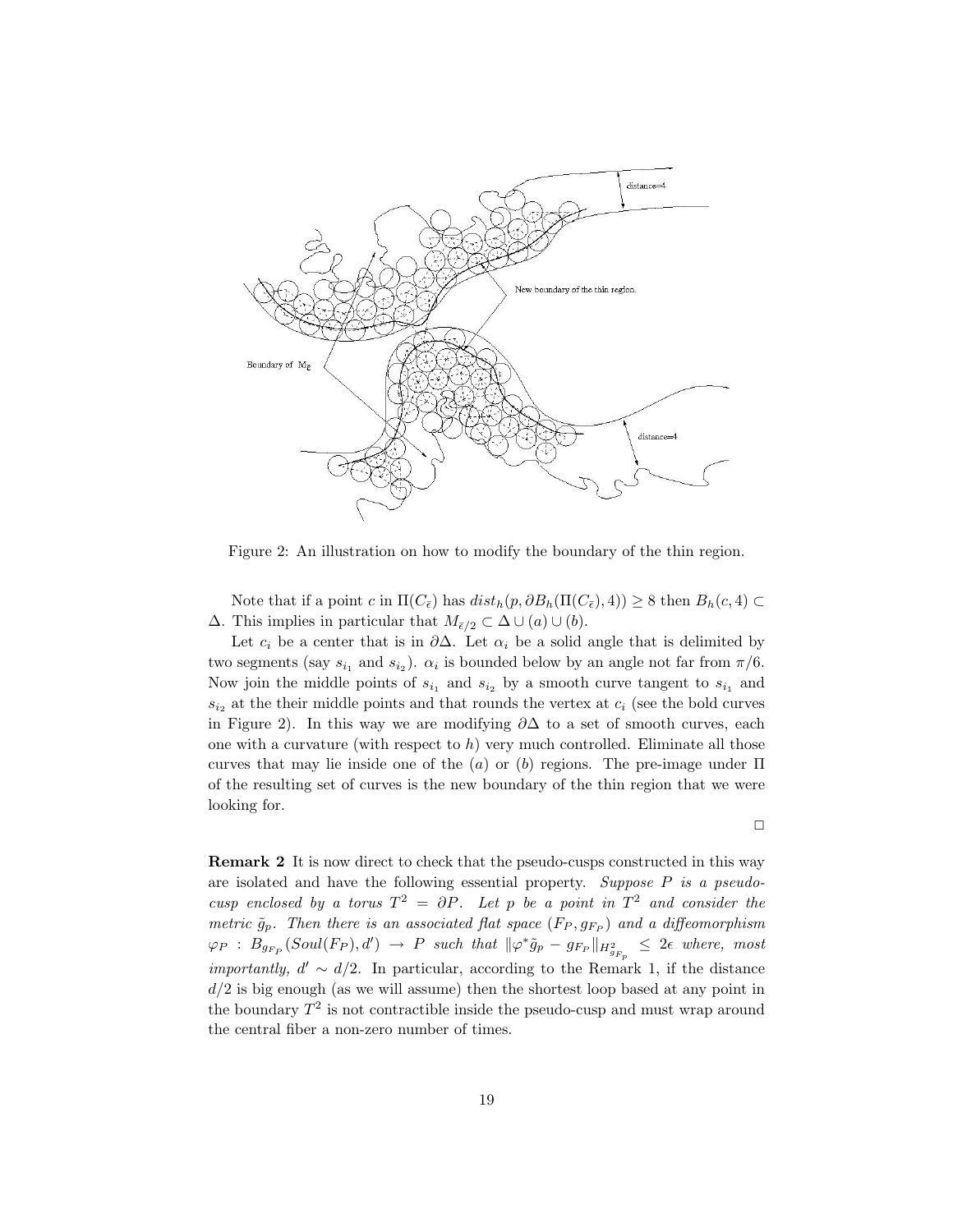Figure 2: An illustration on how to modify the boundary of the thin region.

Note that if a point $c$ in $\Pi(C_{\bar{\epsilon}})$ has $dist_h(p, \partial B_h(\Pi(C_{\bar{\epsilon}}), 4)) \geq 8$ then $B_h(c, 4) \subset \Delta$. This implies in particular that $M_{\bar{\epsilon}/2} \subset \Delta \cup (a) \cup (b)$.

Let $c_i$ be a center that is in $\partial\Delta$. Let $\alpha_i$ be a solid angle that is delimited by two segments (say $s_{i_1}$ and $s_{i_2}$). $\alpha_i$ is bounded below by an angle not far from $\pi/6$. Now join the middle points of $s_{i_1}$ and $s_{i_2}$ by a smooth curve tangent to $s_{i_1}$ and $s_{i_2}$ at the their middle points and that rounds the vertex at $c_i$ (see the bold curves in Figure 2). In this way we are modifying $\partial\Delta$ to a set of smooth curves, each one with a curvature (with respect to $h$) very much controlled. Eliminate all those curves that may lie inside one of the $(a)$ or $(b)$ regions. The pre-image under $\Pi$ of the resulting set of curves is the new boundary of the thin region that we were looking for.

□

**Remark 2** It is now direct to check that the pseudo-cusps constructed in this way are isolated and have the following essential property. *Suppose $P$ is a pseudo-cusp enclosed by a torus $T^2 = \partial P$. Let $p$ be a point in $T^2$ and consider the metric $\tilde{g}_p$. Then there is an associated flat space $(F_P, g_{F_P})$ and a diffeomorphism $\varphi_P : B_{g_{F_P}}(Soul(F_P), d') \to P$ such that $\|\varphi^* \tilde{g}_p - g_{F_P}\|_{H^2_{g_{F_p}}} \leq 2\epsilon$ where, most importantly, $d' \sim d/2$.* In particular, according to the Remark 1, if the distance $d/2$ is big enough (as we will assume) then the shortest loop based at any point in the boundary $T^2$ is not contractible inside the pseudo-cusp and must wrap around the central fiber a non-zero number of times.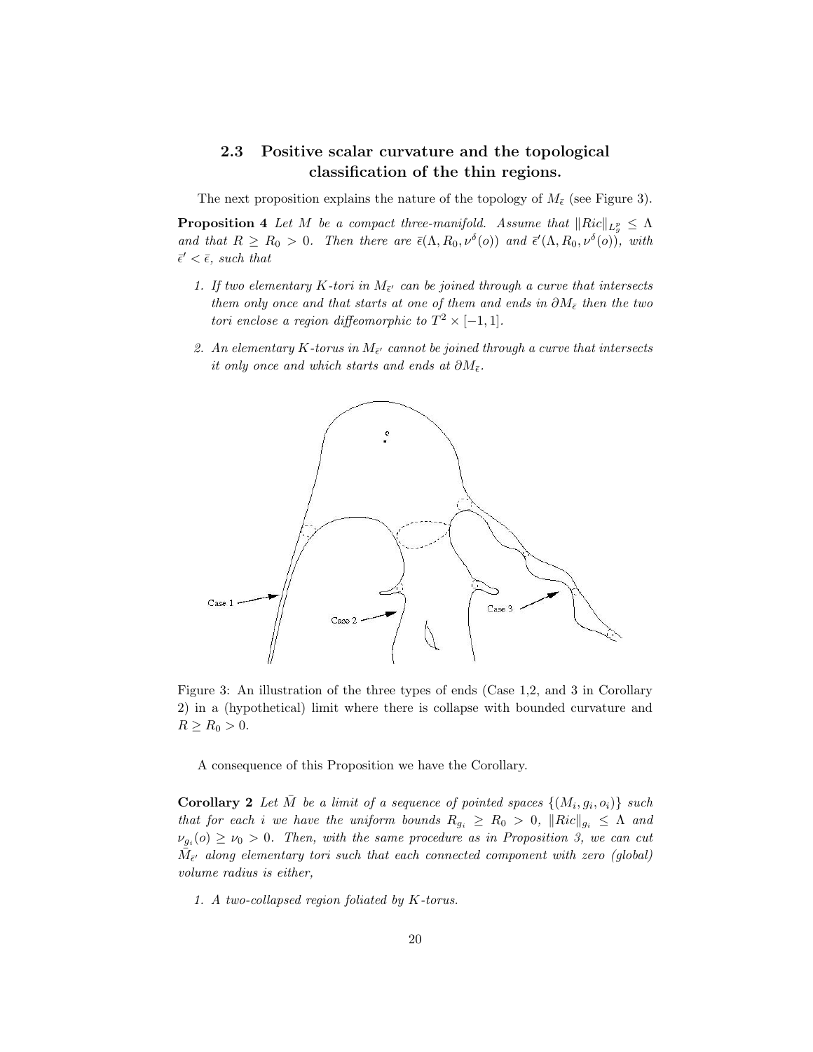### 2.3 Positive scalar curvature and the topological classification of the thin regions.

The next proposition explains the nature of the topology of $M_{\bar{\epsilon}}$ (see Figure 3).

**Proposition 4** *Let $M$ be a compact three-manifold. Assume that $\|Ric\|_{L^p_g} \leq \Lambda$ and that $R \geq R_0 > 0$. Then there are $\bar{\epsilon}(\Lambda, R_0, \nu^\delta(o))$ and $\bar{\epsilon}'(\Lambda, R_0, \nu^\delta(o))$, with $\bar{\epsilon}' < \bar{\epsilon}$, such that*

1. *If two elementary $K$-tori in $M_{\bar{\epsilon}'}$ can be joined through a curve that intersects them only once and that starts at one of them and ends in $\partial M_{\bar{\epsilon}}$ then the two tori enclose a region diffeomorphic to $T^2 \times [-1, 1]$.*
2. *An elementary $K$-torus in $M_{\bar{\epsilon}'}$ cannot be joined through a curve that intersects it only once and which starts and ends at $\partial M_{\bar{\epsilon}}$.*

Figure 3: An illustration of the three types of ends (Case 1,2, and 3 in Corollary 2) in a (hypothetical) limit where there is collapse with bounded curvature and $R \geq R_0 > 0$.

A consequence of this Proposition we have the Corollary.

**Corollary 2** *Let $\bar{M}$ be a limit of a sequence of pointed spaces $\{(M_i, g_i, o_i)\}$ such that for each $i$ we have the uniform bounds $R_{g_i} \geq R_0 > 0$, $\|Ric\|_{g_i} \leq \Lambda$ and $\nu_{g_i}(o) \geq \nu_0 > 0$. Then, with the same procedure as in Proposition 3, we can cut $\bar{M}_{\bar{\epsilon}'}$ along elementary tori such that each connected component with zero (global) volume radius is either,*

1. *A two-collapsed region foliated by $K$-torus.*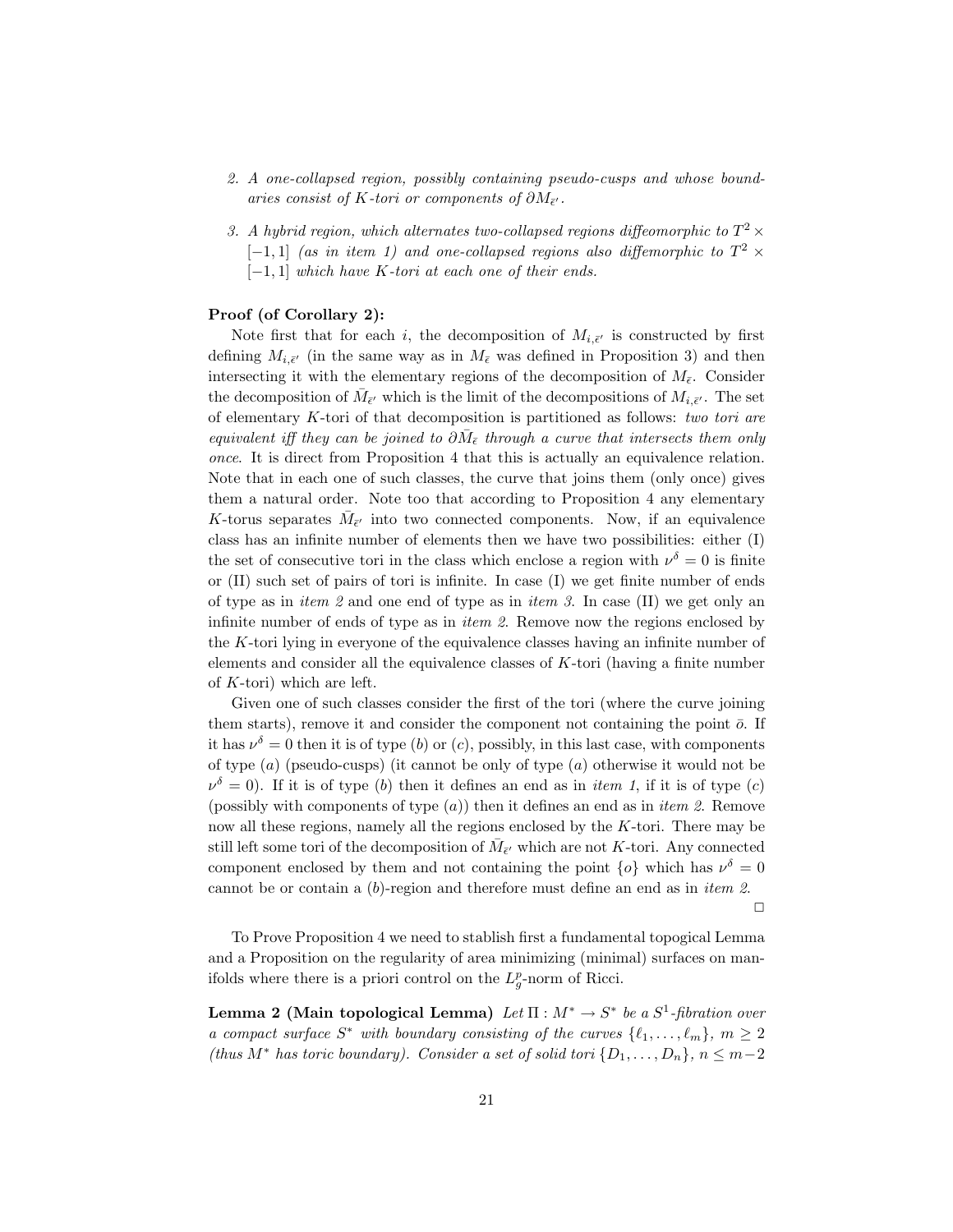2. *A one-collapsed region, possibly containing pseudo-cusps and whose boundaries consist of K-tori or components of $\partial M_{\bar{\epsilon}'}$.*

3. *A hybrid region, which alternates two-collapsed regions diffeomorphic to $T^2 \times [-1,1]$ (as in item 1) and one-collapsed regions also diffemorphic to $T^2 \times [-1,1]$ which have K-tori at each one of their ends.*

**Proof (of Corollary 2):**

Note first that for each $i$, the decomposition of $M_{i,\bar{\epsilon}'}$ is constructed by first defining $M_{i,\bar{\epsilon}'}$ (in the same way as in $M_{\bar{\epsilon}}$ was defined in Proposition 3) and then intersecting it with the elementary regions of the decomposition of $M_{\bar{\epsilon}}$. Consider the decomposition of $\bar{M}_{\bar{\epsilon}'}$ which is the limit of the decompositions of $M_{i,\bar{\epsilon}'}$. The set of elementary $K$-tori of that decomposition is partitioned as follows: *two tori are equivalent iff they can be joined to $\partial \bar{M}_{\bar{\epsilon}}$ through a curve that intersects them only once*. It is direct from Proposition 4 that this is actually an equivalence relation. Note that in each one of such classes, the curve that joins them (only once) gives them a natural order. Note too that according to Proposition 4 any elementary $K$-torus separates $\bar{M}_{\bar{\epsilon}'}$ into two connected components. Now, if an equivalence class has an infinite number of elements then we have two possibilities: either (I) the set of consecutive tori in the class which enclose a region with $\nu^{\delta} = 0$ is finite or (II) such set of pairs of tori is infinite. In case (I) we get finite number of ends of type as in *item 2* and one end of type as in *item 3*. In case (II) we get only an infinite number of ends of type as in *item 2*. Remove now the regions enclosed by the $K$-tori lying in everyone of the equivalence classes having an infinite number of elements and consider all the equivalence classes of $K$-tori (having a finite number of $K$-tori) which are left.

Given one of such classes consider the first of the tori (where the curve joining them starts), remove it and consider the component not containing the point $\bar{o}$. If it has $\nu^{\delta} = 0$ then it is of type ($b$) or ($c$), possibly, in this last case, with components of type ($a$) (pseudo-cusps) (it cannot be only of type ($a$) otherwise it would not be $\nu^{\delta} = 0$). If it is of type ($b$) then it defines an end as in *item 1*, if it is of type ($c$) (possibly with components of type ($a$)) then it defines an end as in *item 2*. Remove now all these regions, namely all the regions enclosed by the $K$-tori. There may be still left some tori of the decomposition of $\bar{M}_{\bar{\epsilon}'}$ which are not $K$-tori. Any connected component enclosed by them and not containing the point $\{o\}$ which has $\nu^{\delta} = 0$ cannot be or contain a ($b$)-region and therefore must define an end as in *item 2*.

□

To Prove Proposition 4 we need to stablish first a fundamental topogical Lemma and a Proposition on the regularity of area minimizing (minimal) surfaces on manifolds where there is a priori control on the $L^p_g$-norm of Ricci.

**Lemma 2 (Main topological Lemma)** *Let $\Pi : M^* \rightarrow S^*$ be a $S^1$-fibration over a compact surface $S^*$ with boundary consisting of the curves $\{\ell_1, \ldots, \ell_m\}$, $m \geq 2$ (thus $M^*$ has toric boundary). Consider a set of solid tori $\{D_1, \ldots, D_n\}$, $n \leq m-2$*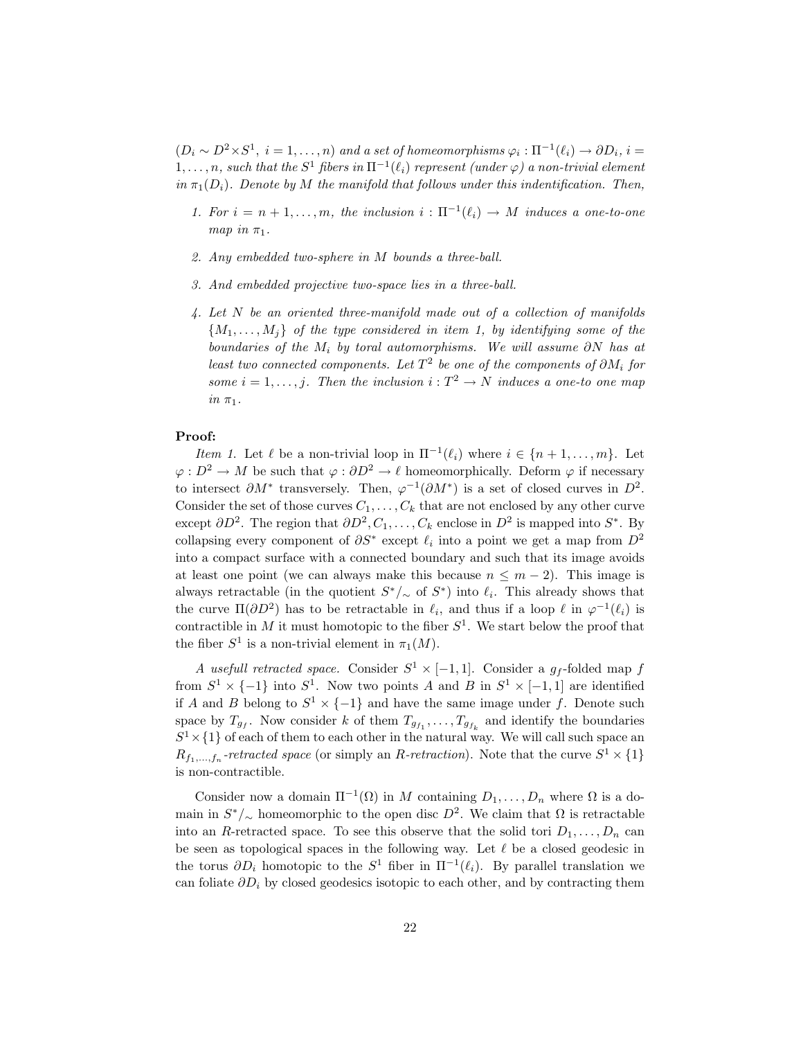*($D_i \sim D^2 \times S^1$, $i = 1, \ldots, n$) and a set of homeomorphisms $\varphi_i : \Pi^{-1}(\ell_i) \to \partial D_i$, $i = 1, \ldots, n$, such that the $S^1$ fibers in $\Pi^{-1}(\ell_i)$ represent (under $\varphi$) a non-trivial element in $\pi_1(D_i)$. Denote by $M$ the manifold that follows under this indentification. Then,*

1. *For $i = n+1, \ldots, m$, the inclusion $i : \Pi^{-1}(\ell_i) \to M$ induces a one-to-one map in $\pi_1$.*
2. *Any embedded two-sphere in $M$ bounds a three-ball.*
3. *And embedded projective two-space lies in a three-ball.*
4. *Let $N$ be an oriented three-manifold made out of a collection of manifolds $\{M_1, \ldots, M_j\}$ of the type considered in item 1, by identifying some of the boundaries of the $M_i$ by toral automorphisms. We will assume $\partial N$ has at least two connected components. Let $T^2$ be one of the components of $\partial M_i$ for some $i = 1, \ldots, j$. Then the inclusion $i : T^2 \to N$ induces a one-to one map in $\pi_1$.*

**Proof:**

*Item 1.* Let $\ell$ be a non-trivial loop in $\Pi^{-1}(\ell_i)$ where $i \in \{n+1, \ldots, m\}$. Let $\varphi : D^2 \to M$ be such that $\varphi : \partial D^2 \to \ell$ homeomorphically. Deform $\varphi$ if necessary to intersect $\partial M^*$ transversely. Then, $\varphi^{-1}(\partial M^*)$ is a set of closed curves in $D^2$. Consider the set of those curves $C_1, \ldots, C_k$ that are not enclosed by any other curve except $\partial D^2$. The region that $\partial D^2, C_1, \ldots, C_k$ enclose in $D^2$ is mapped into $S^*$. By collapsing every component of $\partial S^*$ except $\ell_i$ into a point we get a map from $D^2$ into a compact surface with a connected boundary and such that its image avoids at least one point (we can always make this because $n \leq m-2$). This image is always retractable (in the quotient $S^*/_\sim$ of $S^*$) into $\ell_i$. This already shows that the curve $\Pi(\partial D^2)$ has to be retractable in $\ell_i$, and thus if a loop $\ell$ in $\varphi^{-1}(\ell_i)$ is contractible in $M$ it must homotopic to the fiber $S^1$. We start below the proof that the fiber $S^1$ is a non-trivial element in $\pi_1(M)$.

*A usefull retracted space.* Consider $S^1 \times [-1,1]$. Consider a $g_f$-folded map $f$ from $S^1 \times \{-1\}$ into $S^1$. Now two points $A$ and $B$ in $S^1 \times [-1,1]$ are identified if $A$ and $B$ belong to $S^1 \times \{-1\}$ and have the same image under $f$. Denote such space by $T_{g_f}$. Now consider $k$ of them $T_{g_{f_1}}, \ldots, T_{g_{f_k}}$ and identify the boundaries $S^1 \times \{1\}$ of each of them to each other in the natural way. We will call such space an $R_{f_1,\ldots,f_n}$*-retracted space* (or simply an *R-retraction*). Note that the curve $S^1 \times \{1\}$ is non-contractible.

Consider now a domain $\Pi^{-1}(\Omega)$ in $M$ containing $D_1, \ldots, D_n$ where $\Omega$ is a domain in $S^*/_\sim$ homeomorphic to the open disc $D^2$. We claim that $\Omega$ is retractable into an $R$-retracted space. To see this observe that the solid tori $D_1, \ldots, D_n$ can be seen as topological spaces in the following way. Let $\ell$ be a closed geodesic in the torus $\partial D_i$ homotopic to the $S^1$ fiber in $\Pi^{-1}(\ell_i)$. By parallel translation we can foliate $\partial D_i$ by closed geodesics isotopic to each other, and by contracting them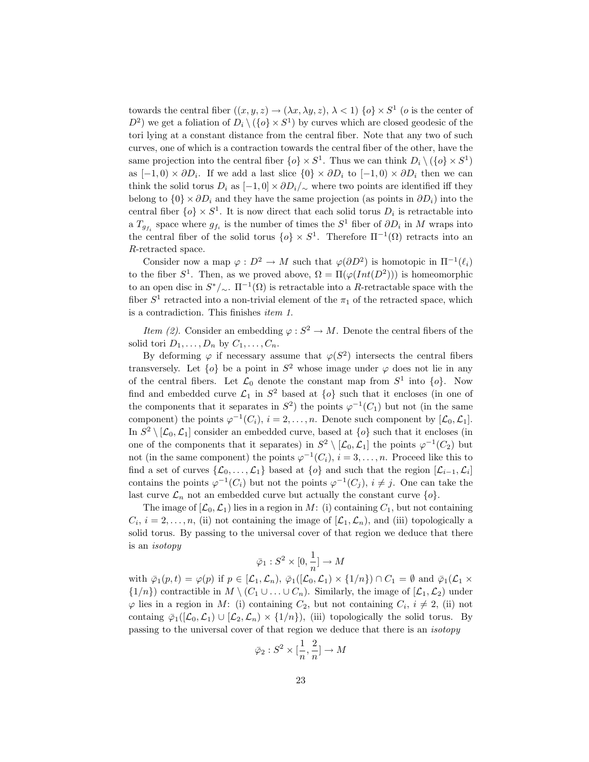towards the central fiber ($(x, y, z) \to (\lambda x, \lambda y, z)$, $\lambda < 1$) $\{o\} \times S^1$ ($o$ is the center of $D^2$) we get a foliation of $D_i \setminus (\{o\} \times S^1)$ by curves which are closed geodesic of the tori lying at a constant distance from the central fiber. Note that any two of such curves, one of which is a contraction towards the central fiber of the other, have the same projection into the central fiber $\{o\} \times S^1$. Thus we can think $D_i \setminus (\{o\} \times S^1)$ as $[-1, 0) \times \partial D_i$. If we add a last slice $\{0\} \times \partial D_i$ to $[-1, 0) \times \partial D_i$ then we can think the solid torus $D_i$ as $[-1, 0] \times \partial D_i/_\sim$ where two points are identified iff they belong to $\{0\} \times \partial D_i$ and they have the same projection (as points in $\partial D_i$) into the central fiber $\{o\} \times S^1$. It is now direct that each solid torus $D_i$ is retractable into a $T_{g_{f_i}}$ space where $g_{f_i}$ is the number of times the $S^1$ fiber of $\partial D_i$ in $M$ wraps into the central fiber of the solid torus $\{o\} \times S^1$. Therefore $\Pi^{-1}(\Omega)$ retracts into an $R$-retracted space.

Consider now a map $\varphi : D^2 \to M$ such that $\varphi(\partial D^2)$ is homotopic in $\Pi^{-1}(\ell_i)$ to the fiber $S^1$. Then, as we proved above, $\Omega = \Pi(\varphi(Int(D^2)))$ is homeomorphic to an open disc in $S^*/_\sim$. $\Pi^{-1}(\Omega)$ is retractable into a $R$-retractable space with the fiber $S^1$ retracted into a non-trivial element of the $\pi_1$ of the retracted space, which is a contradiction. This finishes *item 1.*

*Item (2).* Consider an embedding $\varphi : S^2 \to M$. Denote the central fibers of the solid tori $D_1, \ldots, D_n$ by $C_1, \ldots, C_n$.

By deforming $\varphi$ if necessary assume that $\varphi(S^2)$ intersects the central fibers transversely. Let $\{o\}$ be a point in $S^2$ whose image under $\varphi$ does not lie in any of the central fibers. Let $\mathcal{L}_0$ denote the constant map from $S^1$ into $\{o\}$. Now find and embedded curve $\mathcal{L}_1$ in $S^2$ based at $\{o\}$ such that it encloses (in one of the components that it separates in $S^2$) the points $\varphi^{-1}(C_1)$ but not (in the same component) the points $\varphi^{-1}(C_i)$, $i = 2, \ldots, n$. Denote such component by $[\mathcal{L}_0, \mathcal{L}_1]$. In $S^2 \setminus [\mathcal{L}_0, \mathcal{L}_1]$ consider an embedded curve, based at $\{o\}$ such that it encloses (in one of the components that it separates) in $S^2 \setminus [\mathcal{L}_0, \mathcal{L}_1]$ the points $\varphi^{-1}(C_2)$ but not (in the same component) the points $\varphi^{-1}(C_i)$, $i = 3, \ldots, n$. Proceed like this to find a set of curves $\{\mathcal{L}_0, \ldots, \mathcal{L}_1\}$ based at $\{o\}$ and such that the region $[\mathcal{L}_{i-1}, \mathcal{L}_i]$ contains the points $\varphi^{-1}(C_i)$ but not the points $\varphi^{-1}(C_j)$, $i \neq j$. One can take the last curve $\mathcal{L}_n$ not an embedded curve but actually the constant curve $\{o\}$.

The image of $[\mathcal{L}_0, \mathcal{L}_1)$ lies in a region in $M$: (i) containing $C_1$, but not containing $C_i$, $i = 2, \ldots, n$, (ii) not containing the image of $[\mathcal{L}_1, \mathcal{L}_n)$, and (iii) topologically a solid torus. By passing to the universal cover of that region we deduce that there is an *isotopy*

$$\bar{\varphi}_1 : S^2 \times [0, \frac{1}{n}] \to M$$

with $\bar{\varphi}_1(p, t) = \varphi(p)$ if $p \in [\mathcal{L}_1, \mathcal{L}_n)$, $\bar{\varphi}_1([\mathcal{L}_0, \mathcal{L}_1) \times \{1/n\}) \cap C_1 = \emptyset$ and $\bar{\varphi}_1(\mathcal{L}_1 \times \{1/n\})$ contractible in $M \setminus (C_1 \cup \ldots \cup C_n)$. Similarly, the image of $[\mathcal{L}_1, \mathcal{L}_2)$ under $\varphi$ lies in a region in $M$: (i) containing $C_2$, but not containing $C_i$, $i \neq 2$, (ii) not containg $\bar{\varphi}_1([\mathcal{L}_0, \mathcal{L}_1) \cup [\mathcal{L}_2, \mathcal{L}_n) \times \{1/n\})$, (iii) topologically the solid torus. By passing to the universal cover of that region we deduce that there is an *isotopy*

$$\bar{\varphi}_2 : S^2 \times [\frac{1}{n}, \frac{2}{n}] \to M$$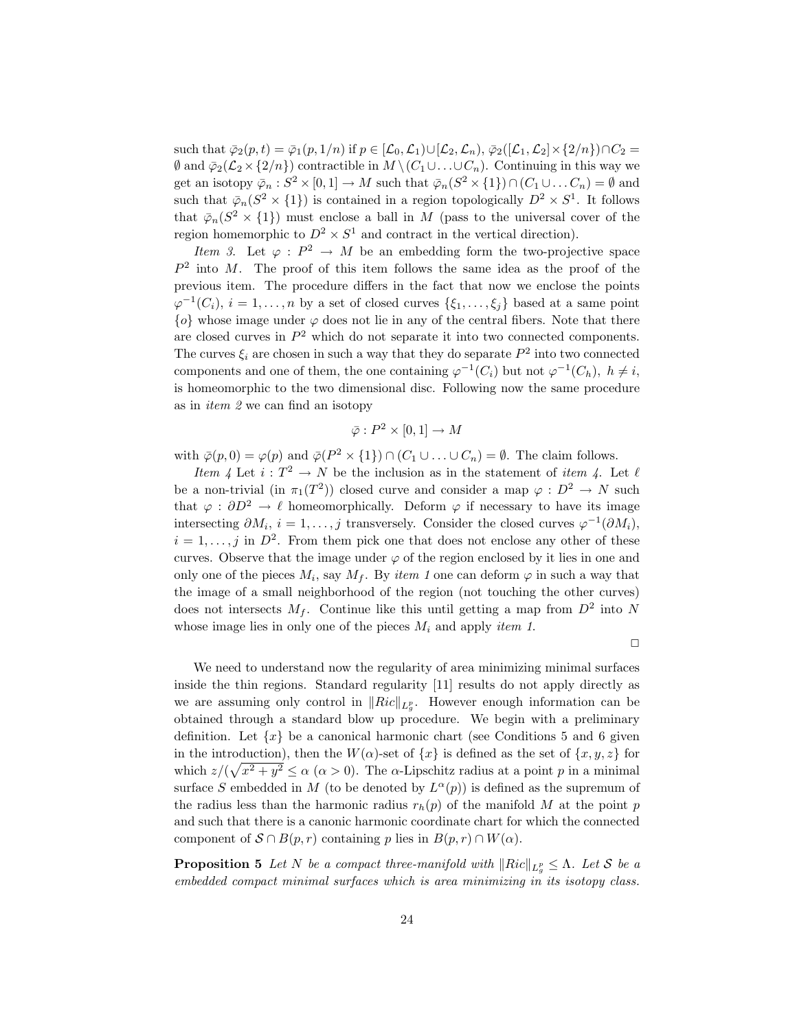such that $\bar{\varphi}_2(p,t) = \bar{\varphi}_1(p, 1/n)$ if $p \in [\mathcal{L}_0, \mathcal{L}_1) \cup [\mathcal{L}_2, \mathcal{L}_n)$, $\bar{\varphi}_2([\mathcal{L}_1, \mathcal{L}_2] \times \{2/n\}) \cap C_2 = \emptyset$ and $\bar{\varphi}_2(\mathcal{L}_2 \times \{2/n\})$ contractible in $M \setminus (C_1 \cup \ldots \cup C_n)$. Continuing in this way we get an isotopy $\bar{\varphi}_n : S^2 \times [0,1] \to M$ such that $\bar{\varphi}_n(S^2 \times \{1\}) \cap (C_1 \cup \ldots C_n) = \emptyset$ and such that $\bar{\varphi}_n(S^2 \times \{1\})$ is contained in a region topologically $D^2 \times S^1$. It follows that $\bar{\varphi}_n(S^2 \times \{1\})$ must enclose a ball in $M$ (pass to the universal cover of the region homemorphic to $D^2 \times S^1$ and contract in the vertical direction).

*Item 3.* Let $\varphi : P^2 \to M$ be an embedding form the two-projective space $P^2$ into $M$. The proof of this item follows the same idea as the proof of the previous item. The procedure differs in the fact that now we enclose the points $\varphi^{-1}(C_i)$, $i = 1, \ldots, n$ by a set of closed curves $\{\xi_1, \ldots, \xi_j\}$ based at a same point $\{o\}$ whose image under $\varphi$ does not lie in any of the central fibers. Note that there are closed curves in $P^2$ which do not separate it into two connected components. The curves $\xi_i$ are chosen in such a way that they do separate $P^2$ into two connected components and one of them, the one containing $\varphi^{-1}(C_i)$ but not $\varphi^{-1}(C_h)$, $h \neq i$, is homeomorphic to the two dimensional disc. Following now the same procedure as in *item 2* we can find an isotopy

$$\bar{\varphi} : P^2 \times [0,1] \to M$$

with $\bar{\varphi}(p, 0) = \varphi(p)$ and $\bar{\varphi}(P^2 \times \{1\}) \cap (C_1 \cup \ldots \cup C_n) = \emptyset$. The claim follows.

*Item 4* Let $i : T^2 \to N$ be the inclusion as in the statement of *item 4*. Let $\ell$ be a non-trivial (in $\pi_1(T^2)$) closed curve and consider a map $\varphi : D^2 \to N$ such that $\varphi : \partial D^2 \to \ell$ homeomorphically. Deform $\varphi$ if necessary to have its image intersecting $\partial M_i$, $i = 1, \ldots, j$ transversely. Consider the closed curves $\varphi^{-1}(\partial M_i)$, $i = 1, \ldots, j$ in $D^2$. From them pick one that does not enclose any other of these curves. Observe that the image under $\varphi$ of the region enclosed by it lies in one and only one of the pieces $M_i$, say $M_f$. By *item 1* one can deform $\varphi$ in such a way that the image of a small neighborhood of the region (not touching the other curves) does not intersects $M_f$. Continue like this until getting a map from $D^2$ into $N$ whose image lies in only one of the pieces $M_i$ and apply *item 1*.

□

We need to understand now the regularity of area minimizing minimal surfaces inside the thin regions. Standard regularity [11] results do not apply directly as we are assuming only control in $\|Ric\|_{L^p_g}$. However enough information can be obtained through a standard blow up procedure. We begin with a preliminary definition. Let $\{x\}$ be a canonical harmonic chart (see Conditions 5 and 6 given in the introduction), then the $W(\alpha)$-set of $\{x\}$ is defined as the set of $\{x, y, z\}$ for which $z/(\sqrt{x^2 + y^2} \leq \alpha$ ($\alpha > 0$). The $\alpha$-Lipschitz radius at a point $p$ in a minimal surface $S$ embedded in $M$ (to be denoted by $L^\alpha(p)$) is defined as the supremum of the radius less than the harmonic radius $r_h(p)$ of the manifold $M$ at the point $p$ and such that there is a canonic harmonic coordinate chart for which the connected component of $\mathcal{S} \cap B(p, r)$ containing $p$ lies in $B(p, r) \cap W(\alpha)$.

**Proposition 5** *Let $N$ be a compact three-manifold with $\|Ric\|_{L^p_g} \leq \Lambda$. Let $\mathcal{S}$ be a embedded compact minimal surfaces which is area minimizing in its isotopy class.*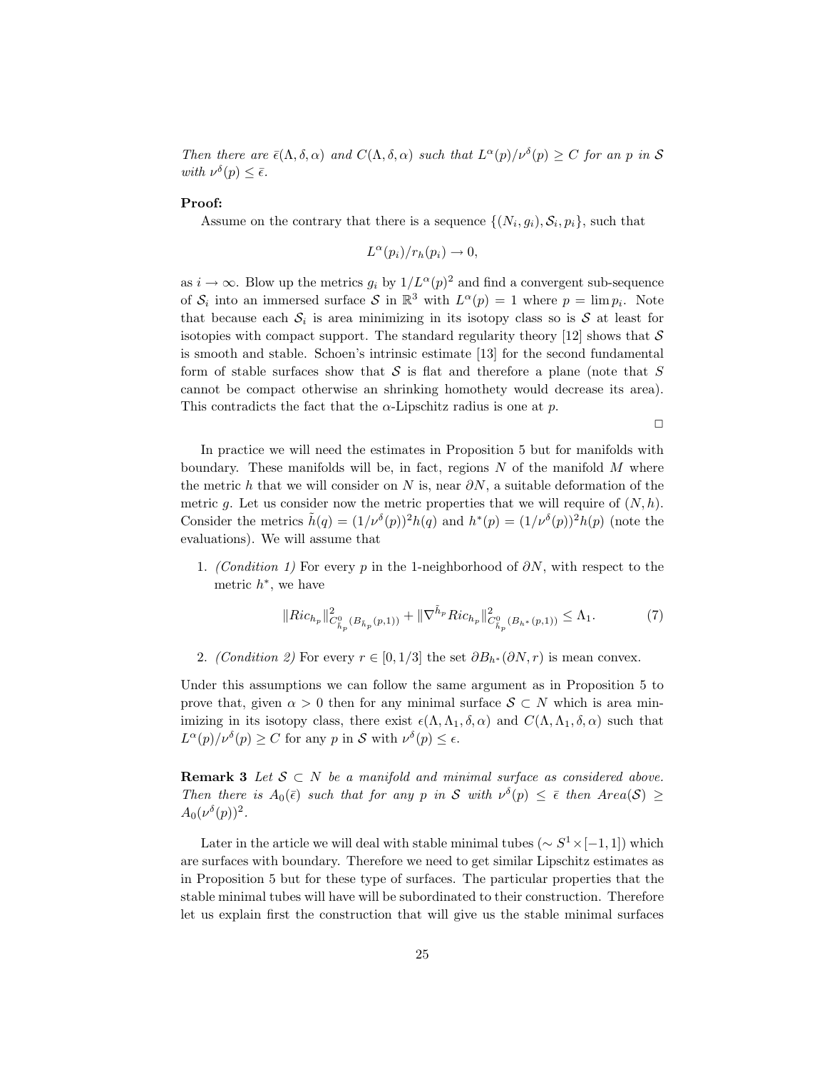*Then there are $\bar{\epsilon}(\Lambda,\delta,\alpha)$ and $C(\Lambda,\delta,\alpha)$ such that $L^{\alpha}(p)/\nu^{\delta}(p)\geq C$ for an $p$ in $\mathcal{S}$ with $\nu^{\delta}(p)\leq\bar{\epsilon}$.*

**Proof:**

Assume on the contrary that there is a sequence $\{(N_i,g_i),\mathcal{S}_i,p_i\}$, such that

$$L^{\alpha}(p_i)/r_h(p_i)\rightarrow 0,$$

as $i\rightarrow\infty$. Blow up the metrics $g_i$ by $1/L^{\alpha}(p)^2$ and find a convergent sub-sequence of $\mathcal{S}_i$ into an immersed surface $\mathcal{S}$ in $\mathbb{R}^3$ with $L^{\alpha}(p)=1$ where $p=\lim p_i$. Note that because each $\mathcal{S}_i$ is area minimizing in its isotopy class so is $\mathcal{S}$ at least for isotopies with compact support. The standard regularity theory [12] shows that $\mathcal{S}$ is smooth and stable. Schoen's intrinsic estimate [13] for the second fundamental form of stable surfaces show that $\mathcal{S}$ is flat and therefore a plane (note that $S$ cannot be compact otherwise an shrinking homothety would decrease its area). This contradicts the fact that the $\alpha$-Lipschitz radius is one at $p$.

□

In practice we will need the estimates in Proposition 5 but for manifolds with boundary. These manifolds will be, in fact, regions $N$ of the manifold $M$ where the metric $h$ that we will consider on $N$ is, near $\partial N$, a suitable deformation of the metric $g$. Let us consider now the metric properties that we will require of $(N,h)$. Consider the metrics $\tilde{h}(q)=(1/\nu^{\delta}(p))^2h(q)$ and $h^{*}(p)=(1/\nu^{\delta}(p))^2h(p)$ (note the evaluations). We will assume that

1. *(Condition 1)* For every $p$ in the 1-neighborhood of $\partial N$, with respect to the metric $h^{*}$, we have

$$\|Ric_{h_p}\|^2_{C^0_{\tilde{h}_p}(B_{\tilde{h}_p}(p,1))}+\|\nabla^{\tilde{h}_p}Ric_{h_p}\|^2_{C^0_{\tilde{h}_p}(B_{h^{*}}(p,1))}\leq\Lambda_1. \tag{7}$$

2. *(Condition 2)* For every $r\in[0,1/3]$ the set $\partial B_{h^{*}}(\partial N,r)$ is mean convex.

Under this assumptions we can follow the same argument as in Proposition 5 to prove that, given $\alpha>0$ then for any minimal surface $\mathcal{S}\subset N$ which is area minimizing in its isotopy class, there exist $\epsilon(\Lambda,\Lambda_1,\delta,\alpha)$ and $C(\Lambda,\Lambda_1,\delta,\alpha)$ such that $L^{\alpha}(p)/\nu^{\delta}(p)\geq C$ for any $p$ in $\mathcal{S}$ with $\nu^{\delta}(p)\leq\epsilon$.

**Remark 3** *Let $\mathcal{S}\subset N$ be a manifold and minimal surface as considered above. Then there is $A_0(\bar{\epsilon})$ such that for any $p$ in $\mathcal{S}$ with $\nu^{\delta}(p)\leq\bar{\epsilon}$ then $Area(\mathcal{S})\geq A_0(\nu^{\delta}(p))^2$.*

Later in the article we will deal with stable minimal tubes ($\sim S^1\times[-1,1]$) which are surfaces with boundary. Therefore we need to get similar Lipschitz estimates as in Proposition 5 but for these type of surfaces. The particular properties that the stable minimal tubes will have will be subordinated to their construction. Therefore let us explain first the construction that will give us the stable minimal surfaces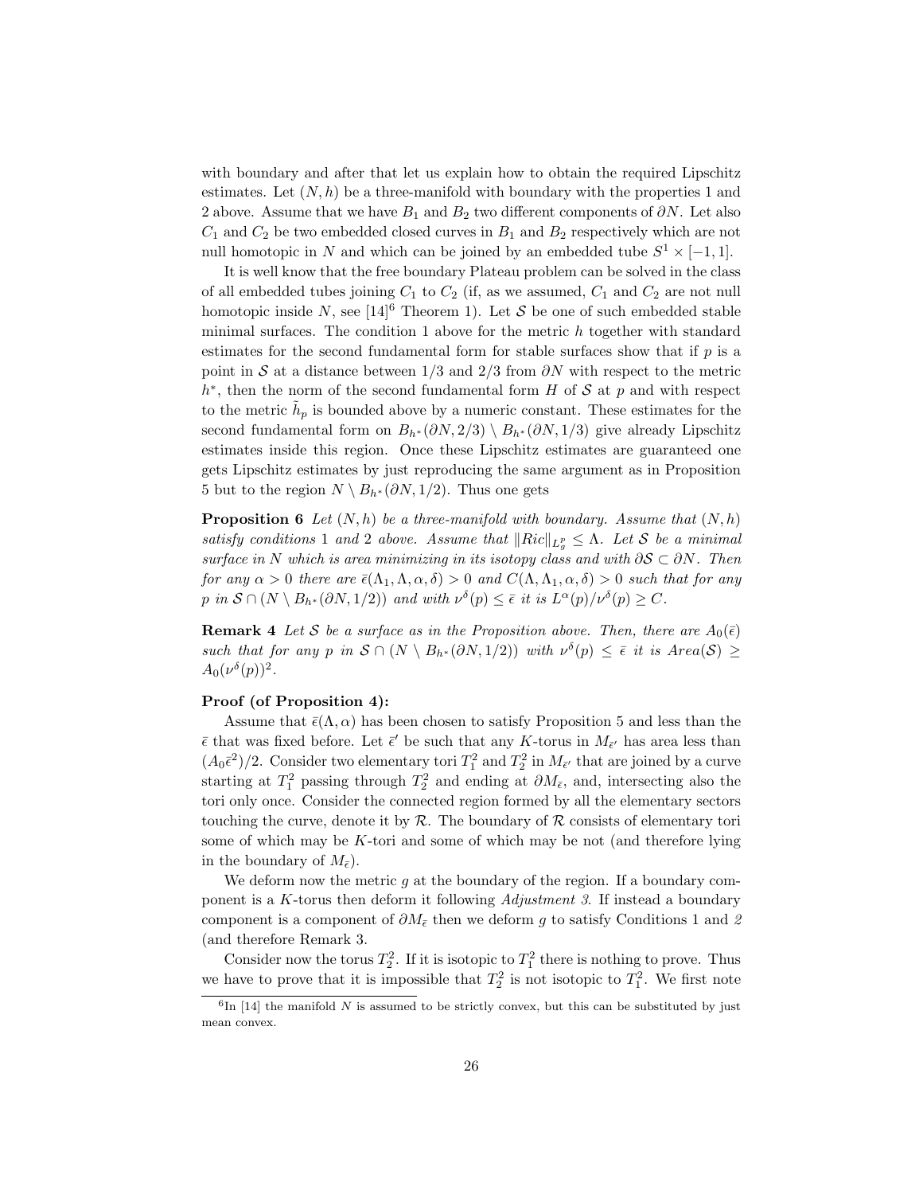with boundary and after that let us explain how to obtain the required Lipschitz estimates. Let $(N,h)$ be a three-manifold with boundary with the properties 1 and 2 above. Assume that we have $B_1$ and $B_2$ two different components of $\partial N$. Let also $C_1$ and $C_2$ be two embedded closed curves in $B_1$ and $B_2$ respectively which are not null homotopic in $N$ and which can be joined by an embedded tube $S^1\times[-1,1]$.

It is well know that the free boundary Plateau problem can be solved in the class of all embedded tubes joining $C_1$ to $C_2$ (if, as we assumed, $C_1$ and $C_2$ are not null homotopic inside $N$, see [14][6] Theorem 1). Let $\mathcal{S}$ be one of such embedded stable minimal surfaces. The condition 1 above for the metric $h$ together with standard estimates for the second fundamental form for stable surfaces show that if $p$ is a point in $\mathcal{S}$ at a distance between $1/3$ and $2/3$ from $\partial N$ with respect to the metric $h^*$, then the norm of the second fundamental form $H$ of $\mathcal{S}$ at $p$ and with respect to the metric $\tilde{h}_p$ is bounded above by a numeric constant. These estimates for the second fundamental form on $B_{h^*}(\partial N,2/3)\setminus B_{h^*}(\partial N,1/3)$ give already Lipschitz estimates inside this region. Once these Lipschitz estimates are guaranteed one gets Lipschitz estimates by just reproducing the same argument as in Proposition 5 but to the region $N\setminus B_{h^*}(\partial N,1/2)$. Thus one gets

**Proposition 6** *Let $(N,h)$ be a three-manifold with boundary. Assume that $(N,h)$ satisfy conditions 1 and 2 above. Assume that $\|Ric\|_{L^p_g}\leq\Lambda$. Let $\mathcal{S}$ be a minimal surface in $N$ which is area minimizing in its isotopy class and with $\partial\mathcal{S}\subset\partial N$. Then for any $\alpha>0$ there are $\bar{\epsilon}(\Lambda_1,\Lambda,\alpha,\delta)>0$ and $C(\Lambda,\Lambda_1,\alpha,\delta)>0$ such that for any $p$ in $\mathcal{S}\cap(N\setminus B_{h^*}(\partial N,1/2))$ and with $\nu^\delta(p)\leq\bar{\epsilon}$ it is $L^\alpha(p)/\nu^\delta(p)\geq C$.*

**Remark 4** *Let $\mathcal{S}$ be a surface as in the Proposition above. Then, there are $A_0(\bar{\epsilon})$ such that for any $p$ in $\mathcal{S}\cap(N\setminus B_{h^*}(\partial N,1/2))$ with $\nu^\delta(p)\leq\bar{\epsilon}$ it is $Area(\mathcal{S})\geq A_0(\nu^\delta(p))^2$.*

**Proof (of Proposition 4):**

Assume that $\bar{\epsilon}(\Lambda,\alpha)$ has been chosen to satisfy Proposition 5 and less than the $\bar{\epsilon}$ that was fixed before. Let $\bar{\epsilon}'$ be such that any $K$-torus in $M_{\bar{\epsilon}'}$ has area less than $(A_0\bar{\epsilon}^2)/2$. Consider two elementary tori $T^2_1$ and $T^2_2$ in $M_{\bar{\epsilon}'}$ that are joined by a curve starting at $T^2_1$ passing through $T^2_2$ and ending at $\partial M_{\bar{\epsilon}}$, and, intersecting also the tori only once. Consider the connected region formed by all the elementary sectors touching the curve, denote it by $\mathcal{R}$. The boundary of $\mathcal{R}$ consists of elementary tori some of which may be $K$-tori and some of which may be not (and therefore lying in the boundary of $M_{\bar{\epsilon}}$).

We deform now the metric $g$ at the boundary of the region. If a boundary component is a $K$-torus then deform it following *Adjustment 3*. If instead a boundary component is a component of $\partial M_{\bar{\epsilon}}$ then we deform $g$ to satisfy Conditions 1 and *2* (and therefore Remark 3.

Consider now the torus $T^2_2$. If it is isotopic to $T^2_1$ there is nothing to prove. Thus we have to prove that it is impossible that $T^2_2$ is not isotopic to $T^2_1$. We first note

[6] In [14] the manifold $N$ is assumed to be strictly convex, but this can be substituted by just mean convex.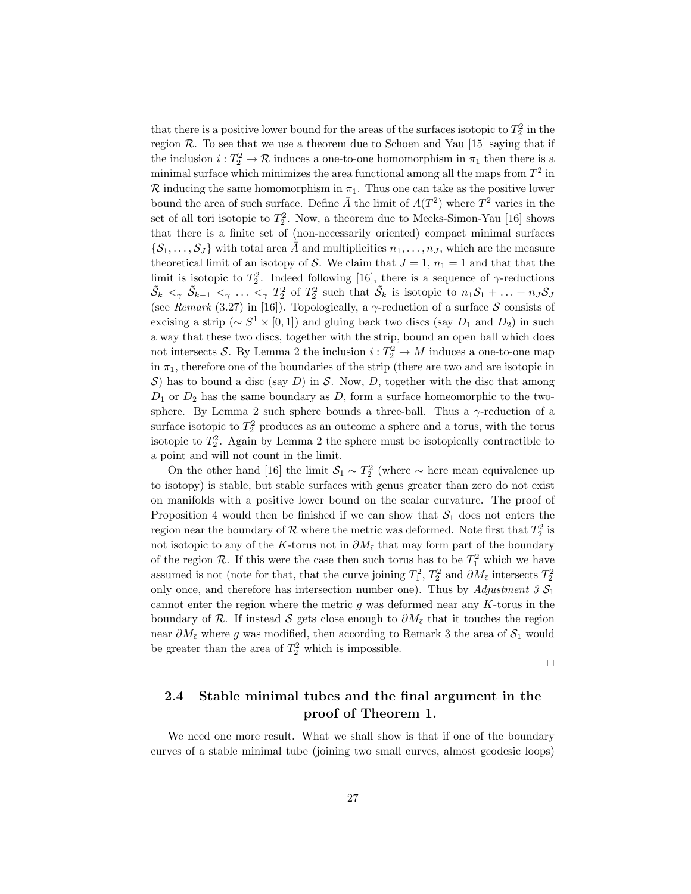that there is a positive lower bound for the areas of the surfaces isotopic to $T_2^2$ in the region $\mathcal{R}$. To see that we use a theorem due to Schoen and Yau [15] saying that if the inclusion $i : T_2^2 \to \mathcal{R}$ induces a one-to-one homomorphism in $\pi_1$ then there is a minimal surface which minimizes the area functional among all the maps from $T^2$ in $\mathcal{R}$ inducing the same homomorphism in $\pi_1$. Thus one can take as the positive lower bound the area of such surface. Define $\bar{A}$ the limit of $A(T^2)$ where $T^2$ varies in the set of all tori isotopic to $T_2^2$. Now, a theorem due to Meeks-Simon-Yau [16] shows that there is a finite set of (non-necessarily oriented) compact minimal surfaces $\{\mathcal{S}_1, \ldots, \mathcal{S}_J\}$ with total area $\bar{A}$ and multiplicities $n_1, \ldots, n_J$, which are the measure theoretical limit of an isotopy of $\mathcal{S}$. We claim that $J = 1$, $n_1 = 1$ and that that the limit is isotopic to $T_2^2$. Indeed following [16], there is a sequence of $\gamma$-reductions $\tilde{\mathcal{S}}_k <_\gamma \tilde{\mathcal{S}}_{k-1} <_\gamma \ldots <_\gamma T_2^2$ of $T_2^2$ such that $\tilde{\mathcal{S}}_k$ is isotopic to $n_1\mathcal{S}_1 + \ldots + n_J\mathcal{S}_J$ (see *Remark* (3.27) in [16]). Topologically, a $\gamma$-reduction of a surface $\mathcal{S}$ consists of excising a strip ($\sim S^1 \times [0, 1]$) and gluing back two discs (say $D_1$ and $D_2$) in such a way that these two discs, together with the strip, bound an open ball which does not intersects $\mathcal{S}$. By Lemma 2 the inclusion $i : T_2^2 \to M$ induces a one-to-one map in $\pi_1$, therefore one of the boundaries of the strip (there are two and are isotopic in $\mathcal{S}$) has to bound a disc (say $D$) in $\mathcal{S}$. Now, $D$, together with the disc that among $D_1$ or $D_2$ has the same boundary as $D$, form a surface homeomorphic to the two-sphere. By Lemma 2 such sphere bounds a three-ball. Thus a $\gamma$-reduction of a surface isotopic to $T_2^2$ produces as an outcome a sphere and a torus, with the torus isotopic to $T_2^2$. Again by Lemma 2 the sphere must be isotopically contractible to a point and will not count in the limit.

On the other hand [16] the limit $\mathcal{S}_1 \sim T_2^2$ (where $\sim$ here mean equivalence up to isotopy) is stable, but stable surfaces with genus greater than zero do not exist on manifolds with a positive lower bound on the scalar curvature. The proof of Proposition 4 would then be finished if we can show that $\mathcal{S}_1$ does not enters the region near the boundary of $\mathcal{R}$ where the metric was deformed. Note first that $T_2^2$ is not isotopic to any of the $K$-torus not in $\partial M_{\bar{\epsilon}}$ that may form part of the boundary of the region $\mathcal{R}$. If this were the case then such torus has to be $T_1^2$ which we have assumed is not (note for that, that the curve joining $T_1^2$, $T_2^2$ and $\partial M_{\bar{\epsilon}}$ intersects $T_2^2$ only once, and therefore has intersection number one). Thus by *Adjustment 3* $\mathcal{S}_1$ cannot enter the region where the metric $g$ was deformed near any $K$-torus in the boundary of $\mathcal{R}$. If instead $\mathcal{S}$ gets close enough to $\partial M_{\bar{\epsilon}}$ that it touches the region near $\partial M_{\bar{\epsilon}}$ where $g$ was modified, then according to Remark 3 the area of $\mathcal{S}_1$ would be greater than the area of $T_2^2$ which is impossible.

□

## 2.4 Stable minimal tubes and the final argument in the proof of Theorem 1.

We need one more result. What we shall show is that if one of the boundary curves of a stable minimal tube (joining two small curves, almost geodesic loops)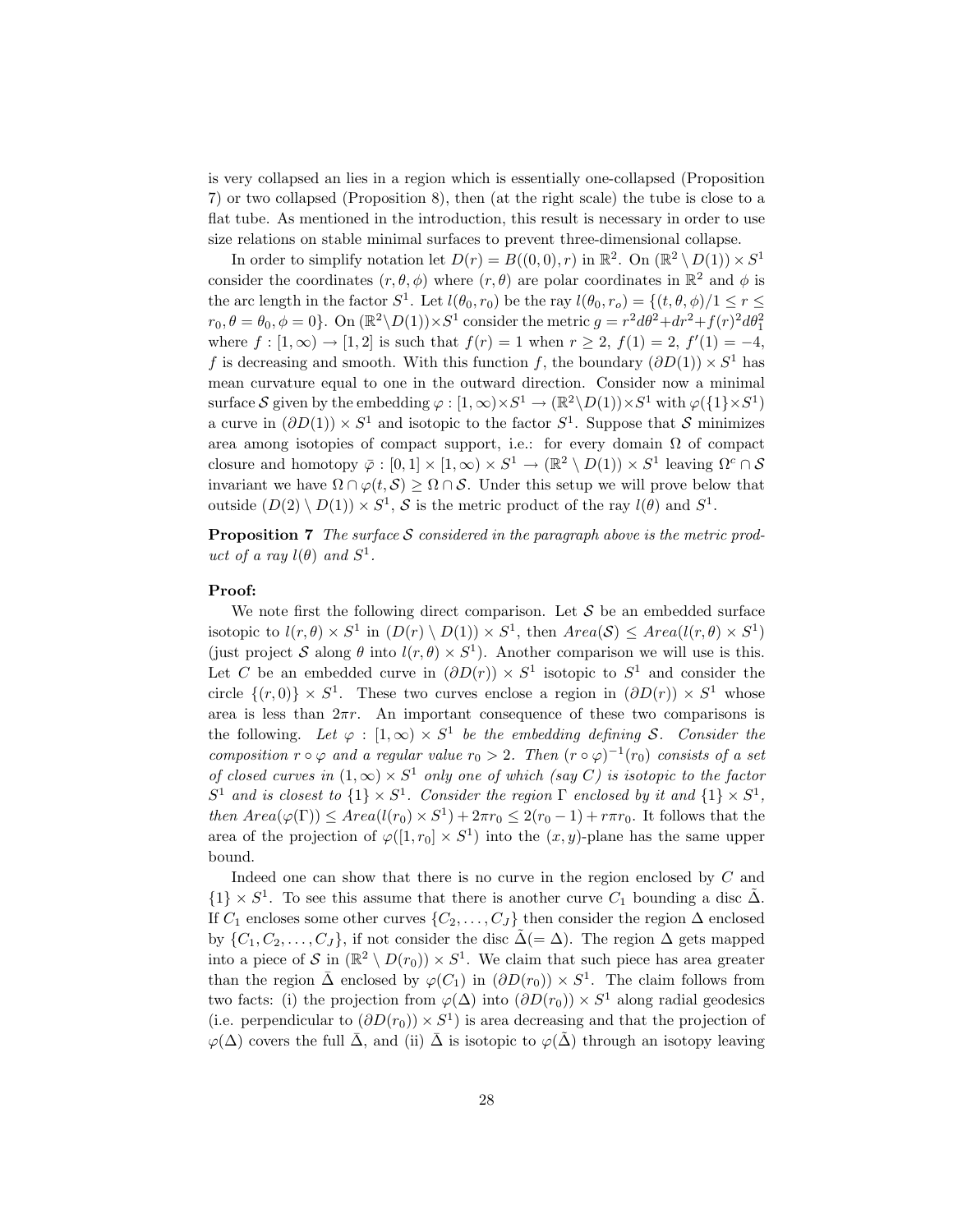is very collapsed an lies in a region which is essentially one-collapsed (Proposition 7) or two collapsed (Proposition 8), then (at the right scale) the tube is close to a flat tube. As mentioned in the introduction, this result is necessary in order to use size relations on stable minimal surfaces to prevent three-dimensional collapse.

In order to simplify notation let $D(r) = B((0,0), r)$ in $\mathbb{R}^2$. On $(\mathbb{R}^2 \setminus D(1)) \times S^1$ consider the coordinates $(r, \theta, \phi)$ where $(r, \theta)$ are polar coordinates in $\mathbb{R}^2$ and $\phi$ is the arc length in the factor $S^1$. Let $l(\theta_0, r_0)$ be the ray $l(\theta_0, r_o) = \{(t, \theta, \phi)/1 \leq r \leq r_0, \theta = \theta_0, \phi = 0\}$. On $(\mathbb{R}^2 \setminus D(1)) \times S^1$ consider the metric $g = r^2 d\theta^2 + dr^2 + f(r)^2 d\theta_1^2$ where $f : [1, \infty) \to [1, 2]$ is such that $f(r) = 1$ when $r \geq 2$, $f(1) = 2$, $f'(1) = -4$, $f$ is decreasing and smooth. With this function $f$, the boundary $(\partial D(1)) \times S^1$ has mean curvature equal to one in the outward direction. Consider now a minimal surface $\mathcal{S}$ given by the embedding $\varphi : [1, \infty) \times S^1 \to (\mathbb{R}^2 \setminus D(1)) \times S^1$ with $\varphi(\{1\} \times S^1)$ a curve in $(\partial D(1)) \times S^1$ and isotopic to the factor $S^1$. Suppose that $\mathcal{S}$ minimizes area among isotopies of compact support, i.e.: for every domain $\Omega$ of compact closure and homotopy $\bar{\varphi} : [0,1] \times [1, \infty) \times S^1 \to (\mathbb{R}^2 \setminus D(1)) \times S^1$ leaving $\Omega^c \cap \mathcal{S}$ invariant we have $\Omega \cap \varphi(t, \mathcal{S}) \geq \Omega \cap \mathcal{S}$. Under this setup we will prove below that outside $(D(2) \setminus D(1)) \times S^1$, $\mathcal{S}$ is the metric product of the ray $l(\theta)$ and $S^1$.

**Proposition 7** *The surface $\mathcal{S}$ considered in the paragraph above is the metric product of a ray $l(\theta)$ and $S^1$.*

**Proof:**

We note first the following direct comparison. Let $\mathcal{S}$ be an embedded surface isotopic to $l(r, \theta) \times S^1$ in $(D(r) \setminus D(1)) \times S^1$, then $Area(\mathcal{S}) \leq Area(l(r, \theta) \times S^1)$ (just project $\mathcal{S}$ along $\theta$ into $l(r, \theta) \times S^1$). Another comparison we will use is this. Let $C$ be an embedded curve in $(\partial D(r)) \times S^1$ isotopic to $S^1$ and consider the circle $\{(r, 0)\} \times S^1$. These two curves enclose a region in $(\partial D(r)) \times S^1$ whose area is less than $2\pi r$. An important consequence of these two comparisons is the following. *Let $\varphi : [1, \infty) \times S^1$ be the embedding defining $\mathcal{S}$. Consider the composition $r \circ \varphi$ and a regular value $r_0 > 2$. Then $(r \circ \varphi)^{-1}(r_0)$ consists of a set of closed curves in $(1, \infty) \times S^1$ only one of which (say $C$) is isotopic to the factor $S^1$ and is closest to $\{1\} \times S^1$. Consider the region $\Gamma$ enclosed by it and $\{1\} \times S^1$, then $Area(\varphi(\Gamma)) \leq Area(l(r_0) \times S^1) + 2\pi r_0 \leq 2(r_0 - 1) + r\pi r_0$.* It follows that the area of the projection of $\varphi([1, r_0] \times S^1)$ into the $(x, y)$-plane has the same upper bound.

Indeed one can show that there is no curve in the region enclosed by $C$ and $\{1\} \times S^1$. To see this assume that there is another curve $C_1$ bounding a disc $\tilde{\Delta}$. If $C_1$ encloses some other curves $\{C_2, \ldots, C_J\}$ then consider the region $\Delta$ enclosed by $\{C_1, C_2, \ldots, C_J\}$, if not consider the disc $\tilde{\Delta}(= \Delta)$. The region $\Delta$ gets mapped into a piece of $\mathcal{S}$ in $(\mathbb{R}^2 \setminus D(r_0)) \times S^1$. We claim that such piece has area greater than the region $\bar{\Delta}$ enclosed by $\varphi(C_1)$ in $(\partial D(r_0)) \times S^1$. The claim follows from two facts: (i) the projection from $\varphi(\Delta)$ into $(\partial D(r_0)) \times S^1$ along radial geodesics (i.e. perpendicular to $(\partial D(r_0)) \times S^1$) is area decreasing and that the projection of $\varphi(\Delta)$ covers the full $\bar{\Delta}$, and (ii) $\bar{\Delta}$ is isotopic to $\varphi(\tilde{\Delta})$ through an isotopy leaving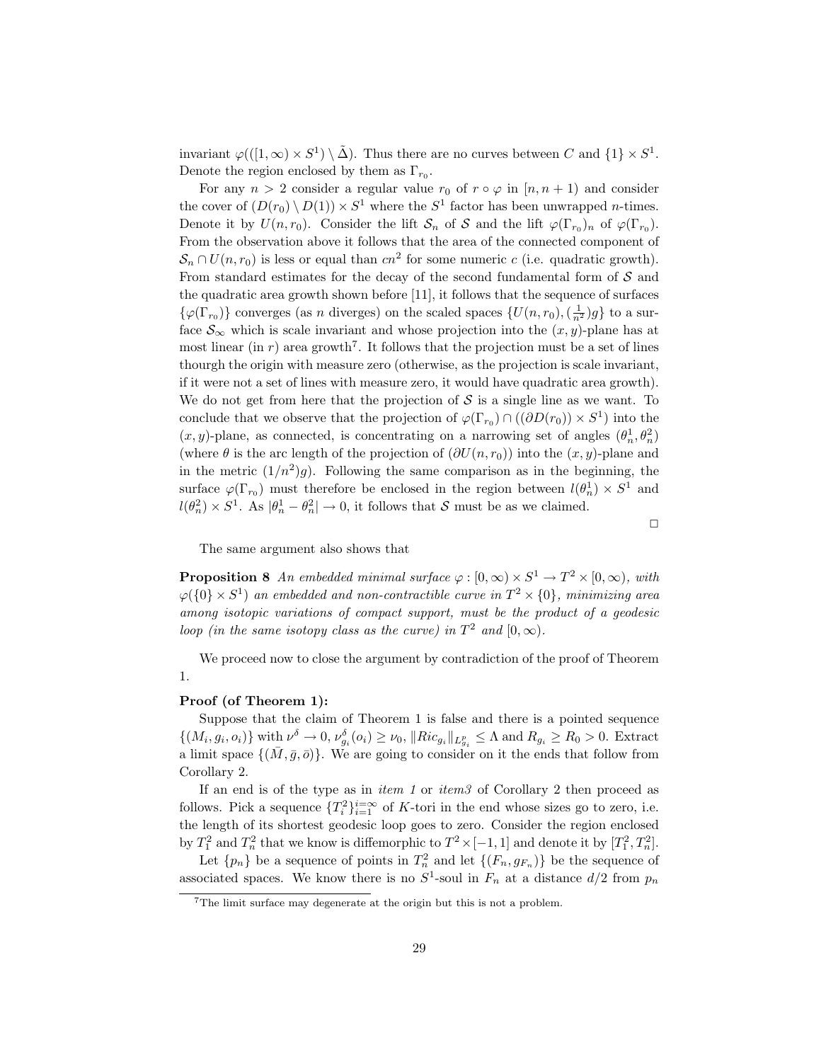invariant $\varphi(([1,\infty)\times S^1)\setminus\tilde{\Delta})$. Thus there are no curves between $C$ and $\{1\}\times S^1$. Denote the region enclosed by them as $\Gamma_{r_0}$.

For any $n>2$ consider a regular value $r_0$ of $r\circ\varphi$ in $[n,n+1)$ and consider the cover of $(D(r_0)\setminus D(1))\times S^1$ where the $S^1$ factor has been unwrapped $n$-times. Denote it by $U(n,r_0)$. Consider the lift $\mathcal{S}_n$ of $\mathcal{S}$ and the lift $\varphi(\Gamma_{r_0})_n$ of $\varphi(\Gamma_{r_0})$. From the observation above it follows that the area of the connected component of $\mathcal{S}_n\cap U(n,r_0)$ is less or equal than $cn^2$ for some numeric $c$ (i.e. quadratic growth). From standard estimates for the decay of the second fundamental form of $\mathcal{S}$ and the quadratic area growth shown before [11], it follows that the sequence of surfaces $\{\varphi(\Gamma_{r_0})\}$ converges (as $n$ diverges) on the scaled spaces $\{U(n,r_0),(\frac{1}{n^2})g\}$ to a surface $\mathcal{S}_\infty$ which is scale invariant and whose projection into the $(x,y)$-plane has at most linear (in $r$) area growth[7]. It follows that the projection must be a set of lines thourgh the origin with measure zero (otherwise, as the projection is scale invariant, if it were not a set of lines with measure zero, it would have quadratic area growth). We do not get from here that the projection of $\mathcal{S}$ is a single line as we want. To conclude that we observe that the projection of $\varphi(\Gamma_{r_0})\cap((\partial D(r_0))\times S^1)$ into the $(x,y)$-plane, as connected, is concentrating on a narrowing set of angles $(\theta_n^1,\theta_n^2)$ (where $\theta$ is the arc length of the projection of $(\partial U(n,r_0))$ into the $(x,y)$-plane and in the metric $(1/n^2)g$). Following the same comparison as in the beginning, the surface $\varphi(\Gamma_{r_0})$ must therefore be enclosed in the region between $l(\theta_n^1)\times S^1$ and $l(\theta_n^2)\times S^1$. As $|\theta_n^1-\theta_n^2|\to 0$, it follows that $\mathcal{S}$ must be as we claimed.

□

The same argument also shows that

**Proposition 8** *An embedded minimal surface $\varphi:[0,\infty)\times S^1\to T^2\times[0,\infty)$, with $\varphi(\{0\}\times S^1)$ an embedded and non-contractible curve in $T^2\times\{0\}$, minimizing area among isotopic variations of compact support, must be the product of a geodesic loop (in the same isotopy class as the curve) in $T^2$ and $[0,\infty)$.*

We proceed now to close the argument by contradiction of the proof of Theorem 1.

**Proof (of Theorem 1):**

Suppose that the claim of Theorem 1 is false and there is a pointed sequence $\{(M_i,g_i,o_i)\}$ with $\nu^\delta\to 0$, $\nu^\delta_{g_i}(o_i)\geq\nu_0$, $\|Ric_{g_i}\|_{L^p_{g_i}}\leq\Lambda$ and $R_{g_i}\geq R_0>0$. Extract a limit space $\{(\bar{M},\bar{g},\bar{o})\}$. We are going to consider on it the ends that follow from Corollary 2.

If an end is of the type as in *item 1* or *item3* of Corollary 2 then proceed as follows. Pick a sequence $\{T_i^2\}_{i=1}^{i=\infty}$ of $K$-tori in the end whose sizes go to zero, i.e. the length of its shortest geodesic loop goes to zero. Consider the region enclosed by $T_1^2$ and $T_n^2$ that we know is diffemorphic to $T^2\times[-1,1]$ and denote it by $[T_1^2,T_n^2]$.

Let $\{p_n\}$ be a sequence of points in $T_n^2$ and let $\{(F_n,g_{F_n})\}$ be the sequence of associated spaces. We know there is no $S^1$-soul in $F_n$ at a distance $d/2$ from $p_n$

[7] The limit surface may degenerate at the origin but this is not a problem.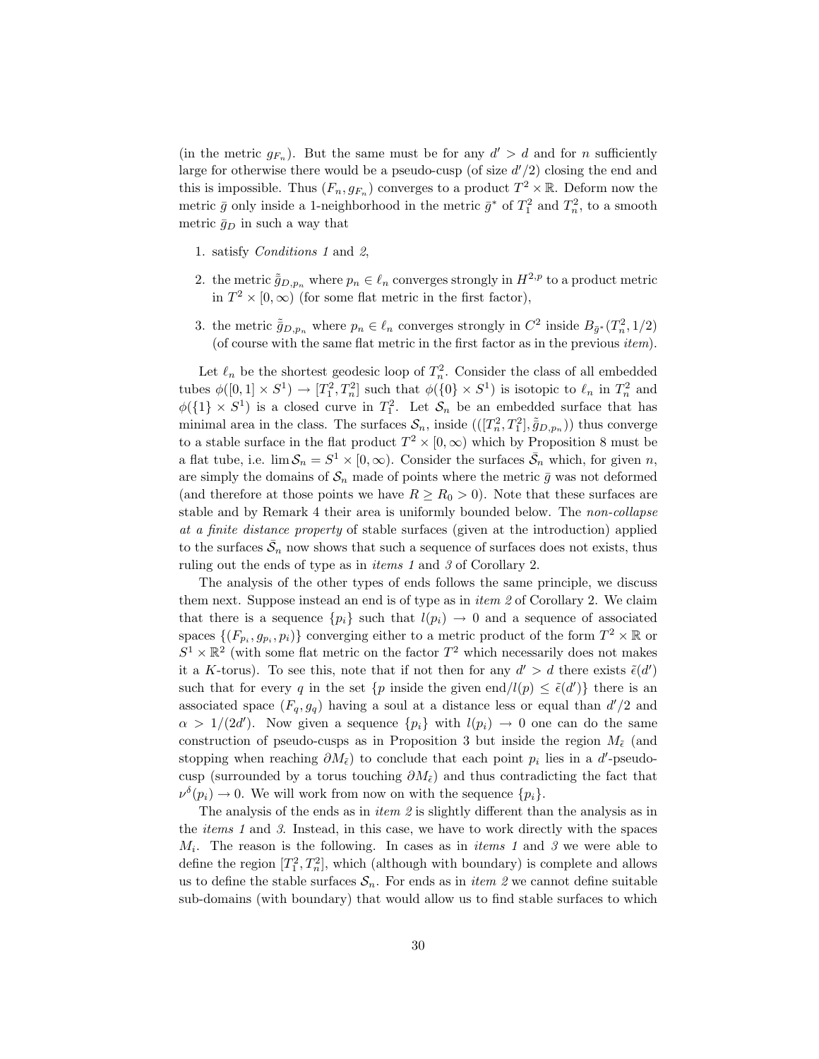(in the metric $g_{F_n}$). But the same must be for any $d' > d$ and for $n$ sufficiently large for otherwise there would be a pseudo-cusp (of size $d'/2$) closing the end and this is impossible. Thus $(F_n, g_{F_n})$ converges to a product $T^2 \times \mathbb{R}$. Deform now the metric $\bar{g}$ only inside a 1-neighborhood in the metric $\bar{g}^*$ of $T_1^2$ and $T_n^2$, to a smooth metric $\bar{g}_D$ in such a way that

1. satisfy *Conditions 1* and *2*,
2. the metric $\tilde{\bar{g}}_{D,p_n}$ where $p_n \in \ell_n$ converges strongly in $H^{2,p}$ to a product metric in $T^2 \times [0, \infty)$ (for some flat metric in the first factor),
3. the metric $\tilde{\bar{g}}_{D,p_n}$ where $p_n \in \ell_n$ converges strongly in $C^2$ inside $B_{\bar{g}^*}(T_n^2, 1/2)$ (of course with the same flat metric in the first factor as in the previous *item*).

Let $\ell_n$ be the shortest geodesic loop of $T_n^2$. Consider the class of all embedded tubes $\phi([0,1] \times S^1) \to [T_1^2, T_n^2]$ such that $\phi(\{0\} \times S^1)$ is isotopic to $\ell_n$ in $T_n^2$ and $\phi(\{1\} \times S^1)$ is a closed curve in $T_1^2$. Let $\mathcal{S}_n$ be an embedded surface that has minimal area in the class. The surfaces $\mathcal{S}_n$, inside $(([T_n^2, T_1^2], \tilde{\bar{g}}_{D,p_n}))$ thus converge to a stable surface in the flat product $T^2 \times [0, \infty)$ which by Proposition 8 must be a flat tube, i.e. $\lim \mathcal{S}_n = S^1 \times [0, \infty)$. Consider the surfaces $\bar{\mathcal{S}}_n$ which, for given $n$, are simply the domains of $\mathcal{S}_n$ made of points where the metric $\bar{g}$ was not deformed (and therefore at those points we have $R \geq R_0 > 0$). Note that these surfaces are stable and by Remark 4 their area is uniformly bounded below. The *non-collapse at a finite distance property* of stable surfaces (given at the introduction) applied to the surfaces $\bar{\mathcal{S}}_n$ now shows that such a sequence of surfaces does not exists, thus ruling out the ends of type as in *items 1* and *3* of Corollary 2.

The analysis of the other types of ends follows the same principle, we discuss them next. Suppose instead an end is of type as in *item 2* of Corollary 2. We claim that there is a sequence $\{p_i\}$ such that $l(p_i) \to 0$ and a sequence of associated spaces $\{(F_{p_i}, g_{p_i}, p_i)\}$ converging either to a metric product of the form $T^2 \times \mathbb{R}$ or $S^1 \times \mathbb{R}^2$ (with some flat metric on the factor $T^2$ which necessarily does not makes it a $K$-torus). To see this, note that if not then for any $d' > d$ there exists $\tilde{\epsilon}(d')$ such that for every $q$ in the set $\{p$ inside the given end$/l(p) \leq \tilde{\epsilon}(d')\}$ there is an associated space $(F_q, g_q)$ having a soul at a distance less or equal than $d'/2$ and $\alpha > 1/(2d')$. Now given a sequence $\{p_i\}$ with $l(p_i) \to 0$ one can do the same construction of pseudo-cusps as in Proposition 3 but inside the region $M_{\tilde{\epsilon}}$ (and stopping when reaching $\partial M_{\tilde{\epsilon}}$) to conclude that each point $p_i$ lies in a $d'$-pseudo-cusp (surrounded by a torus touching $\partial M_{\tilde{\epsilon}}$) and thus contradicting the fact that $\nu^{\delta}(p_i) \to 0$. We will work from now on with the sequence $\{p_i\}$.

The analysis of the ends as in *item 2* is slightly different than the analysis as in the *items 1* and *3*. Instead, in this case, we have to work directly with the spaces $M_i$. The reason is the following. In cases as in *items 1* and *3* we were able to define the region $[T_1^2, T_n^2]$, which (although with boundary) is complete and allows us to define the stable surfaces $\mathcal{S}_n$. For ends as in *item 2* we cannot define suitable sub-domains (with boundary) that would allow us to find stable surfaces to which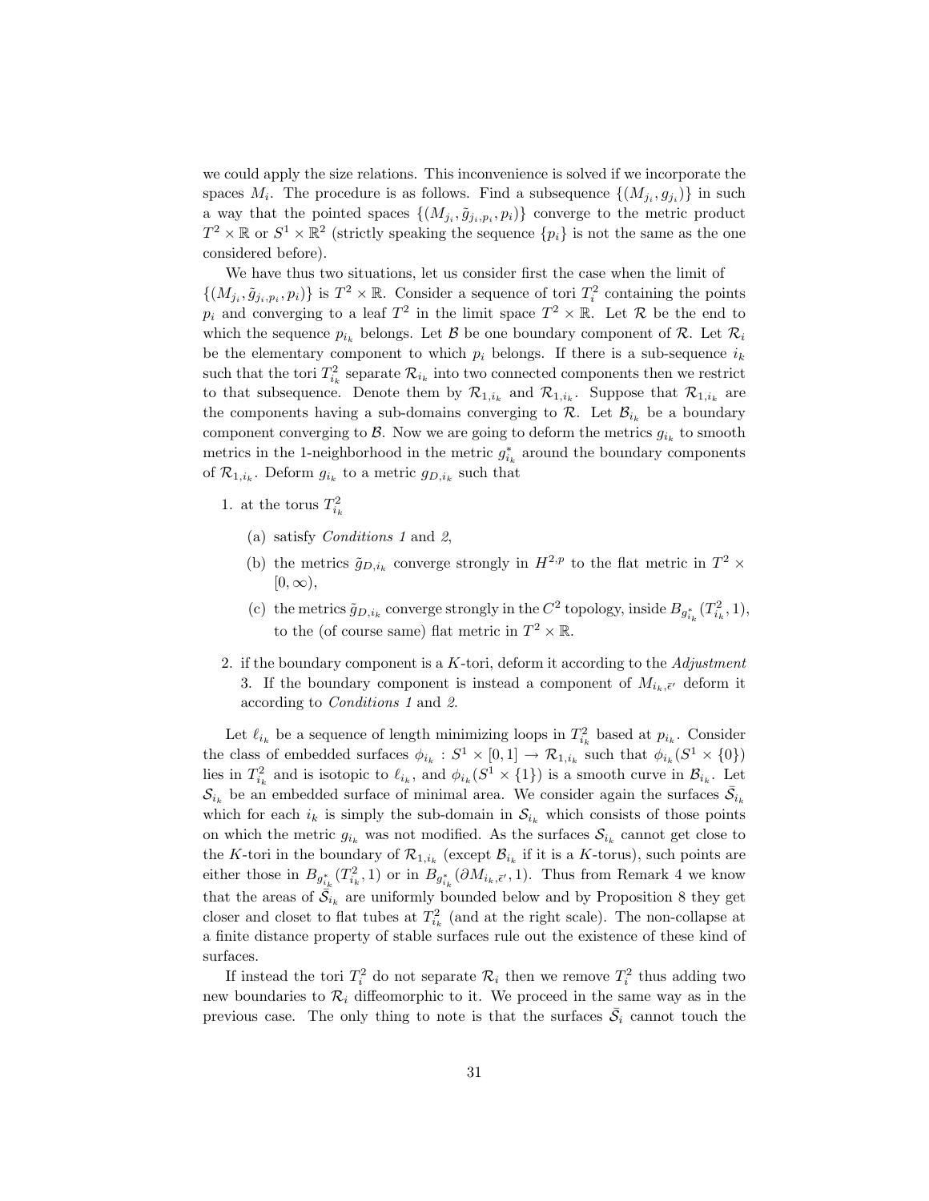we could apply the size relations. This inconvenience is solved if we incorporate the spaces $M_i$. The procedure is as follows. Find a subsequence $\{(M_{j_i}, g_{j_i})\}$ in such a way that the pointed spaces $\{(M_{j_i}, \tilde{g}_{j_i,p_i}, p_i)\}$ converge to the metric product $T^2 \times \mathbb{R}$ or $S^1 \times \mathbb{R}^2$ (strictly speaking the sequence $\{p_i\}$ is not the same as the one considered before).

We have thus two situations, let us consider first the case when the limit of $\{(M_{j_i}, \tilde{g}_{j_i,p_i}, p_i)\}$ is $T^2 \times \mathbb{R}$. Consider a sequence of tori $T_i^2$ containing the points $p_i$ and converging to a leaf $T^2$ in the limit space $T^2 \times \mathbb{R}$. Let $\mathcal{R}$ be the end to which the sequence $p_{i_k}$ belongs. Let $\mathcal{B}$ be one boundary component of $\mathcal{R}$. Let $\mathcal{R}_i$ be the elementary component to which $p_i$ belongs. If there is a sub-sequence $i_k$ such that the tori $T_{i_k}^2$ separate $\mathcal{R}_{i_k}$ into two connected components then we restrict to that subsequence. Denote them by $\mathcal{R}_{1,i_k}$ and $\mathcal{R}_{1,i_k}$. Suppose that $\mathcal{R}_{1,i_k}$ are the components having a sub-domains converging to $\mathcal{R}$. Let $\mathcal{B}_{i_k}$ be a boundary component converging to $\mathcal{B}$. Now we are going to deform the metrics $g_{i_k}$ to smooth metrics in the 1-neighborhood in the metric $g_{i_k}^*$ around the boundary components of $\mathcal{R}_{1,i_k}$. Deform $g_{i_k}$ to a metric $g_{D,i_k}$ such that

1. at the torus $T_{i_k}^2$
   (a) satisfy *Conditions 1* and *2*,
   (b) the metrics $\tilde{g}_{D,i_k}$ converge strongly in $H^{2,p}$ to the flat metric in $T^2 \times [0,\infty)$,
   (c) the metrics $\tilde{g}_{D,i_k}$ converge strongly in the $C^2$ topology, inside $B_{g_{i_k}^*}(T_{i_k}^2, 1)$, to the (of course same) flat metric in $T^2 \times \mathbb{R}$.
2. if the boundary component is a $K$-tori, deform it according to the *Adjustment* 3. If the boundary component is instead a component of $M_{i_k,\bar{\epsilon}'}$ deform it according to *Conditions 1* and *2*.

Let $\ell_{i_k}$ be a sequence of length minimizing loops in $T_{i_k}^2$ based at $p_{i_k}$. Consider the class of embedded surfaces $\phi_{i_k} : S^1 \times [0,1] \to \mathcal{R}_{1,i_k}$ such that $\phi_{i_k}(S^1 \times \{0\})$ lies in $T_{i_k}^2$ and is isotopic to $\ell_{i_k}$, and $\phi_{i_k}(S^1 \times \{1\})$ is a smooth curve in $\mathcal{B}_{i_k}$. Let $\mathcal{S}_{i_k}$ be an embedded surface of minimal area. We consider again the surfaces $\bar{\mathcal{S}}_{i_k}$ which for each $i_k$ is simply the sub-domain in $\mathcal{S}_{i_k}$ which consists of those points on which the metric $g_{i_k}$ was not modified. As the surfaces $\mathcal{S}_{i_k}$ cannot get close to the $K$-tori in the boundary of $\mathcal{R}_{1,i_k}$ (except $\mathcal{B}_{i_k}$ if it is a $K$-torus), such points are either those in $B_{g_{i_k}^*}(T_{i_k}^2, 1)$ or in $B_{g_{i_k}^*}(\partial M_{i_k,\bar{\epsilon}'}, 1)$. Thus from Remark 4 we know that the areas of $\bar{\mathcal{S}}_{i_k}$ are uniformly bounded below and by Proposition 8 they get closer and closet to flat tubes at $T_{i_k}^2$ (and at the right scale). The non-collapse at a finite distance property of stable surfaces rule out the existence of these kind of surfaces.

If instead the tori $T_i^2$ do not separate $\mathcal{R}_i$ then we remove $T_i^2$ thus adding two new boundaries to $\mathcal{R}_i$ diffeomorphic to it. We proceed in the same way as in the previous case. The only thing to note is that the surfaces $\bar{\mathcal{S}}_i$ cannot touch the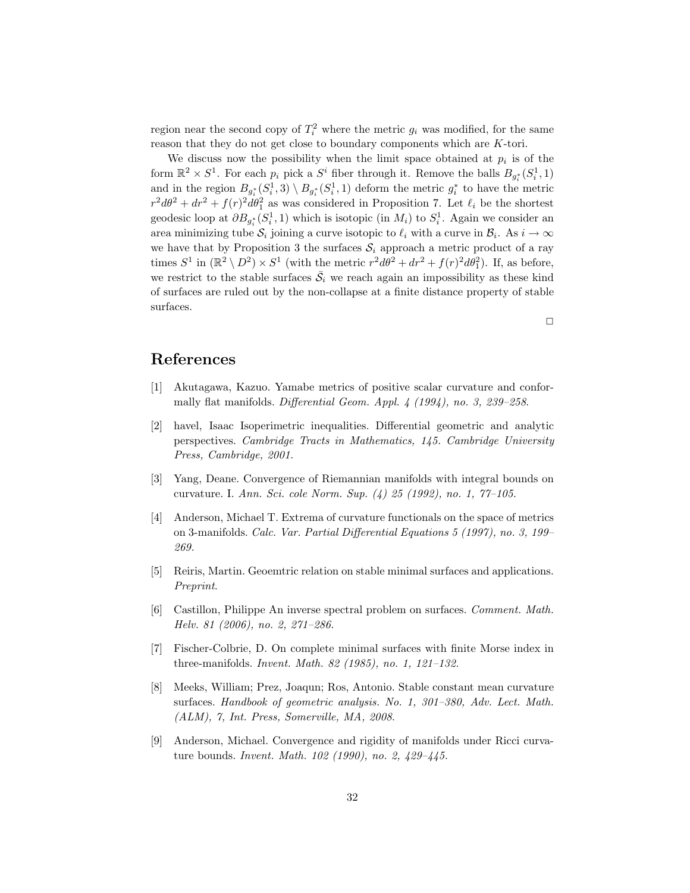region near the second copy of $T_i^2$ where the metric $g_i$ was modified, for the same reason that they do not get close to boundary components which are $K$-tori.

We discuss now the possibility when the limit space obtained at $p_i$ is of the form $\mathbb{R}^2 \times S^1$. For each $p_i$ pick a $S^i$ fiber through it. Remove the balls $B_{g_i^*}(S_i^1, 1)$ and in the region $B_{g_i^*}(S_i^1, 3) \setminus B_{g_i^*}(S_i^1, 1)$ deform the metric $g_i^*$ to have the metric $r^2 d\theta^2 + dr^2 + f(r)^2 d\theta_1^2$ as was considered in Proposition 7. Let $\ell_i$ be the shortest geodesic loop at $\partial B_{g_i^*}(S_i^1, 1)$ which is isotopic (in $M_i$) to $S_i^1$. Again we consider an area minimizing tube $\mathcal{S}_i$ joining a curve isotopic to $\ell_i$ with a curve in $\mathcal{B}_i$. As $i \to \infty$ we have that by Proposition 3 the surfaces $\mathcal{S}_i$ approach a metric product of a ray times $S^1$ in $(\mathbb{R}^2 \setminus D^2) \times S^1$ (with the metric $r^2 d\theta^2 + dr^2 + f(r)^2 d\theta_1^2$). If, as before, we restrict to the stable surfaces $\bar{\mathcal{S}}_i$ we reach again an impossibility as these kind of surfaces are ruled out by the non-collapse at a finite distance property of stable surfaces.

□

## References

[1] Akutagawa, Kazuo. Yamabe metrics of positive scalar curvature and conformally flat manifolds. *Differential Geom. Appl. 4 (1994), no. 3, 239–258.*

[2] havel, Isaac Isoperimetric inequalities. Differential geometric and analytic perspectives. *Cambridge Tracts in Mathematics, 145. Cambridge University Press, Cambridge, 2001.*

[3] Yang, Deane. Convergence of Riemannian manifolds with integral bounds on curvature. I. *Ann. Sci. cole Norm. Sup. (4) 25 (1992), no. 1, 77–105.*

[4] Anderson, Michael T. Extrema of curvature functionals on the space of metrics on 3-manifolds. *Calc. Var. Partial Differential Equations 5 (1997), no. 3, 199–269.*

[5] Reiris, Martin. Geoemtric relation on stable minimal surfaces and applications. *Preprint.*

[6] Castillon, Philippe An inverse spectral problem on surfaces. *Comment. Math. Helv. 81 (2006), no. 2, 271–286.*

[7] Fischer-Colbrie, D. On complete minimal surfaces with finite Morse index in three-manifolds. *Invent. Math. 82 (1985), no. 1, 121–132.*

[8] Meeks, William; Prez, Joaqun; Ros, Antonio. Stable constant mean curvature surfaces. *Handbook of geometric analysis. No. 1, 301–380, Adv. Lect. Math. (ALM), 7, Int. Press, Somerville, MA, 2008.*

[9] Anderson, Michael. Convergence and rigidity of manifolds under Ricci curvature bounds. *Invent. Math. 102 (1990), no. 2, 429–445.*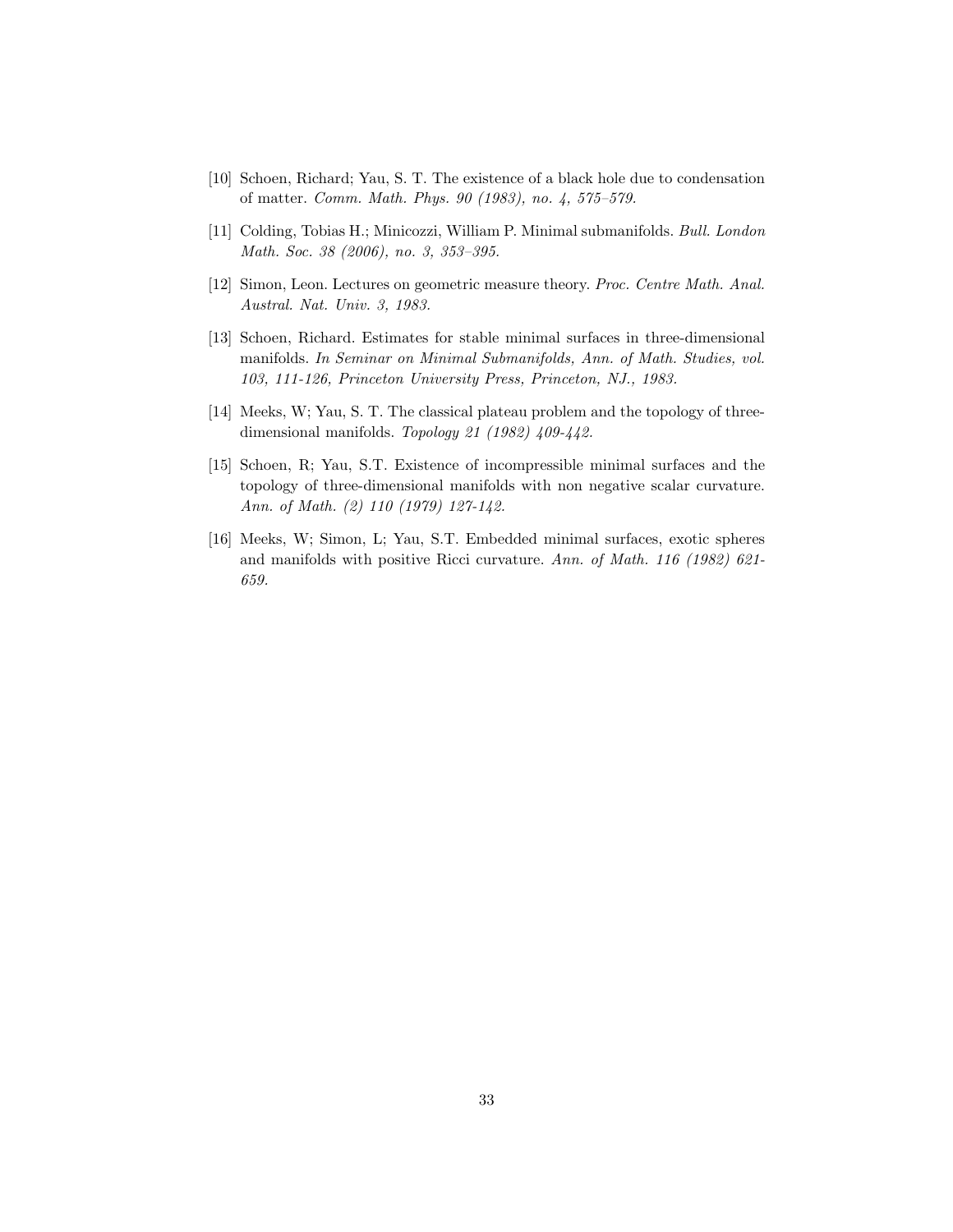[10] Schoen, Richard; Yau, S. T. The existence of a black hole due to condensation of matter. *Comm. Math. Phys. 90 (1983), no. 4, 575–579.*

[11] Colding, Tobias H.; Minicozzi, William P. Minimal submanifolds. *Bull. London Math. Soc. 38 (2006), no. 3, 353–395.*

[12] Simon, Leon. Lectures on geometric measure theory. *Proc. Centre Math. Anal. Austral. Nat. Univ. 3, 1983.*

[13] Schoen, Richard. Estimates for stable minimal surfaces in three-dimensional manifolds. *In Seminar on Minimal Submanifolds, Ann. of Math. Studies, vol. 103, 111-126, Princeton University Press, Princeton, NJ., 1983.*

[14] Meeks, W; Yau, S. T. The classical plateau problem and the topology of three-dimensional manifolds. *Topology 21 (1982) 409-442.*

[15] Schoen, R; Yau, S.T. Existence of incompressible minimal surfaces and the topology of three-dimensional manifolds with non negative scalar curvature. *Ann. of Math. (2) 110 (1979) 127-142.*

[16] Meeks, W; Simon, L; Yau, S.T. Embedded minimal surfaces, exotic spheres and manifolds with positive Ricci curvature. *Ann. of Math. 116 (1982) 621-659.*